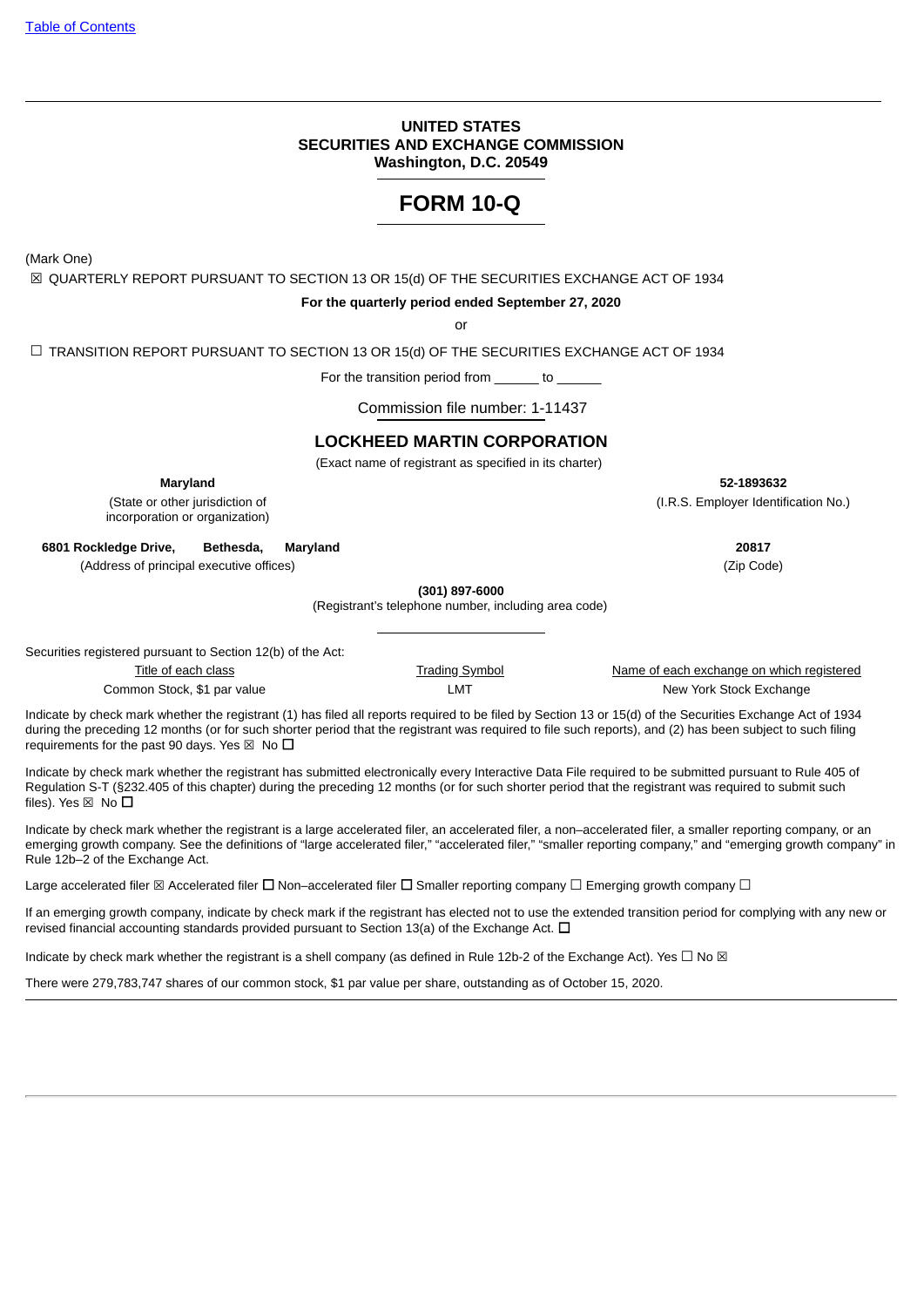Table of Contents

**UNITED STATES**
**SECURITIES AND EXCHANGE COMMISSION**
**Washington, D.C. 20549**

# FORM 10-Q

(Mark One)

☒ QUARTERLY REPORT PURSUANT TO SECTION 13 OR 15(d) OF THE SECURITIES EXCHANGE ACT OF 1934

**For the quarterly period ended September 27, 2020**

or

☐ TRANSITION REPORT PURSUANT TO SECTION 13 OR 15(d) OF THE SECURITIES EXCHANGE ACT OF 1934

For the transition period from ______ to ______

Commission file number: 1-11437

## LOCKHEED MARTIN CORPORATION

(Exact name of registrant as specified in its charter)

| | |
|---|---|
| **Maryland** | **52-1893632** |
| (State or other jurisdiction of incorporation or organization) | (I.R.S. Employer Identification No.) |
| **6801 Rockledge Drive, Bethesda, Maryland** | **20817** |
| (Address of principal executive offices) | (Zip Code) |

**(301) 897-6000**
(Registrant's telephone number, including area code)

Securities registered pursuant to Section 12(b) of the Act:

| Title of each class | Trading Symbol | Name of each exchange on which registered |
|---|---|---|
| Common Stock, $1 par value | LMT | New York Stock Exchange |

Indicate by check mark whether the registrant (1) has filed all reports required to be filed by Section 13 or 15(d) of the Securities Exchange Act of 1934 during the preceding 12 months (or for such shorter period that the registrant was required to file such reports), and (2) has been subject to such filing requirements for the past 90 days. Yes ☒ No ☐

Indicate by check mark whether the registrant has submitted electronically every Interactive Data File required to be submitted pursuant to Rule 405 of Regulation S-T (§232.405 of this chapter) during the preceding 12 months (or for such shorter period that the registrant was required to submit such files). Yes ☒ No ☐

Indicate by check mark whether the registrant is a large accelerated filer, an accelerated filer, a non–accelerated filer, a smaller reporting company, or an emerging growth company. See the definitions of "large accelerated filer," "accelerated filer," "smaller reporting company," and "emerging growth company" in Rule 12b–2 of the Exchange Act.

Large accelerated filer ☒ Accelerated filer ☐ Non–accelerated filer ☐ Smaller reporting company ☐ Emerging growth company ☐

If an emerging growth company, indicate by check mark if the registrant has elected not to use the extended transition period for complying with any new or revised financial accounting standards provided pursuant to Section 13(a) of the Exchange Act. ☐

Indicate by check mark whether the registrant is a shell company (as defined in Rule 12b-2 of the Exchange Act). Yes ☐ No ☒

There were 279,783,747 shares of our common stock, $1 par value per share, outstanding as of October 15, 2020.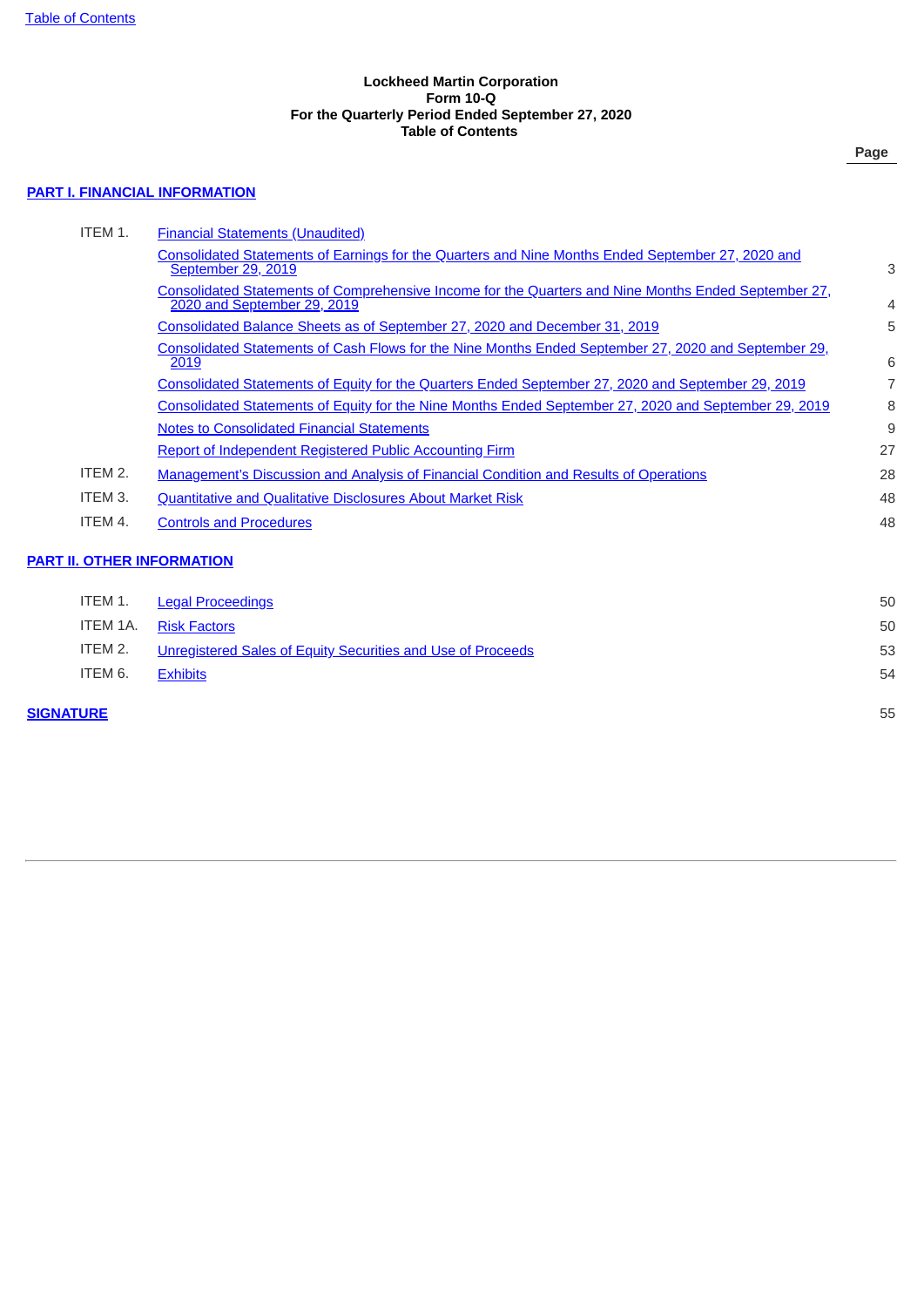**Lockheed Martin Corporation**
**Form 10-Q**
**For the Quarterly Period Ended September 27, 2020**
**Table of Contents**

| | | Page |
|---|---|---|
| **PART I. FINANCIAL INFORMATION** | | |
| ITEM 1. | Financial Statements (Unaudited) | |
| | Consolidated Statements of Earnings for the Quarters and Nine Months Ended September 27, 2020 and September 29, 2019 | 3 |
| | Consolidated Statements of Comprehensive Income for the Quarters and Nine Months Ended September 27, 2020 and September 29, 2019 | 4 |
| | Consolidated Balance Sheets as of September 27, 2020 and December 31, 2019 | 5 |
| | Consolidated Statements of Cash Flows for the Nine Months Ended September 27, 2020 and September 29, 2019 | 6 |
| | Consolidated Statements of Equity for the Quarters Ended September 27, 2020 and September 29, 2019 | 7 |
| | Consolidated Statements of Equity for the Nine Months Ended September 27, 2020 and September 29, 2019 | 8 |
| | Notes to Consolidated Financial Statements | 9 |
| | Report of Independent Registered Public Accounting Firm | 27 |
| ITEM 2. | Management's Discussion and Analysis of Financial Condition and Results of Operations | 28 |
| ITEM 3. | Quantitative and Qualitative Disclosures About Market Risk | 48 |
| ITEM 4. | Controls and Procedures | 48 |
| **PART II. OTHER INFORMATION** | | |
| ITEM 1. | Legal Proceedings | 50 |
| ITEM 1A. | Risk Factors | 50 |
| ITEM 2. | Unregistered Sales of Equity Securities and Use of Proceeds | 53 |
| ITEM 6. | Exhibits | 54 |
| **SIGNATURE** | | 55 |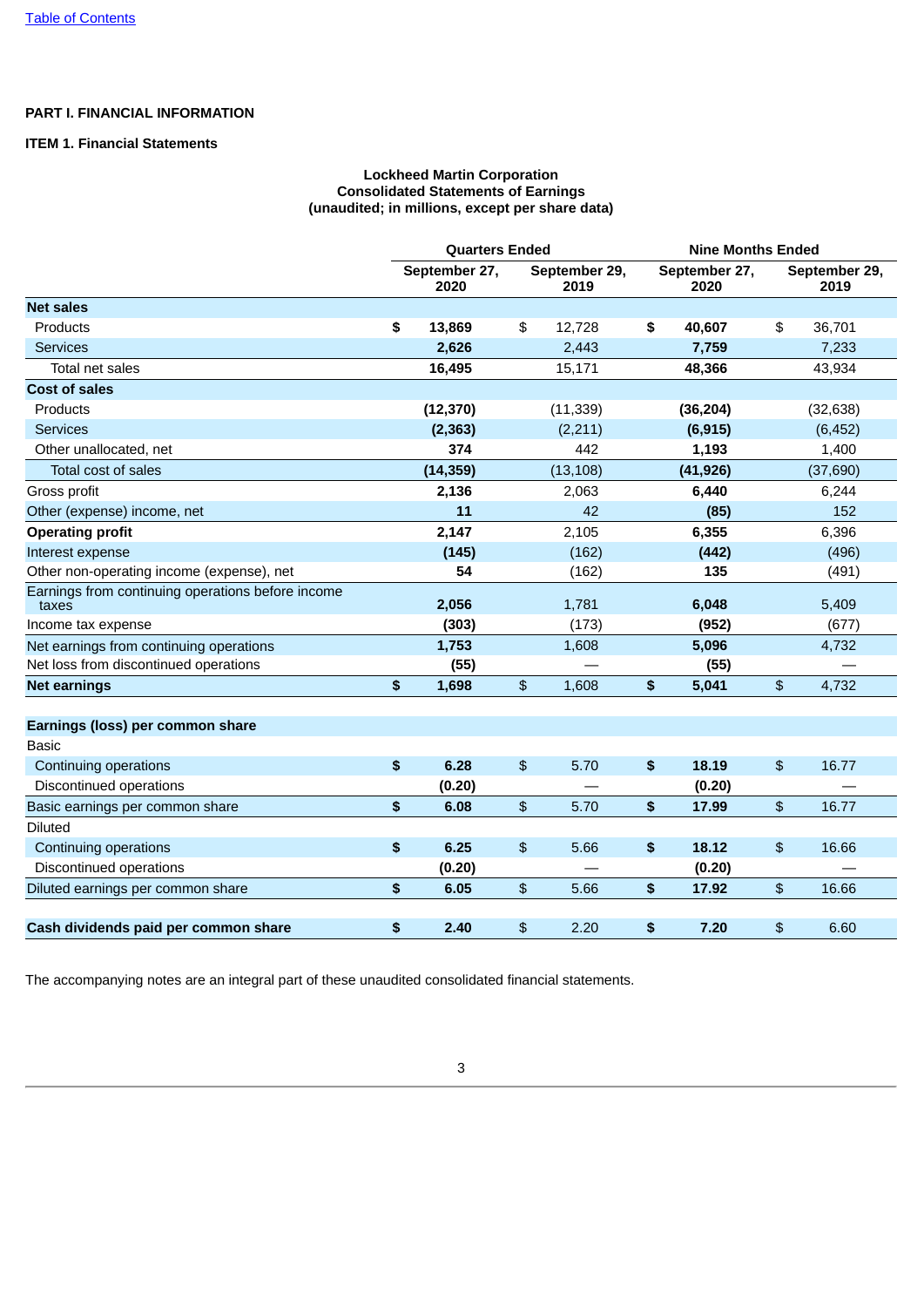[Table of Contents](#)

**PART I. FINANCIAL INFORMATION**

**ITEM 1. Financial Statements**

**Lockheed Martin Corporation**
**Consolidated Statements of Earnings**
**(unaudited; in millions, except per share data)**

| | Quarters Ended | | Nine Months Ended | |
|---|---|---|---|---|
| | **September 27, 2020** | **September 29, 2019** | **September 27, 2020** | **September 29, 2019** |
| **Net sales** | | | | |
| Products | **$ 13,869** | $ 12,728 | **$ 40,607** | $ 36,701 |
| Services | **2,626** | 2,443 | **7,759** | 7,233 |
| Total net sales | **16,495** | 15,171 | **48,366** | 43,934 |
| **Cost of sales** | | | | |
| Products | **(12,370)** | (11,339) | **(36,204)** | (32,638) |
| Services | **(2,363)** | (2,211) | **(6,915)** | (6,452) |
| Other unallocated, net | **374** | 442 | **1,193** | 1,400 |
| Total cost of sales | **(14,359)** | (13,108) | **(41,926)** | (37,690) |
| Gross profit | **2,136** | 2,063 | **6,440** | 6,244 |
| Other (expense) income, net | **11** | 42 | **(85)** | 152 |
| **Operating profit** | **2,147** | 2,105 | **6,355** | 6,396 |
| Interest expense | **(145)** | (162) | **(442)** | (496) |
| Other non-operating income (expense), net | **54** | (162) | **135** | (491) |
| Earnings from continuing operations before income taxes | **2,056** | 1,781 | **6,048** | 5,409 |
| Income tax expense | **(303)** | (173) | **(952)** | (677) |
| Net earnings from continuing operations | **1,753** | 1,608 | **5,096** | 4,732 |
| Net loss from discontinued operations | **(55)** | — | **(55)** | — |
| **Net earnings** | **$ 1,698** | $ 1,608 | **$ 5,041** | $ 4,732 |
| | | | | |
| **Earnings (loss) per common share** | | | | |
| Basic | | | | |
| Continuing operations | **$ 6.28** | $ 5.70 | **$ 18.19** | $ 16.77 |
| Discontinued operations | **(0.20)** | — | **(0.20)** | — |
| Basic earnings per common share | **$ 6.08** | $ 5.70 | **$ 17.99** | $ 16.77 |
| Diluted | | | | |
| Continuing operations | **$ 6.25** | $ 5.66 | **$ 18.12** | $ 16.66 |
| Discontinued operations | **(0.20)** | — | **(0.20)** | — |
| Diluted earnings per common share | **$ 6.05** | $ 5.66 | **$ 17.92** | $ 16.66 |
| | | | | |
| **Cash dividends paid per common share** | **$ 2.40** | $ 2.20 | **$ 7.20** | $ 6.60 |

The accompanying notes are an integral part of these unaudited consolidated financial statements.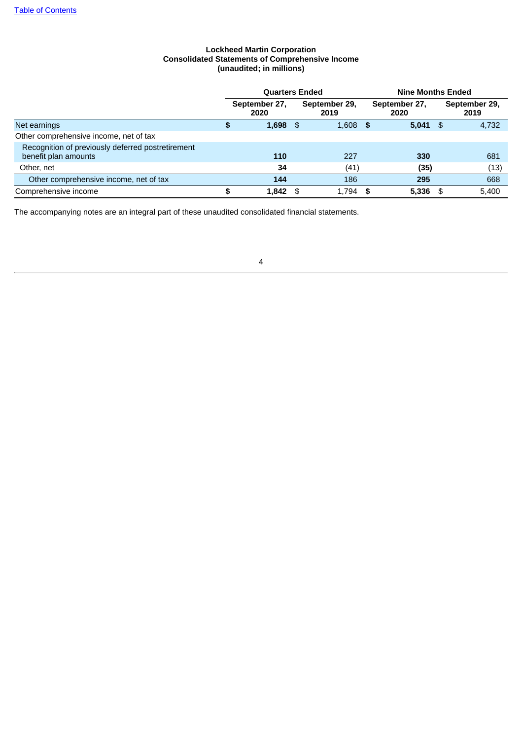**Lockheed Martin Corporation**
**Consolidated Statements of Comprehensive Income**
**(unaudited; in millions)**

| | Quarters Ended | | Nine Months Ended | |
|---|---|---|---|---|
| | **September 27, 2020** | **September 29, 2019** | **September 27, 2020** | **September 29, 2019** |
| Net earnings | **$ 1,698** | $ 1,608 | **$ 5,041** | $ 4,732 |
| Other comprehensive income, net of tax | | | | |
| Recognition of previously deferred postretirement benefit plan amounts | **110** | 227 | **330** | 681 |
| Other, net | **34** | (41) | **(35)** | (13) |
| Other comprehensive income, net of tax | **144** | 186 | **295** | 668 |
| Comprehensive income | **$ 1,842** | $ 1,794 | **$ 5,336** | $ 5,400 |

The accompanying notes are an integral part of these unaudited consolidated financial statements.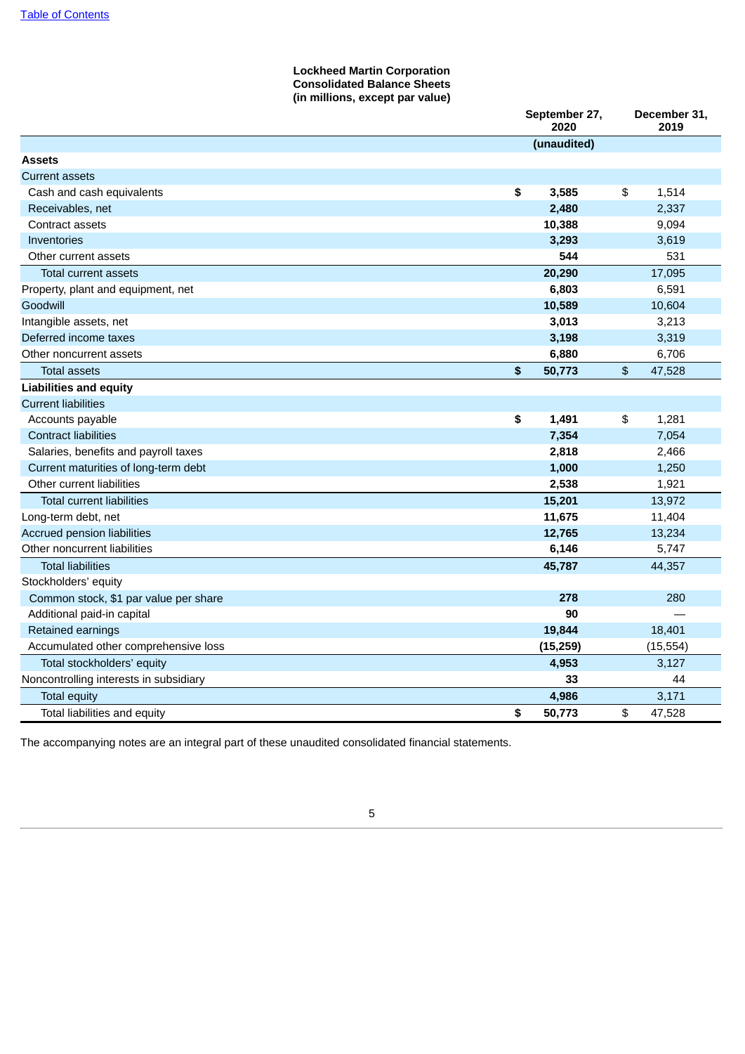Table of Contents

**Lockheed Martin Corporation**
**Consolidated Balance Sheets**
**(in millions, except par value)**

| | September 27, 2020 | December 31, 2019 |
|---|---|---|
| | (unaudited) | |
| **Assets** | | |
| Current assets | | |
| Cash and cash equivalents | **$ 3,585** | $ 1,514 |
| Receivables, net | **2,480** | 2,337 |
| Contract assets | **10,388** | 9,094 |
| Inventories | **3,293** | 3,619 |
| Other current assets | **544** | 531 |
| Total current assets | **20,290** | 17,095 |
| Property, plant and equipment, net | **6,803** | 6,591 |
| Goodwill | **10,589** | 10,604 |
| Intangible assets, net | **3,013** | 3,213 |
| Deferred income taxes | **3,198** | 3,319 |
| Other noncurrent assets | **6,880** | 6,706 |
| Total assets | **$ 50,773** | $ 47,528 |
| **Liabilities and equity** | | |
| Current liabilities | | |
| Accounts payable | **$ 1,491** | $ 1,281 |
| Contract liabilities | **7,354** | 7,054 |
| Salaries, benefits and payroll taxes | **2,818** | 2,466 |
| Current maturities of long-term debt | **1,000** | 1,250 |
| Other current liabilities | **2,538** | 1,921 |
| Total current liabilities | **15,201** | 13,972 |
| Long-term debt, net | **11,675** | 11,404 |
| Accrued pension liabilities | **12,765** | 13,234 |
| Other noncurrent liabilities | **6,146** | 5,747 |
| Total liabilities | **45,787** | 44,357 |
| Stockholders' equity | | |
| Common stock, $1 par value per share | **278** | 280 |
| Additional paid-in capital | **90** | — |
| Retained earnings | **19,844** | 18,401 |
| Accumulated other comprehensive loss | **(15,259)** | (15,554) |
| Total stockholders' equity | **4,953** | 3,127 |
| Noncontrolling interests in subsidiary | **33** | 44 |
| Total equity | **4,986** | 3,171 |
| Total liabilities and equity | **$ 50,773** | $ 47,528 |

The accompanying notes are an integral part of these unaudited consolidated financial statements.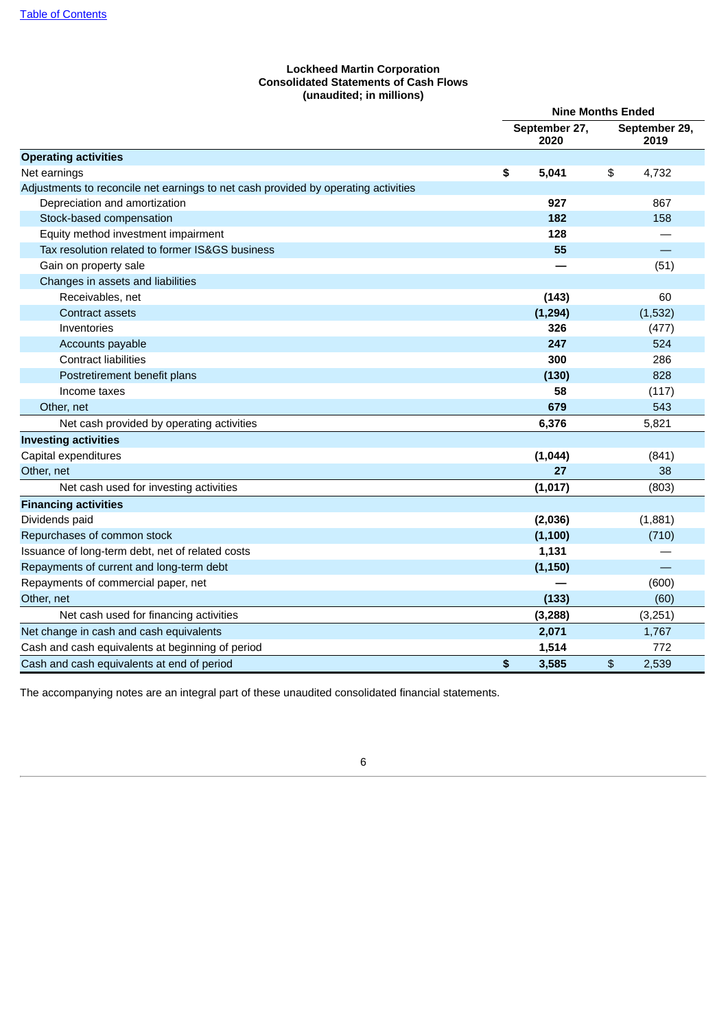[Table of Contents](#)

**Lockheed Martin Corporation**
**Consolidated Statements of Cash Flows**
**(unaudited; in millions)**

| | Nine Months Ended | |
|---|---|---|
| | **September 27, 2020** | **September 29, 2019** |
| **Operating activities** | | |
| Net earnings | **$ 5,041** | $ 4,732 |
| Adjustments to reconcile net earnings to net cash provided by operating activities | | |
| Depreciation and amortization | **927** | 867 |
| Stock-based compensation | **182** | 158 |
| Equity method investment impairment | **128** | — |
| Tax resolution related to former IS&GS business | **55** | — |
| Gain on property sale | **—** | (51) |
| Changes in assets and liabilities | | |
| Receivables, net | **(143)** | 60 |
| Contract assets | **(1,294)** | (1,532) |
| Inventories | **326** | (477) |
| Accounts payable | **247** | 524 |
| Contract liabilities | **300** | 286 |
| Postretirement benefit plans | **(130)** | 828 |
| Income taxes | **58** | (117) |
| Other, net | **679** | 543 |
| Net cash provided by operating activities | **6,376** | 5,821 |
| **Investing activities** | | |
| Capital expenditures | **(1,044)** | (841) |
| Other, net | **27** | 38 |
| Net cash used for investing activities | **(1,017)** | (803) |
| **Financing activities** | | |
| Dividends paid | **(2,036)** | (1,881) |
| Repurchases of common stock | **(1,100)** | (710) |
| Issuance of long-term debt, net of related costs | **1,131** | — |
| Repayments of current and long-term debt | **(1,150)** | — |
| Repayments of commercial paper, net | **—** | (600) |
| Other, net | **(133)** | (60) |
| Net cash used for financing activities | **(3,288)** | (3,251) |
| Net change in cash and cash equivalents | **2,071** | 1,767 |
| Cash and cash equivalents at beginning of period | **1,514** | 772 |
| Cash and cash equivalents at end of period | **$ 3,585** | $ 2,539 |

The accompanying notes are an integral part of these unaudited consolidated financial statements.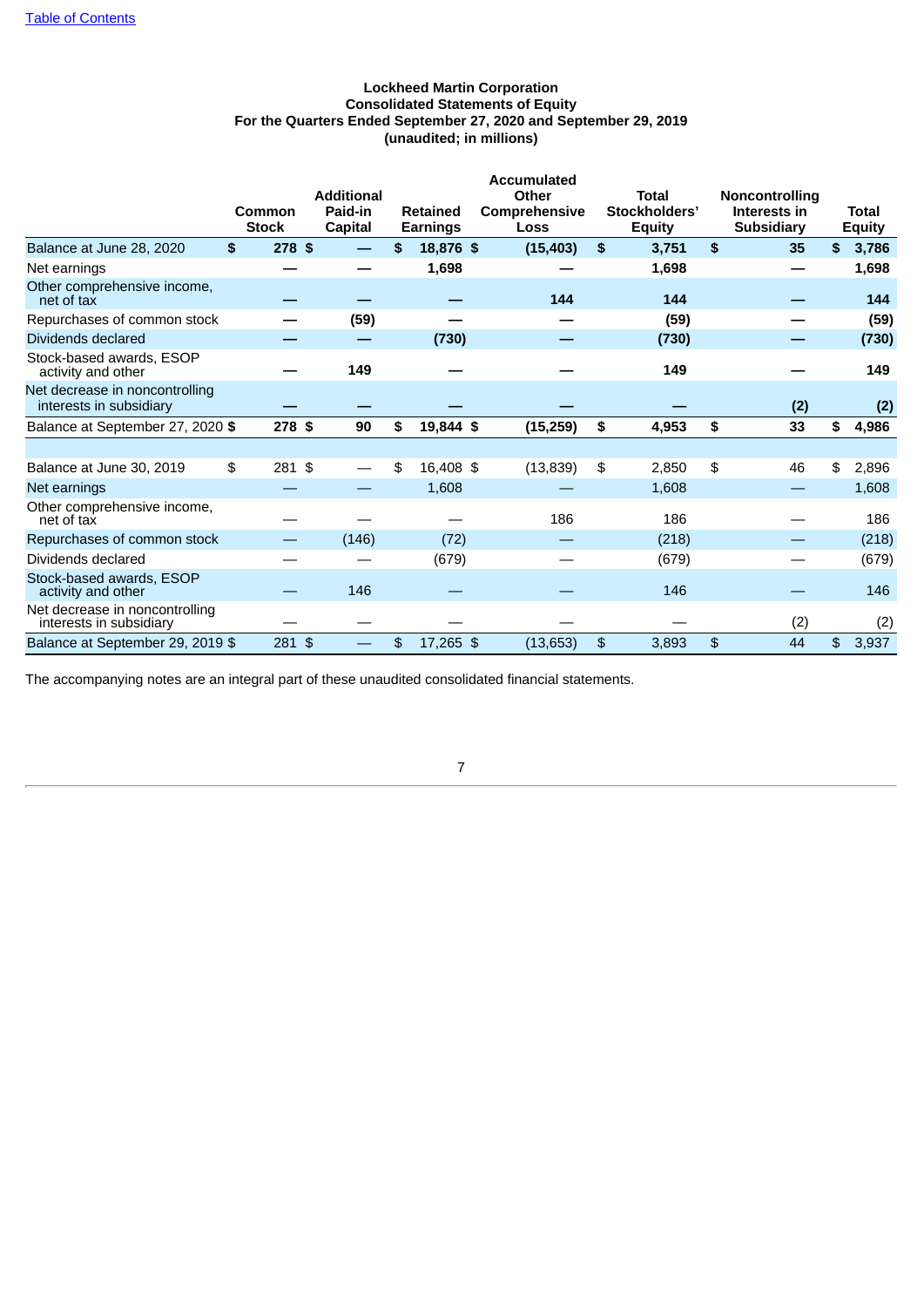Table of Contents

**Lockheed Martin Corporation**
**Consolidated Statements of Equity**
**For the Quarters Ended September 27, 2020 and September 29, 2019**
**(unaudited; in millions)**

| | Common Stock | Additional Paid-in Capital | Retained Earnings | Accumulated Other Comprehensive Loss | Total Stockholders' Equity | Noncontrolling Interests in Subsidiary | Total Equity |
|---|---|---|---|---|---|---|---|
| **Balance at June 28, 2020** | **$ 278** | **$ —** | **$ 18,876** | **$ (15,403)** | **$ 3,751** | **$ 35** | **$ 3,786** |
| Net earnings | **—** | **—** | **1,698** | **—** | **1,698** | **—** | **1,698** |
| Other comprehensive income, net of tax | **—** | **—** | **—** | **144** | **144** | **—** | **144** |
| Repurchases of common stock | **—** | **(59)** | **—** | **—** | **(59)** | **—** | **(59)** |
| Dividends declared | **—** | **—** | **(730)** | **—** | **(730)** | **—** | **(730)** |
| Stock-based awards, ESOP activity and other | **—** | **149** | **—** | **—** | **149** | **—** | **149** |
| Net decrease in noncontrolling interests in subsidiary | **—** | **—** | **—** | **—** | **—** | **(2)** | **(2)** |
| **Balance at September 27, 2020** | **$ 278** | **$ 90** | **$ 19,844** | **$ (15,259)** | **$ 4,953** | **$ 33** | **$ 4,986** |
| | | | | | | | |
| Balance at June 30, 2019 | $ 281 | $ — | $ 16,408 | $ (13,839) | $ 2,850 | $ 46 | $ 2,896 |
| Net earnings | — | — | 1,608 | — | 1,608 | — | 1,608 |
| Other comprehensive income, net of tax | — | — | — | 186 | 186 | — | 186 |
| Repurchases of common stock | — | (146) | (72) | — | (218) | — | (218) |
| Dividends declared | — | — | (679) | — | (679) | — | (679) |
| Stock-based awards, ESOP activity and other | — | 146 | — | — | 146 | — | 146 |
| Net decrease in noncontrolling interests in subsidiary | — | — | — | — | — | (2) | (2) |
| Balance at September 29, 2019 | $ 281 | $ — | $ 17,265 | $ (13,653) | $ 3,893 | $ 44 | $ 3,937 |

The accompanying notes are an integral part of these unaudited consolidated financial statements.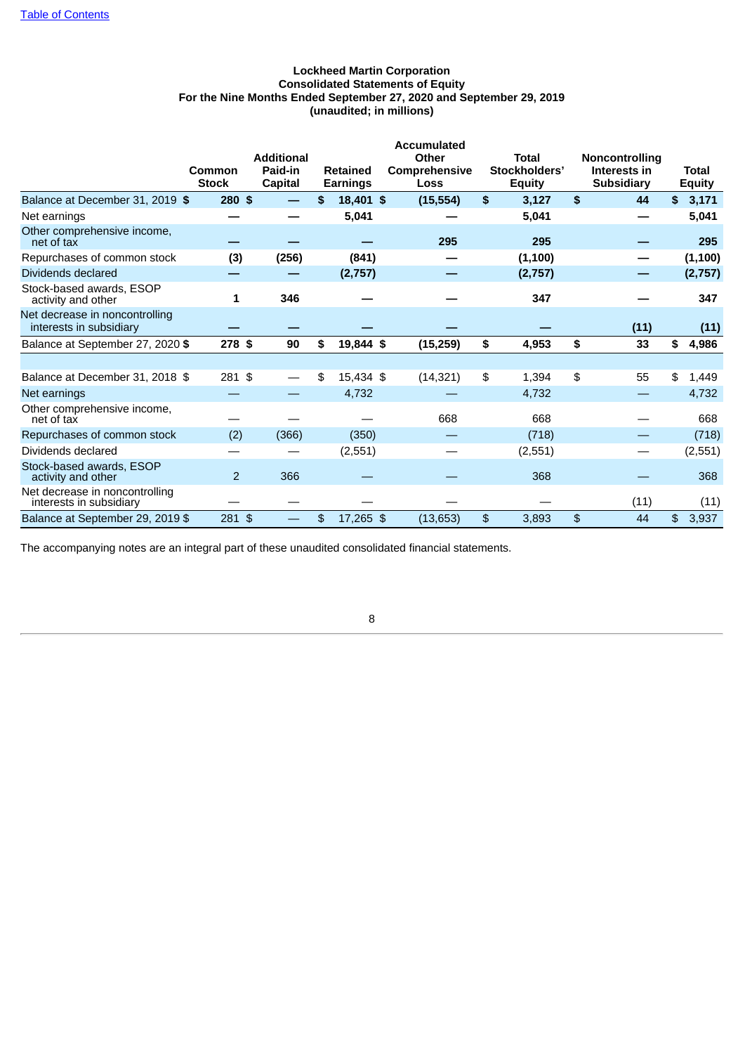**Lockheed Martin Corporation**
**Consolidated Statements of Equity**
**For the Nine Months Ended September 27, 2020 and September 29, 2019**
**(unaudited; in millions)**

| | Common Stock | Additional Paid-in Capital | Retained Earnings | Accumulated Other Comprehensive Loss | Total Stockholders' Equity | Noncontrolling Interests in Subsidiary | Total Equity |
|---|---|---|---|---|---|---|---|
| **Balance at December 31, 2019** | **$ 280** | **$ —** | **$ 18,401** | **$ (15,554)** | **$ 3,127** | **$ 44** | **$ 3,171** |
| Net earnings | **—** | **—** | **5,041** | **—** | **5,041** | **—** | **5,041** |
| Other comprehensive income, net of tax | **—** | **—** | **—** | **295** | **295** | **—** | **295** |
| Repurchases of common stock | **(3)** | **(256)** | **(841)** | **—** | **(1,100)** | **—** | **(1,100)** |
| Dividends declared | **—** | **—** | **(2,757)** | **—** | **(2,757)** | **—** | **(2,757)** |
| Stock-based awards, ESOP activity and other | **1** | **346** | **—** | **—** | **347** | **—** | **347** |
| Net decrease in noncontrolling interests in subsidiary | **—** | **—** | **—** | **—** | **—** | **(11)** | **(11)** |
| **Balance at September 27, 2020** | **$ 278** | **$ 90** | **$ 19,844** | **$ (15,259)** | **$ 4,953** | **$ 33** | **$ 4,986** |
| | | | | | | | |
| Balance at December 31, 2018 | $ 281 | $ — | $ 15,434 | $ (14,321) | $ 1,394 | $ 55 | $ 1,449 |
| Net earnings | — | — | 4,732 | — | 4,732 | — | 4,732 |
| Other comprehensive income, net of tax | — | — | — | 668 | 668 | — | 668 |
| Repurchases of common stock | (2) | (366) | (350) | — | (718) | — | (718) |
| Dividends declared | — | — | (2,551) | — | (2,551) | — | (2,551) |
| Stock-based awards, ESOP activity and other | 2 | 366 | — | — | 368 | — | 368 |
| Net decrease in noncontrolling interests in subsidiary | — | — | — | — | — | (11) | (11) |
| Balance at September 29, 2019 | $ 281 | $ — | $ 17,265 | $ (13,653) | $ 3,893 | $ 44 | $ 3,937 |

The accompanying notes are an integral part of these unaudited consolidated financial statements.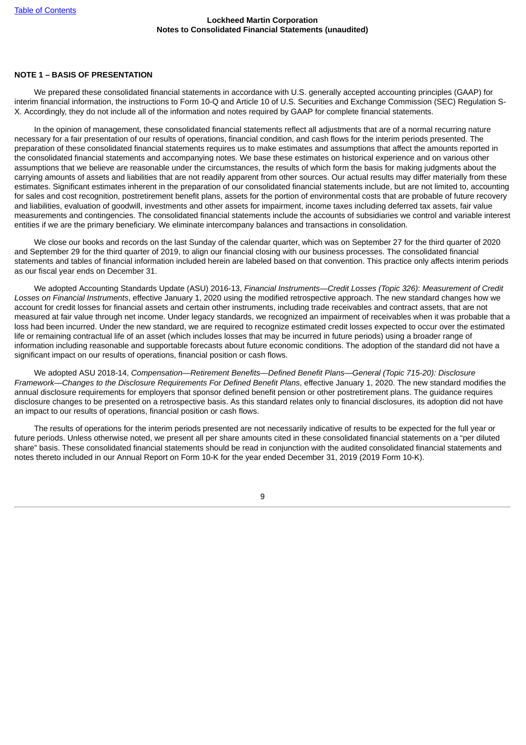## NOTE 1 – BASIS OF PRESENTATION

We prepared these consolidated financial statements in accordance with U.S. generally accepted accounting principles (GAAP) for interim financial information, the instructions to Form 10-Q and Article 10 of U.S. Securities and Exchange Commission (SEC) Regulation S-X. Accordingly, they do not include all of the information and notes required by GAAP for complete financial statements.

In the opinion of management, these consolidated financial statements reflect all adjustments that are of a normal recurring nature necessary for a fair presentation of our results of operations, financial condition, and cash flows for the interim periods presented. The preparation of these consolidated financial statements requires us to make estimates and assumptions that affect the amounts reported in the consolidated financial statements and accompanying notes. We base these estimates on historical experience and on various other assumptions that we believe are reasonable under the circumstances, the results of which form the basis for making judgments about the carrying amounts of assets and liabilities that are not readily apparent from other sources. Our actual results may differ materially from these estimates. Significant estimates inherent in the preparation of our consolidated financial statements include, but are not limited to, accounting for sales and cost recognition, postretirement benefit plans, assets for the portion of environmental costs that are probable of future recovery and liabilities, evaluation of goodwill, investments and other assets for impairment, income taxes including deferred tax assets, fair value measurements and contingencies. The consolidated financial statements include the accounts of subsidiaries we control and variable interest entities if we are the primary beneficiary. We eliminate intercompany balances and transactions in consolidation.

We close our books and records on the last Sunday of the calendar quarter, which was on September 27 for the third quarter of 2020 and September 29 for the third quarter of 2019, to align our financial closing with our business processes. The consolidated financial statements and tables of financial information included herein are labeled based on that convention. This practice only affects interim periods as our fiscal year ends on December 31.

We adopted Accounting Standards Update (ASU) 2016-13, *Financial Instruments—Credit Losses (Topic 326)*: *Measurement of Credit Losses on Financial Instruments*, effective January 1, 2020 using the modified retrospective approach. The new standard changes how we account for credit losses for financial assets and certain other instruments, including trade receivables and contract assets, that are not measured at fair value through net income. Under legacy standards, we recognized an impairment of receivables when it was probable that a loss had been incurred. Under the new standard, we are required to recognize estimated credit losses expected to occur over the estimated life or remaining contractual life of an asset (which includes losses that may be incurred in future periods) using a broader range of information including reasonable and supportable forecasts about future economic conditions. The adoption of the standard did not have a significant impact on our results of operations, financial position or cash flows.

We adopted ASU 2018-14, *Compensation—Retirement Benefits—Defined Benefit Plans—General (Topic 715-20): Disclosure Framework—Changes to the Disclosure Requirements For Defined Benefit Plans*, effective January 1, 2020. The new standard modifies the annual disclosure requirements for employers that sponsor defined benefit pension or other postretirement plans. The guidance requires disclosure changes to be presented on a retrospective basis. As this standard relates only to financial disclosures, its adoption did not have an impact to our results of operations, financial position or cash flows.

The results of operations for the interim periods presented are not necessarily indicative of results to be expected for the full year or future periods. Unless otherwise noted, we present all per share amounts cited in these consolidated financial statements on a "per diluted share" basis. These consolidated financial statements should be read in conjunction with the audited consolidated financial statements and notes thereto included in our Annual Report on Form 10-K for the year ended December 31, 2019 (2019 Form 10-K).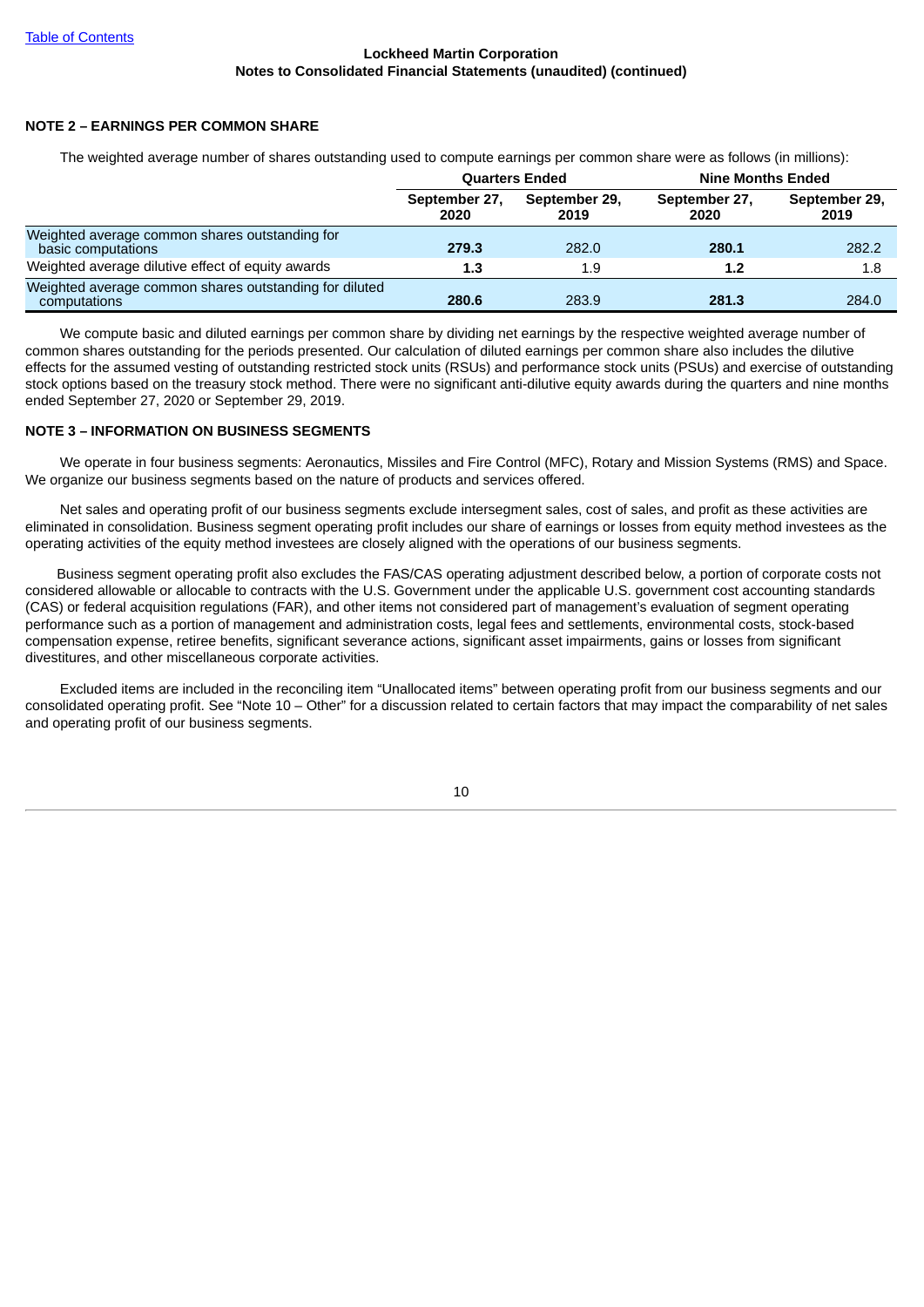Lockheed Martin Corporation
Notes to Consolidated Financial Statements (unaudited) (continued)

## NOTE 2 – EARNINGS PER COMMON SHARE

The weighted average number of shares outstanding used to compute earnings per common share were as follows (in millions):

| | Quarters Ended | | Nine Months Ended | |
|---|---|---|---|---|
| | September 27, 2020 | September 29, 2019 | September 27, 2020 | September 29, 2019 |
| Weighted average common shares outstanding for basic computations | **279.3** | 282.0 | **280.1** | 282.2 |
| Weighted average dilutive effect of equity awards | **1.3** | 1.9 | **1.2** | 1.8 |
| Weighted average common shares outstanding for diluted computations | **280.6** | 283.9 | **281.3** | 284.0 |

We compute basic and diluted earnings per common share by dividing net earnings by the respective weighted average number of common shares outstanding for the periods presented. Our calculation of diluted earnings per common share also includes the dilutive effects for the assumed vesting of outstanding restricted stock units (RSUs) and performance stock units (PSUs) and exercise of outstanding stock options based on the treasury stock method. There were no significant anti-dilutive equity awards during the quarters and nine months ended September 27, 2020 or September 29, 2019.

## NOTE 3 – INFORMATION ON BUSINESS SEGMENTS

We operate in four business segments: Aeronautics, Missiles and Fire Control (MFC), Rotary and Mission Systems (RMS) and Space. We organize our business segments based on the nature of products and services offered.

Net sales and operating profit of our business segments exclude intersegment sales, cost of sales, and profit as these activities are eliminated in consolidation. Business segment operating profit includes our share of earnings or losses from equity method investees as the operating activities of the equity method investees are closely aligned with the operations of our business segments.

Business segment operating profit also excludes the FAS/CAS operating adjustment described below, a portion of corporate costs not considered allowable or allocable to contracts with the U.S. Government under the applicable U.S. government cost accounting standards (CAS) or federal acquisition regulations (FAR), and other items not considered part of management's evaluation of segment operating performance such as a portion of management and administration costs, legal fees and settlements, environmental costs, stock-based compensation expense, retiree benefits, significant severance actions, significant asset impairments, gains or losses from significant divestitures, and other miscellaneous corporate activities.

Excluded items are included in the reconciling item "Unallocated items" between operating profit from our business segments and our consolidated operating profit. See "Note 10 – Other" for a discussion related to certain factors that may impact the comparability of net sales and operating profit of our business segments.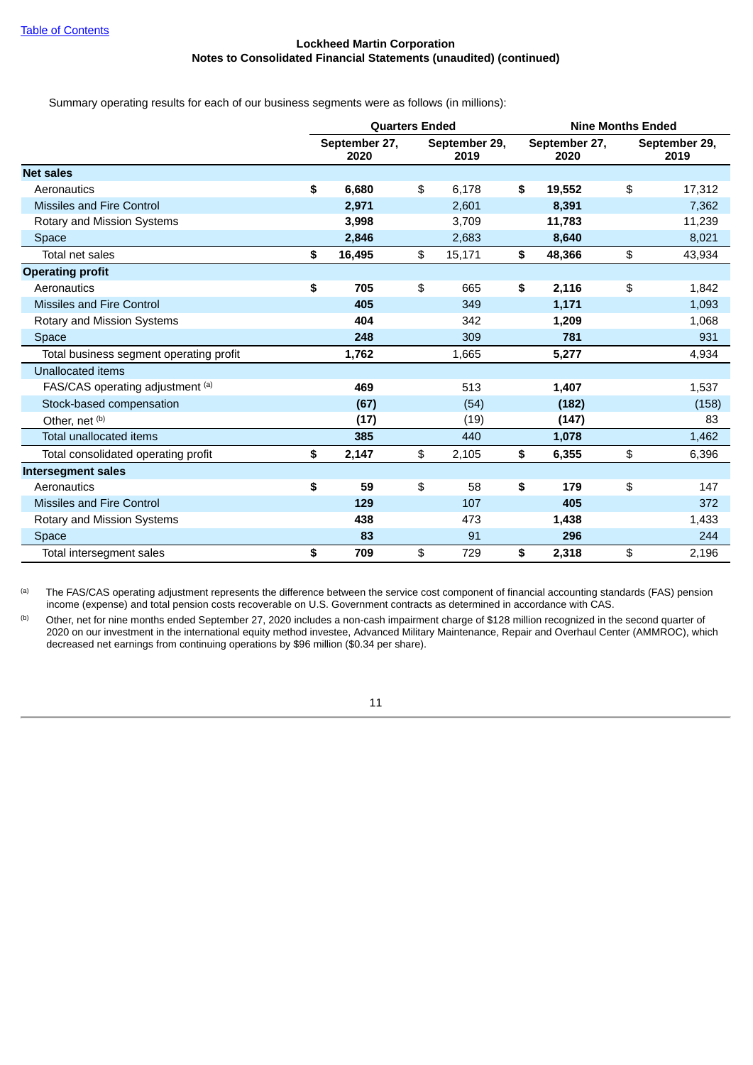Lockheed Martin Corporation
Notes to Consolidated Financial Statements (unaudited) (continued)

Summary operating results for each of our business segments were as follows (in millions):

| | Quarters Ended | | Nine Months Ended | |
|---|---|---|---|---|
| | September 27, 2020 | September 29, 2019 | September 27, 2020 | September 29, 2019 |
| **Net sales** | | | | |
| Aeronautics | **$ 6,680** | $ 6,178 | **$ 19,552** | $ 17,312 |
| Missiles and Fire Control | **2,971** | 2,601 | **8,391** | 7,362 |
| Rotary and Mission Systems | **3,998** | 3,709 | **11,783** | 11,239 |
| Space | **2,846** | 2,683 | **8,640** | 8,021 |
| Total net sales | **$ 16,495** | $ 15,171 | **$ 48,366** | $ 43,934 |
| **Operating profit** | | | | |
| Aeronautics | **$ 705** | $ 665 | **$ 2,116** | $ 1,842 |
| Missiles and Fire Control | **405** | 349 | **1,171** | 1,093 |
| Rotary and Mission Systems | **404** | 342 | **1,209** | 1,068 |
| Space | **248** | 309 | **781** | 931 |
| Total business segment operating profit | **1,762** | 1,665 | **5,277** | 4,934 |
| Unallocated items | | | | |
| FAS/CAS operating adjustment [(a)] | **469** | 513 | **1,407** | 1,537 |
| Stock-based compensation | **(67)** | (54) | **(182)** | (158) |
| Other, net [(b)] | **(17)** | (19) | **(147)** | 83 |
| Total unallocated items | **385** | 440 | **1,078** | 1,462 |
| Total consolidated operating profit | **$ 2,147** | $ 2,105 | **$ 6,355** | $ 6,396 |
| **Intersegment sales** | | | | |
| Aeronautics | **$ 59** | $ 58 | **$ 179** | $ 147 |
| Missiles and Fire Control | **129** | 107 | **405** | 372 |
| Rotary and Mission Systems | **438** | 473 | **1,438** | 1,433 |
| Space | **83** | 91 | **296** | 244 |
| Total intersegment sales | **$ 709** | $ 729 | **$ 2,318** | $ 2,196 |

(a) The FAS/CAS operating adjustment represents the difference between the service cost component of financial accounting standards (FAS) pension income (expense) and total pension costs recoverable on U.S. Government contracts as determined in accordance with CAS.

(b) Other, net for nine months ended September 27, 2020 includes a non-cash impairment charge of $128 million recognized in the second quarter of 2020 on our investment in the international equity method investee, Advanced Military Maintenance, Repair and Overhaul Center (AMMROC), which decreased net earnings from continuing operations by $96 million ($0.34 per share).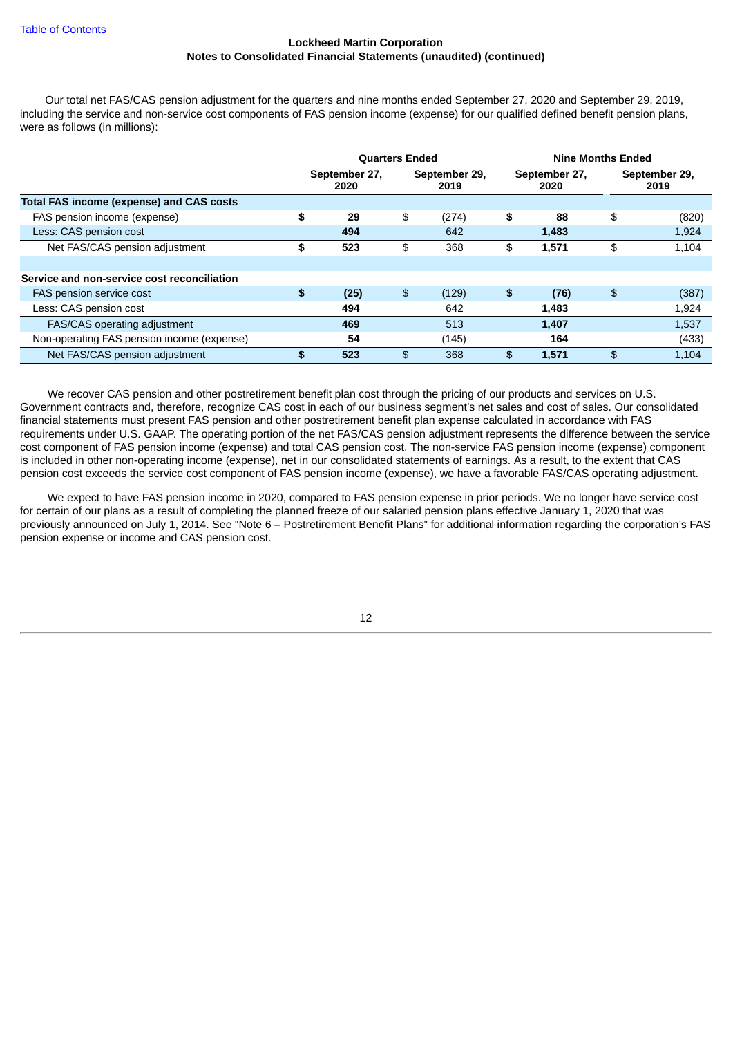Our total net FAS/CAS pension adjustment for the quarters and nine months ended September 27, 2020 and September 29, 2019, including the service and non-service cost components of FAS pension income (expense) for our qualified defined benefit pension plans, were as follows (in millions):

| | Quarters Ended | | Nine Months Ended | |
|---|---|---|---|---|
| | **September 27, 2020** | **September 29, 2019** | **September 27, 2020** | **September 29, 2019** |
| **Total FAS income (expense) and CAS costs** | | | | |
| FAS pension income (expense) | **$ 29** | $ (274) | **$ 88** | $ (820) |
| Less: CAS pension cost | **494** | 642 | **1,483** | 1,924 |
| Net FAS/CAS pension adjustment | **$ 523** | $ 368 | **$ 1,571** | $ 1,104 |
| | | | | |
| **Service and non-service cost reconciliation** | | | | |
| FAS pension service cost | **$ (25)** | $ (129) | **$ (76)** | $ (387) |
| Less: CAS pension cost | **494** | 642 | **1,483** | 1,924 |
| FAS/CAS operating adjustment | **469** | 513 | **1,407** | 1,537 |
| Non-operating FAS pension income (expense) | **54** | (145) | **164** | (433) |
| Net FAS/CAS pension adjustment | **$ 523** | $ 368 | **$ 1,571** | $ 1,104 |

We recover CAS pension and other postretirement benefit plan cost through the pricing of our products and services on U.S. Government contracts and, therefore, recognize CAS cost in each of our business segment's net sales and cost of sales. Our consolidated financial statements must present FAS pension and other postretirement benefit plan expense calculated in accordance with FAS requirements under U.S. GAAP. The operating portion of the net FAS/CAS pension adjustment represents the difference between the service cost component of FAS pension income (expense) and total CAS pension cost. The non-service FAS pension income (expense) component is included in other non-operating income (expense), net in our consolidated statements of earnings. As a result, to the extent that CAS pension cost exceeds the service cost component of FAS pension income (expense), we have a favorable FAS/CAS operating adjustment.

We expect to have FAS pension income in 2020, compared to FAS pension expense in prior periods. We no longer have service cost for certain of our plans as a result of completing the planned freeze of our salaried pension plans effective January 1, 2020 that was previously announced on July 1, 2014. See "Note 6 – Postretirement Benefit Plans" for additional information regarding the corporation's FAS pension expense or income and CAS pension cost.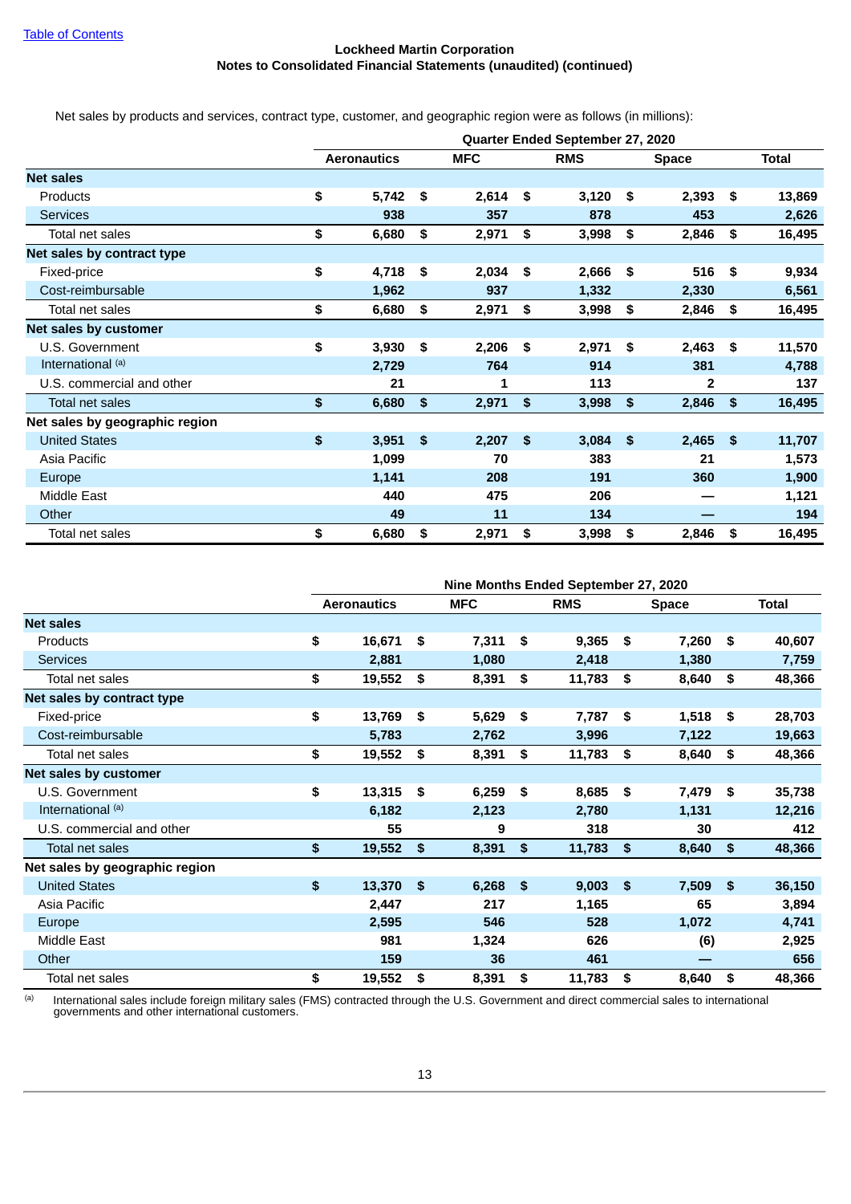Lockheed Martin Corporation
Notes to Consolidated Financial Statements (unaudited) (continued)

Net sales by products and services, contract type, customer, and geographic region were as follows (in millions):

| | Quarter Ended September 27, 2020 | | | | |
|---|---|---|---|---|---|
| | Aeronautics | MFC | RMS | Space | Total |
| **Net sales** | | | | | |
| Products | $ 5,742 | $ 2,614 | $ 3,120 | $ 2,393 | $ 13,869 |
| Services | 938 | 357 | 878 | 453 | 2,626 |
| Total net sales | $ 6,680 | $ 2,971 | $ 3,998 | $ 2,846 | $ 16,495 |
| **Net sales by contract type** | | | | | |
| Fixed-price | $ 4,718 | $ 2,034 | $ 2,666 | $ 516 | $ 9,934 |
| Cost-reimbursable | 1,962 | 937 | 1,332 | 2,330 | 6,561 |
| Total net sales | $ 6,680 | $ 2,971 | $ 3,998 | $ 2,846 | $ 16,495 |
| **Net sales by customer** | | | | | |
| U.S. Government | $ 3,930 | $ 2,206 | $ 2,971 | $ 2,463 | $ 11,570 |
| International [(a)] | 2,729 | 764 | 914 | 381 | 4,788 |
| U.S. commercial and other | 21 | 1 | 113 | 2 | 137 |
| Total net sales | $ 6,680 | $ 2,971 | $ 3,998 | $ 2,846 | $ 16,495 |
| **Net sales by geographic region** | | | | | |
| United States | $ 3,951 | $ 2,207 | $ 3,084 | $ 2,465 | $ 11,707 |
| Asia Pacific | 1,099 | 70 | 383 | 21 | 1,573 |
| Europe | 1,141 | 208 | 191 | 360 | 1,900 |
| Middle East | 440 | 475 | 206 | — | 1,121 |
| Other | 49 | 11 | 134 | — | 194 |
| Total net sales | $ 6,680 | $ 2,971 | $ 3,998 | $ 2,846 | $ 16,495 |

| | Nine Months Ended September 27, 2020 | | | | |
|---|---|---|---|---|---|
| | Aeronautics | MFC | RMS | Space | Total |
| **Net sales** | | | | | |
| Products | $ 16,671 | $ 7,311 | $ 9,365 | $ 7,260 | $ 40,607 |
| Services | 2,881 | 1,080 | 2,418 | 1,380 | 7,759 |
| Total net sales | $ 19,552 | $ 8,391 | $ 11,783 | $ 8,640 | $ 48,366 |
| **Net sales by contract type** | | | | | |
| Fixed-price | $ 13,769 | $ 5,629 | $ 7,787 | $ 1,518 | $ 28,703 |
| Cost-reimbursable | 5,783 | 2,762 | 3,996 | 7,122 | 19,663 |
| Total net sales | $ 19,552 | $ 8,391 | $ 11,783 | $ 8,640 | $ 48,366 |
| **Net sales by customer** | | | | | |
| U.S. Government | $ 13,315 | $ 6,259 | $ 8,685 | $ 7,479 | $ 35,738 |
| International [(a)] | 6,182 | 2,123 | 2,780 | 1,131 | 12,216 |
| U.S. commercial and other | 55 | 9 | 318 | 30 | 412 |
| Total net sales | $ 19,552 | $ 8,391 | $ 11,783 | $ 8,640 | $ 48,366 |
| **Net sales by geographic region** | | | | | |
| United States | $ 13,370 | $ 6,268 | $ 9,003 | $ 7,509 | $ 36,150 |
| Asia Pacific | 2,447 | 217 | 1,165 | 65 | 3,894 |
| Europe | 2,595 | 546 | 528 | 1,072 | 4,741 |
| Middle East | 981 | 1,324 | 626 | (6) | 2,925 |
| Other | 159 | 36 | 461 | — | 656 |
| Total net sales | $ 19,552 | $ 8,391 | $ 11,783 | $ 8,640 | $ 48,366 |

(a) International sales include foreign military sales (FMS) contracted through the U.S. Government and direct commercial sales to international governments and other international customers.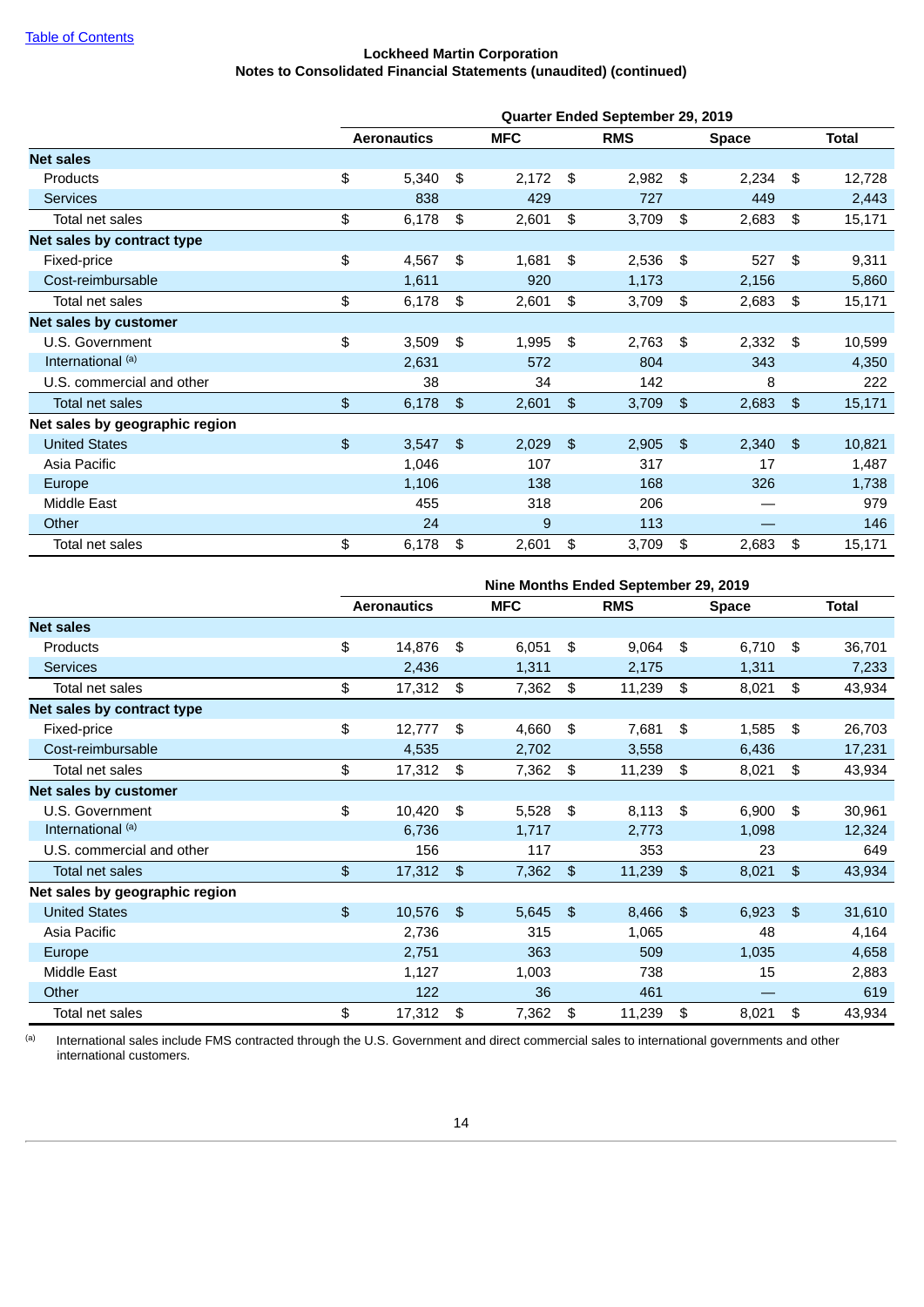Lockheed Martin Corporation
Notes to Consolidated Financial Statements (unaudited) (continued)

| | Quarter Ended September 29, 2019 | | | | |
|---|---|---|---|---|---|
| | Aeronautics | MFC | RMS | Space | Total |
| **Net sales** | | | | | |
| Products | $ 5,340 | $ 2,172 | $ 2,982 | $ 2,234 | $ 12,728 |
| Services | 838 | 429 | 727 | 449 | 2,443 |
| Total net sales | $ 6,178 | $ 2,601 | $ 3,709 | $ 2,683 | $ 15,171 |
| **Net sales by contract type** | | | | | |
| Fixed-price | $ 4,567 | $ 1,681 | $ 2,536 | $ 527 | $ 9,311 |
| Cost-reimbursable | 1,611 | 920 | 1,173 | 2,156 | 5,860 |
| Total net sales | $ 6,178 | $ 2,601 | $ 3,709 | $ 2,683 | $ 15,171 |
| **Net sales by customer** | | | | | |
| U.S. Government | $ 3,509 | $ 1,995 | $ 2,763 | $ 2,332 | $ 10,599 |
| International [(a)] | 2,631 | 572 | 804 | 343 | 4,350 |
| U.S. commercial and other | 38 | 34 | 142 | 8 | 222 |
| Total net sales | $ 6,178 | $ 2,601 | $ 3,709 | $ 2,683 | $ 15,171 |
| **Net sales by geographic region** | | | | | |
| United States | $ 3,547 | $ 2,029 | $ 2,905 | $ 2,340 | $ 10,821 |
| Asia Pacific | 1,046 | 107 | 317 | 17 | 1,487 |
| Europe | 1,106 | 138 | 168 | 326 | 1,738 |
| Middle East | 455 | 318 | 206 | — | 979 |
| Other | 24 | 9 | 113 | — | 146 |
| Total net sales | $ 6,178 | $ 2,601 | $ 3,709 | $ 2,683 | $ 15,171 |

| | Nine Months Ended September 29, 2019 | | | | |
|---|---|---|---|---|---|
| | Aeronautics | MFC | RMS | Space | Total |
| **Net sales** | | | | | |
| Products | $ 14,876 | $ 6,051 | $ 9,064 | $ 6,710 | $ 36,701 |
| Services | 2,436 | 1,311 | 2,175 | 1,311 | 7,233 |
| Total net sales | $ 17,312 | $ 7,362 | $ 11,239 | $ 8,021 | $ 43,934 |
| **Net sales by contract type** | | | | | |
| Fixed-price | $ 12,777 | $ 4,660 | $ 7,681 | $ 1,585 | $ 26,703 |
| Cost-reimbursable | 4,535 | 2,702 | 3,558 | 6,436 | 17,231 |
| Total net sales | $ 17,312 | $ 7,362 | $ 11,239 | $ 8,021 | $ 43,934 |
| **Net sales by customer** | | | | | |
| U.S. Government | $ 10,420 | $ 5,528 | $ 8,113 | $ 6,900 | $ 30,961 |
| International [(a)] | 6,736 | 1,717 | 2,773 | 1,098 | 12,324 |
| U.S. commercial and other | 156 | 117 | 353 | 23 | 649 |
| Total net sales | $ 17,312 | $ 7,362 | $ 11,239 | $ 8,021 | $ 43,934 |
| **Net sales by geographic region** | | | | | |
| United States | $ 10,576 | $ 5,645 | $ 8,466 | $ 6,923 | $ 31,610 |
| Asia Pacific | 2,736 | 315 | 1,065 | 48 | 4,164 |
| Europe | 2,751 | 363 | 509 | 1,035 | 4,658 |
| Middle East | 1,127 | 1,003 | 738 | 15 | 2,883 |
| Other | 122 | 36 | 461 | — | 619 |
| Total net sales | $ 17,312 | $ 7,362 | $ 11,239 | $ 8,021 | $ 43,934 |

(a) International sales include FMS contracted through the U.S. Government and direct commercial sales to international governments and other international customers.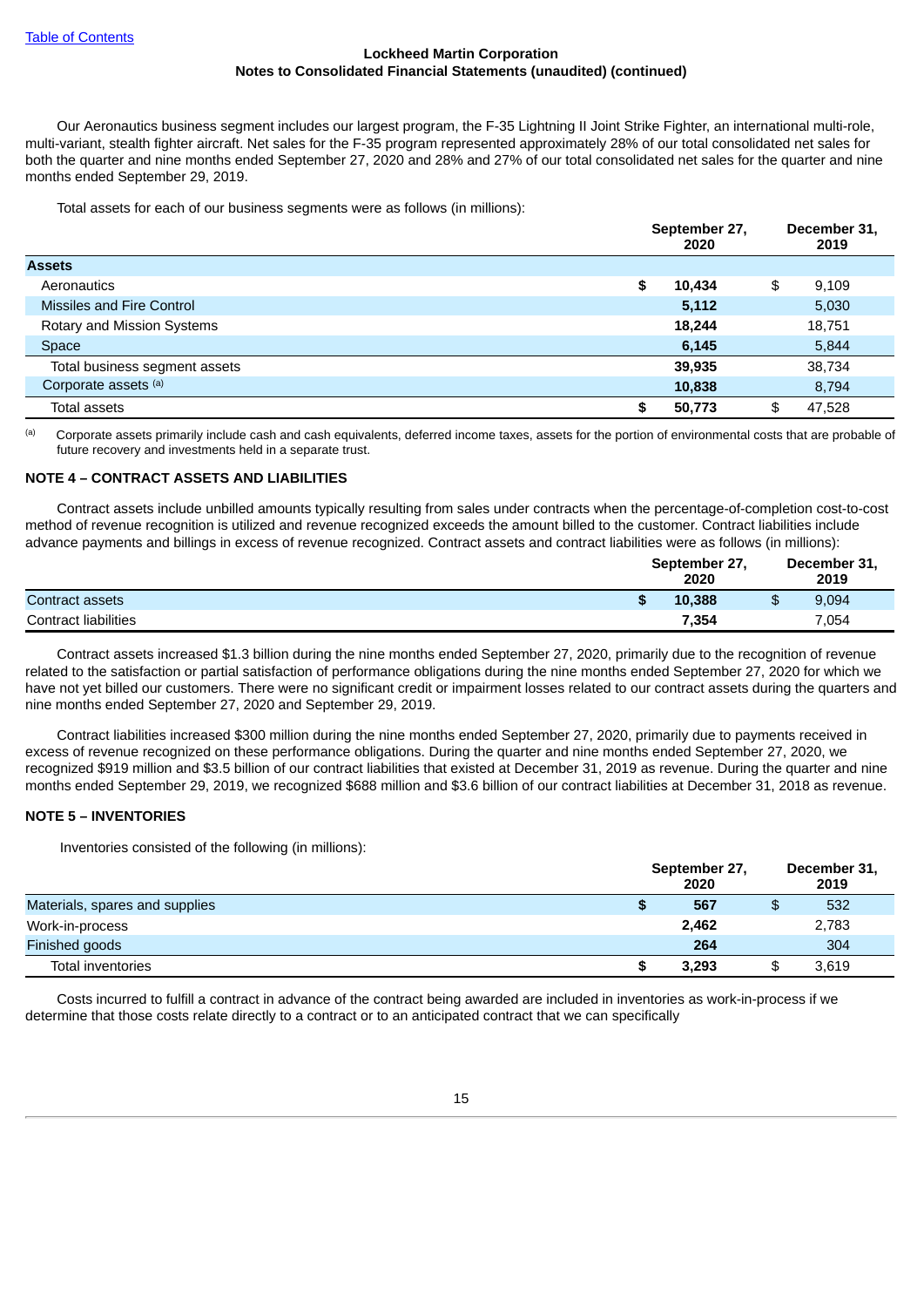Our Aeronautics business segment includes our largest program, the F-35 Lightning II Joint Strike Fighter, an international multi-role, multi-variant, stealth fighter aircraft. Net sales for the F-35 program represented approximately 28% of our total consolidated net sales for both the quarter and nine months ended September 27, 2020 and 28% and 27% of our total consolidated net sales for the quarter and nine months ended September 29, 2019.

Total assets for each of our business segments were as follows (in millions):

| | September 27, 2020 | December 31, 2019 |
|---|---|---|
| **Assets** | | |
| Aeronautics | **$ 10,434** | $ 9,109 |
| Missiles and Fire Control | **5,112** | 5,030 |
| Rotary and Mission Systems | **18,244** | 18,751 |
| Space | **6,145** | 5,844 |
| Total business segment assets | **39,935** | 38,734 |
| Corporate assets [(a)] | **10,838** | 8,794 |
| Total assets | **$ 50,773** | $ 47,528 |

[(a)] Corporate assets primarily include cash and cash equivalents, deferred income taxes, assets for the portion of environmental costs that are probable of future recovery and investments held in a separate trust.

## NOTE 4 – CONTRACT ASSETS AND LIABILITIES

Contract assets include unbilled amounts typically resulting from sales under contracts when the percentage-of-completion cost-to-cost method of revenue recognition is utilized and revenue recognized exceeds the amount billed to the customer. Contract liabilities include advance payments and billings in excess of revenue recognized. Contract assets and contract liabilities were as follows (in millions):

| | September 27, 2020 | December 31, 2019 |
|---|---|---|
| Contract assets | **$ 10,388** | $ 9,094 |
| Contract liabilities | **7,354** | 7,054 |

Contract assets increased $1.3 billion during the nine months ended September 27, 2020, primarily due to the recognition of revenue related to the satisfaction or partial satisfaction of performance obligations during the nine months ended September 27, 2020 for which we have not yet billed our customers. There were no significant credit or impairment losses related to our contract assets during the quarters and nine months ended September 27, 2020 and September 29, 2019.

Contract liabilities increased $300 million during the nine months ended September 27, 2020, primarily due to payments received in excess of revenue recognized on these performance obligations. During the quarter and nine months ended September 27, 2020, we recognized $919 million and $3.5 billion of our contract liabilities that existed at December 31, 2019 as revenue. During the quarter and nine months ended September 29, 2019, we recognized $688 million and $3.6 billion of our contract liabilities at December 31, 2018 as revenue.

## NOTE 5 – INVENTORIES

Inventories consisted of the following (in millions):

| | September 27, 2020 | December 31, 2019 |
|---|---|---|
| Materials, spares and supplies | **$ 567** | $ 532 |
| Work-in-process | **2,462** | 2,783 |
| Finished goods | **264** | 304 |
| Total inventories | **$ 3,293** | $ 3,619 |

Costs incurred to fulfill a contract in advance of the contract being awarded are included in inventories as work-in-process if we determine that those costs relate directly to a contract or to an anticipated contract that we can specifically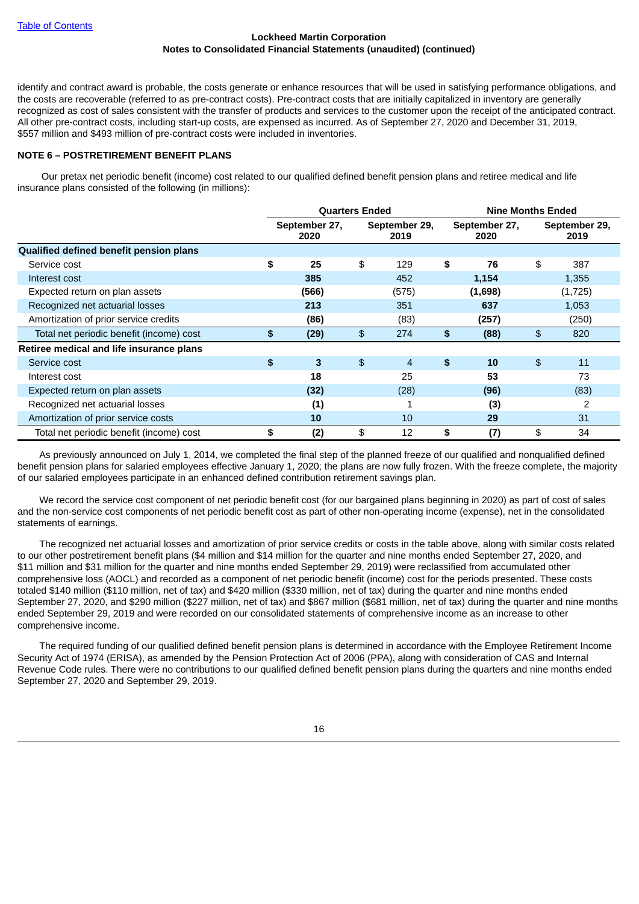identify and contract award is probable, the costs generate or enhance resources that will be used in satisfying performance obligations, and the costs are recoverable (referred to as pre-contract costs). Pre-contract costs that are initially capitalized in inventory are generally recognized as cost of sales consistent with the transfer of products and services to the customer upon the receipt of the anticipated contract. All other pre-contract costs, including start-up costs, are expensed as incurred. As of September 27, 2020 and December 31, 2019, $557 million and $493 million of pre-contract costs were included in inventories.

## NOTE 6 – POSTRETIREMENT BENEFIT PLANS

Our pretax net periodic benefit (income) cost related to our qualified defined benefit pension plans and retiree medical and life insurance plans consisted of the following (in millions):

| | Quarters Ended | | Nine Months Ended | |
|---|---|---|---|---|
| | September 27, 2020 | September 29, 2019 | September 27, 2020 | September 29, 2019 |
| **Qualified defined benefit pension plans** | | | | |
| Service cost | **$ 25** | $ 129 | **$ 76** | $ 387 |
| Interest cost | **385** | 452 | **1,154** | 1,355 |
| Expected return on plan assets | **(566)** | (575) | **(1,698)** | (1,725) |
| Recognized net actuarial losses | **213** | 351 | **637** | 1,053 |
| Amortization of prior service credits | **(86)** | (83) | **(257)** | (250) |
| Total net periodic benefit (income) cost | **$ (29)** | $ 274 | **$ (88)** | $ 820 |
| **Retiree medical and life insurance plans** | | | | |
| Service cost | **$ 3** | $ 4 | **$ 10** | $ 11 |
| Interest cost | **18** | 25 | **53** | 73 |
| Expected return on plan assets | **(32)** | (28) | **(96)** | (83) |
| Recognized net actuarial losses | **(1)** | 1 | **(3)** | 2 |
| Amortization of prior service costs | **10** | 10 | **29** | 31 |
| Total net periodic benefit (income) cost | **$ (2)** | $ 12 | **$ (7)** | $ 34 |

As previously announced on July 1, 2014, we completed the final step of the planned freeze of our qualified and nonqualified defined benefit pension plans for salaried employees effective January 1, 2020; the plans are now fully frozen. With the freeze complete, the majority of our salaried employees participate in an enhanced defined contribution retirement savings plan.

We record the service cost component of net periodic benefit cost (for our bargained plans beginning in 2020) as part of cost of sales and the non-service cost components of net periodic benefit cost as part of other non-operating income (expense), net in the consolidated statements of earnings.

The recognized net actuarial losses and amortization of prior service credits or costs in the table above, along with similar costs related to our other postretirement benefit plans ($4 million and $14 million for the quarter and nine months ended September 27, 2020, and $11 million and $31 million for the quarter and nine months ended September 29, 2019) were reclassified from accumulated other comprehensive loss (AOCL) and recorded as a component of net periodic benefit (income) cost for the periods presented. These costs totaled $140 million ($110 million, net of tax) and $420 million ($330 million, net of tax) during the quarter and nine months ended September 27, 2020, and $290 million ($227 million, net of tax) and $867 million ($681 million, net of tax) during the quarter and nine months ended September 29, 2019 and were recorded on our consolidated statements of comprehensive income as an increase to other comprehensive income.

The required funding of our qualified defined benefit pension plans is determined in accordance with the Employee Retirement Income Security Act of 1974 (ERISA), as amended by the Pension Protection Act of 2006 (PPA), along with consideration of CAS and Internal Revenue Code rules. There were no contributions to our qualified defined benefit pension plans during the quarters and nine months ended September 27, 2020 and September 29, 2019.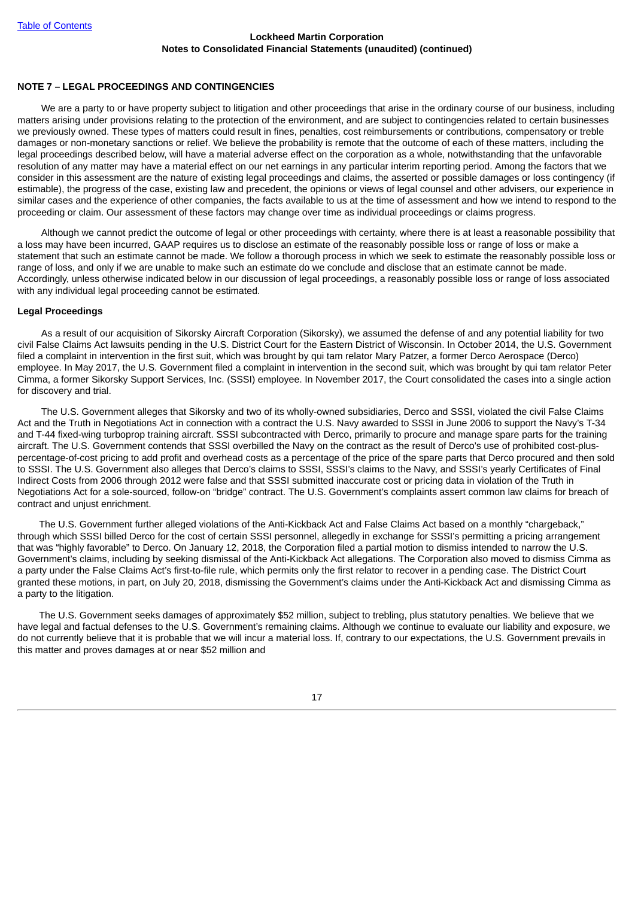## NOTE 7 – LEGAL PROCEEDINGS AND CONTINGENCIES

We are a party to or have property subject to litigation and other proceedings that arise in the ordinary course of our business, including matters arising under provisions relating to the protection of the environment, and are subject to contingencies related to certain businesses we previously owned. These types of matters could result in fines, penalties, cost reimbursements or contributions, compensatory or treble damages or non-monetary sanctions or relief. We believe the probability is remote that the outcome of each of these matters, including the legal proceedings described below, will have a material adverse effect on the corporation as a whole, notwithstanding that the unfavorable resolution of any matter may have a material effect on our net earnings in any particular interim reporting period. Among the factors that we consider in this assessment are the nature of existing legal proceedings and claims, the asserted or possible damages or loss contingency (if estimable), the progress of the case, existing law and precedent, the opinions or views of legal counsel and other advisers, our experience in similar cases and the experience of other companies, the facts available to us at the time of assessment and how we intend to respond to the proceeding or claim. Our assessment of these factors may change over time as individual proceedings or claims progress.

Although we cannot predict the outcome of legal or other proceedings with certainty, where there is at least a reasonable possibility that a loss may have been incurred, GAAP requires us to disclose an estimate of the reasonably possible loss or range of loss or make a statement that such an estimate cannot be made. We follow a thorough process in which we seek to estimate the reasonably possible loss or range of loss, and only if we are unable to make such an estimate do we conclude and disclose that an estimate cannot be made. Accordingly, unless otherwise indicated below in our discussion of legal proceedings, a reasonably possible loss or range of loss associated with any individual legal proceeding cannot be estimated.

### Legal Proceedings

As a result of our acquisition of Sikorsky Aircraft Corporation (Sikorsky), we assumed the defense of and any potential liability for two civil False Claims Act lawsuits pending in the U.S. District Court for the Eastern District of Wisconsin. In October 2014, the U.S. Government filed a complaint in intervention in the first suit, which was brought by qui tam relator Mary Patzer, a former Derco Aerospace (Derco) employee. In May 2017, the U.S. Government filed a complaint in intervention in the second suit, which was brought by qui tam relator Peter Cimma, a former Sikorsky Support Services, Inc. (SSSI) employee. In November 2017, the Court consolidated the cases into a single action for discovery and trial.

The U.S. Government alleges that Sikorsky and two of its wholly-owned subsidiaries, Derco and SSSI, violated the civil False Claims Act and the Truth in Negotiations Act in connection with a contract the U.S. Navy awarded to SSSI in June 2006 to support the Navy's T-34 and T-44 fixed-wing turboprop training aircraft. SSSI subcontracted with Derco, primarily to procure and manage spare parts for the training aircraft. The U.S. Government contends that SSSI overbilled the Navy on the contract as the result of Derco's use of prohibited cost-plus-percentage-of-cost pricing to add profit and overhead costs as a percentage of the price of the spare parts that Derco procured and then sold to SSSI. The U.S. Government also alleges that Derco's claims to SSSI, SSSI's claims to the Navy, and SSSI's yearly Certificates of Final Indirect Costs from 2006 through 2012 were false and that SSSI submitted inaccurate cost or pricing data in violation of the Truth in Negotiations Act for a sole-sourced, follow-on "bridge" contract. The U.S. Government's complaints assert common law claims for breach of contract and unjust enrichment.

The U.S. Government further alleged violations of the Anti-Kickback Act and False Claims Act based on a monthly "chargeback," through which SSSI billed Derco for the cost of certain SSSI personnel, allegedly in exchange for SSSI's permitting a pricing arrangement that was "highly favorable" to Derco. On January 12, 2018, the Corporation filed a partial motion to dismiss intended to narrow the U.S. Government's claims, including by seeking dismissal of the Anti-Kickback Act allegations. The Corporation also moved to dismiss Cimma as a party under the False Claims Act's first-to-file rule, which permits only the first relator to recover in a pending case. The District Court granted these motions, in part, on July 20, 2018, dismissing the Government's claims under the Anti-Kickback Act and dismissing Cimma as a party to the litigation.

The U.S. Government seeks damages of approximately $52 million, subject to trebling, plus statutory penalties. We believe that we have legal and factual defenses to the U.S. Government's remaining claims. Although we continue to evaluate our liability and exposure, we do not currently believe that it is probable that we will incur a material loss. If, contrary to our expectations, the U.S. Government prevails in this matter and proves damages at or near $52 million and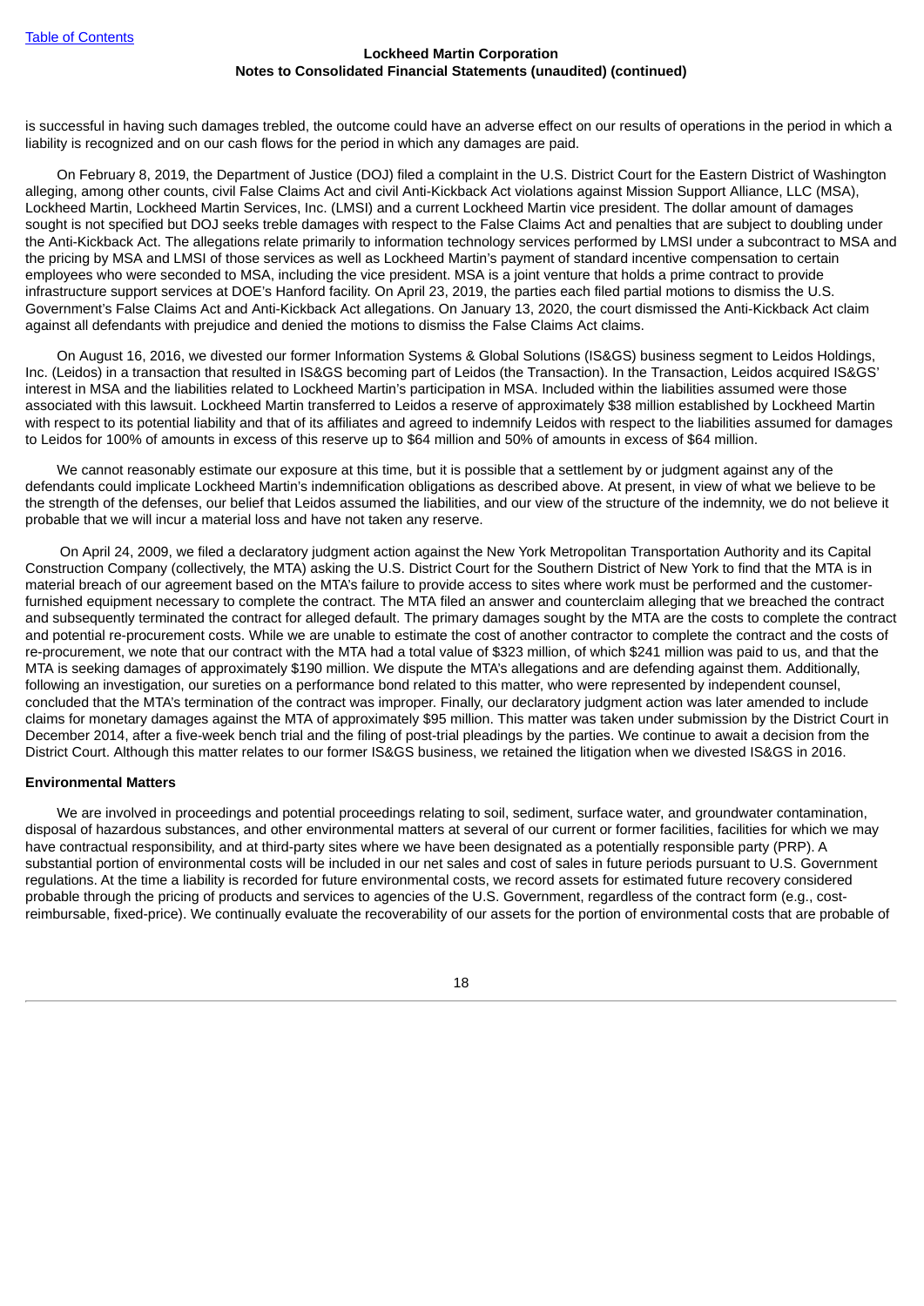is successful in having such damages trebled, the outcome could have an adverse effect on our results of operations in the period in which a liability is recognized and on our cash flows for the period in which any damages are paid.

On February 8, 2019, the Department of Justice (DOJ) filed a complaint in the U.S. District Court for the Eastern District of Washington alleging, among other counts, civil False Claims Act and civil Anti-Kickback Act violations against Mission Support Alliance, LLC (MSA), Lockheed Martin, Lockheed Martin Services, Inc. (LMSI) and a current Lockheed Martin vice president. The dollar amount of damages sought is not specified but DOJ seeks treble damages with respect to the False Claims Act and penalties that are subject to doubling under the Anti-Kickback Act. The allegations relate primarily to information technology services performed by LMSI under a subcontract to MSA and the pricing by MSA and LMSI of those services as well as Lockheed Martin's payment of standard incentive compensation to certain employees who were seconded to MSA, including the vice president. MSA is a joint venture that holds a prime contract to provide infrastructure support services at DOE's Hanford facility. On April 23, 2019, the parties each filed partial motions to dismiss the U.S. Government's False Claims Act and Anti-Kickback Act allegations. On January 13, 2020, the court dismissed the Anti-Kickback Act claim against all defendants with prejudice and denied the motions to dismiss the False Claims Act claims.

On August 16, 2016, we divested our former Information Systems & Global Solutions (IS&GS) business segment to Leidos Holdings, Inc. (Leidos) in a transaction that resulted in IS&GS becoming part of Leidos (the Transaction). In the Transaction, Leidos acquired IS&GS' interest in MSA and the liabilities related to Lockheed Martin's participation in MSA. Included within the liabilities assumed were those associated with this lawsuit. Lockheed Martin transferred to Leidos a reserve of approximately $38 million established by Lockheed Martin with respect to its potential liability and that of its affiliates and agreed to indemnify Leidos with respect to the liabilities assumed for damages to Leidos for 100% of amounts in excess of this reserve up to $64 million and 50% of amounts in excess of $64 million.

We cannot reasonably estimate our exposure at this time, but it is possible that a settlement by or judgment against any of the defendants could implicate Lockheed Martin's indemnification obligations as described above. At present, in view of what we believe to be the strength of the defenses, our belief that Leidos assumed the liabilities, and our view of the structure of the indemnity, we do not believe it probable that we will incur a material loss and have not taken any reserve.

On April 24, 2009, we filed a declaratory judgment action against the New York Metropolitan Transportation Authority and its Capital Construction Company (collectively, the MTA) asking the U.S. District Court for the Southern District of New York to find that the MTA is in material breach of our agreement based on the MTA's failure to provide access to sites where work must be performed and the customer-furnished equipment necessary to complete the contract. The MTA filed an answer and counterclaim alleging that we breached the contract and subsequently terminated the contract for alleged default. The primary damages sought by the MTA are the costs to complete the contract and potential re-procurement costs. While we are unable to estimate the cost of another contractor to complete the contract and the costs of re-procurement, we note that our contract with the MTA had a total value of $323 million, of which $241 million was paid to us, and that the MTA is seeking damages of approximately $190 million. We dispute the MTA's allegations and are defending against them. Additionally, following an investigation, our sureties on a performance bond related to this matter, who were represented by independent counsel, concluded that the MTA's termination of the contract was improper. Finally, our declaratory judgment action was later amended to include claims for monetary damages against the MTA of approximately $95 million. This matter was taken under submission by the District Court in December 2014, after a five-week bench trial and the filing of post-trial pleadings by the parties. We continue to await a decision from the District Court. Although this matter relates to our former IS&GS business, we retained the litigation when we divested IS&GS in 2016.

**Environmental Matters**

We are involved in proceedings and potential proceedings relating to soil, sediment, surface water, and groundwater contamination, disposal of hazardous substances, and other environmental matters at several of our current or former facilities, facilities for which we may have contractual responsibility, and at third-party sites where we have been designated as a potentially responsible party (PRP). A substantial portion of environmental costs will be included in our net sales and cost of sales in future periods pursuant to U.S. Government regulations. At the time a liability is recorded for future environmental costs, we record assets for estimated future recovery considered probable through the pricing of products and services to agencies of the U.S. Government, regardless of the contract form (e.g., cost-reimbursable, fixed-price). We continually evaluate the recoverability of our assets for the portion of environmental costs that are probable of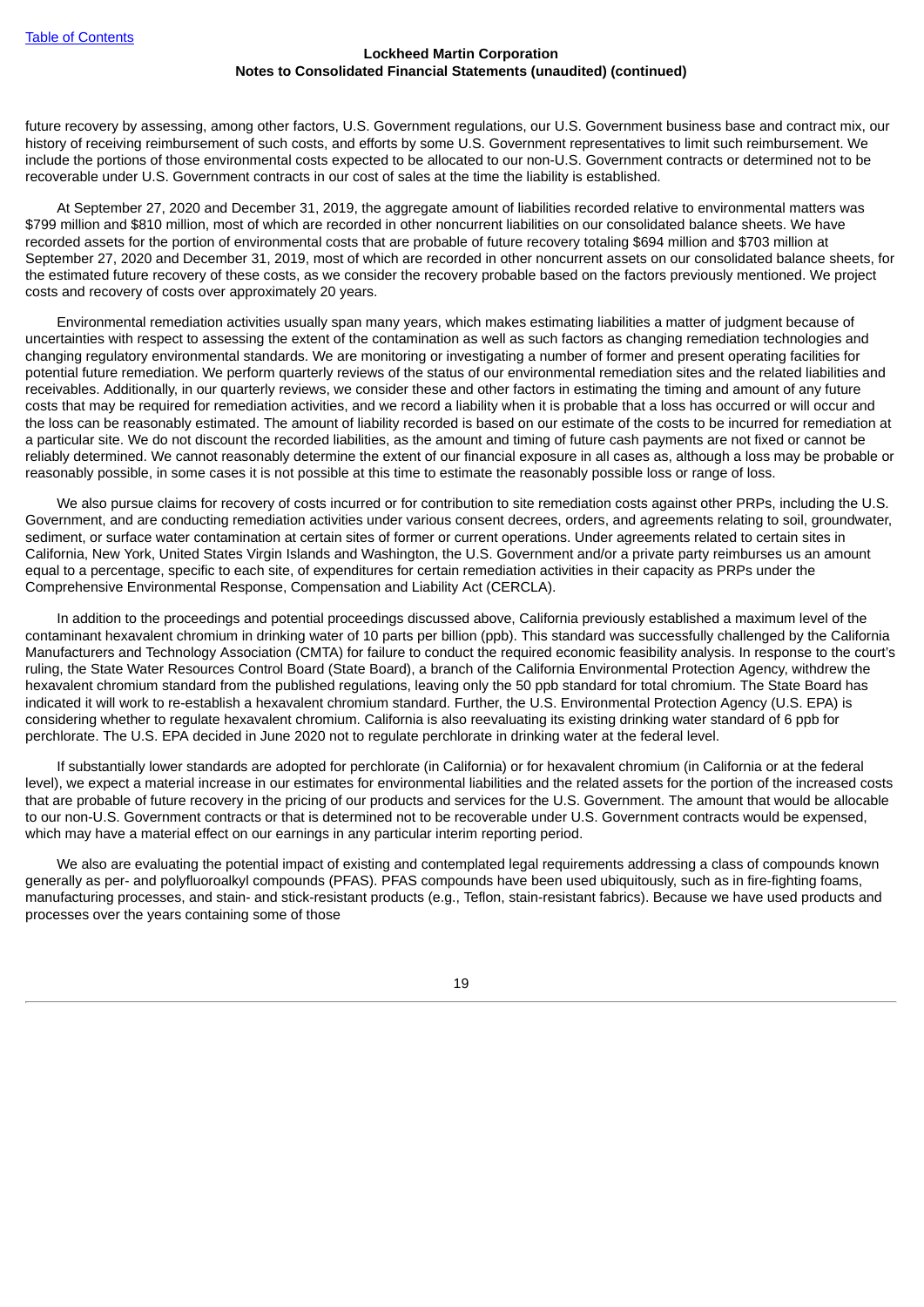future recovery by assessing, among other factors, U.S. Government regulations, our U.S. Government business base and contract mix, our history of receiving reimbursement of such costs, and efforts by some U.S. Government representatives to limit such reimbursement. We include the portions of those environmental costs expected to be allocated to our non-U.S. Government contracts or determined not to be recoverable under U.S. Government contracts in our cost of sales at the time the liability is established.

At September 27, 2020 and December 31, 2019, the aggregate amount of liabilities recorded relative to environmental matters was $799 million and $810 million, most of which are recorded in other noncurrent liabilities on our consolidated balance sheets. We have recorded assets for the portion of environmental costs that are probable of future recovery totaling $694 million and $703 million at September 27, 2020 and December 31, 2019, most of which are recorded in other noncurrent assets on our consolidated balance sheets, for the estimated future recovery of these costs, as we consider the recovery probable based on the factors previously mentioned. We project costs and recovery of costs over approximately 20 years.

Environmental remediation activities usually span many years, which makes estimating liabilities a matter of judgment because of uncertainties with respect to assessing the extent of the contamination as well as such factors as changing remediation technologies and changing regulatory environmental standards. We are monitoring or investigating a number of former and present operating facilities for potential future remediation. We perform quarterly reviews of the status of our environmental remediation sites and the related liabilities and receivables. Additionally, in our quarterly reviews, we consider these and other factors in estimating the timing and amount of any future costs that may be required for remediation activities, and we record a liability when it is probable that a loss has occurred or will occur and the loss can be reasonably estimated. The amount of liability recorded is based on our estimate of the costs to be incurred for remediation at a particular site. We do not discount the recorded liabilities, as the amount and timing of future cash payments are not fixed or cannot be reliably determined. We cannot reasonably determine the extent of our financial exposure in all cases as, although a loss may be probable or reasonably possible, in some cases it is not possible at this time to estimate the reasonably possible loss or range of loss.

We also pursue claims for recovery of costs incurred or for contribution to site remediation costs against other PRPs, including the U.S. Government, and are conducting remediation activities under various consent decrees, orders, and agreements relating to soil, groundwater, sediment, or surface water contamination at certain sites of former or current operations. Under agreements related to certain sites in California, New York, United States Virgin Islands and Washington, the U.S. Government and/or a private party reimburses us an amount equal to a percentage, specific to each site, of expenditures for certain remediation activities in their capacity as PRPs under the Comprehensive Environmental Response, Compensation and Liability Act (CERCLA).

In addition to the proceedings and potential proceedings discussed above, California previously established a maximum level of the contaminant hexavalent chromium in drinking water of 10 parts per billion (ppb). This standard was successfully challenged by the California Manufacturers and Technology Association (CMTA) for failure to conduct the required economic feasibility analysis. In response to the court's ruling, the State Water Resources Control Board (State Board), a branch of the California Environmental Protection Agency, withdrew the hexavalent chromium standard from the published regulations, leaving only the 50 ppb standard for total chromium. The State Board has indicated it will work to re-establish a hexavalent chromium standard. Further, the U.S. Environmental Protection Agency (U.S. EPA) is considering whether to regulate hexavalent chromium. California is also reevaluating its existing drinking water standard of 6 ppb for perchlorate. The U.S. EPA decided in June 2020 not to regulate perchlorate in drinking water at the federal level.

If substantially lower standards are adopted for perchlorate (in California) or for hexavalent chromium (in California or at the federal level), we expect a material increase in our estimates for environmental liabilities and the related assets for the portion of the increased costs that are probable of future recovery in the pricing of our products and services for the U.S. Government. The amount that would be allocable to our non-U.S. Government contracts or that is determined not to be recoverable under U.S. Government contracts would be expensed, which may have a material effect on our earnings in any particular interim reporting period.

We also are evaluating the potential impact of existing and contemplated legal requirements addressing a class of compounds known generally as per- and polyfluoroalkyl compounds (PFAS). PFAS compounds have been used ubiquitously, such as in fire-fighting foams, manufacturing processes, and stain- and stick-resistant products (e.g., Teflon, stain-resistant fabrics). Because we have used products and processes over the years containing some of those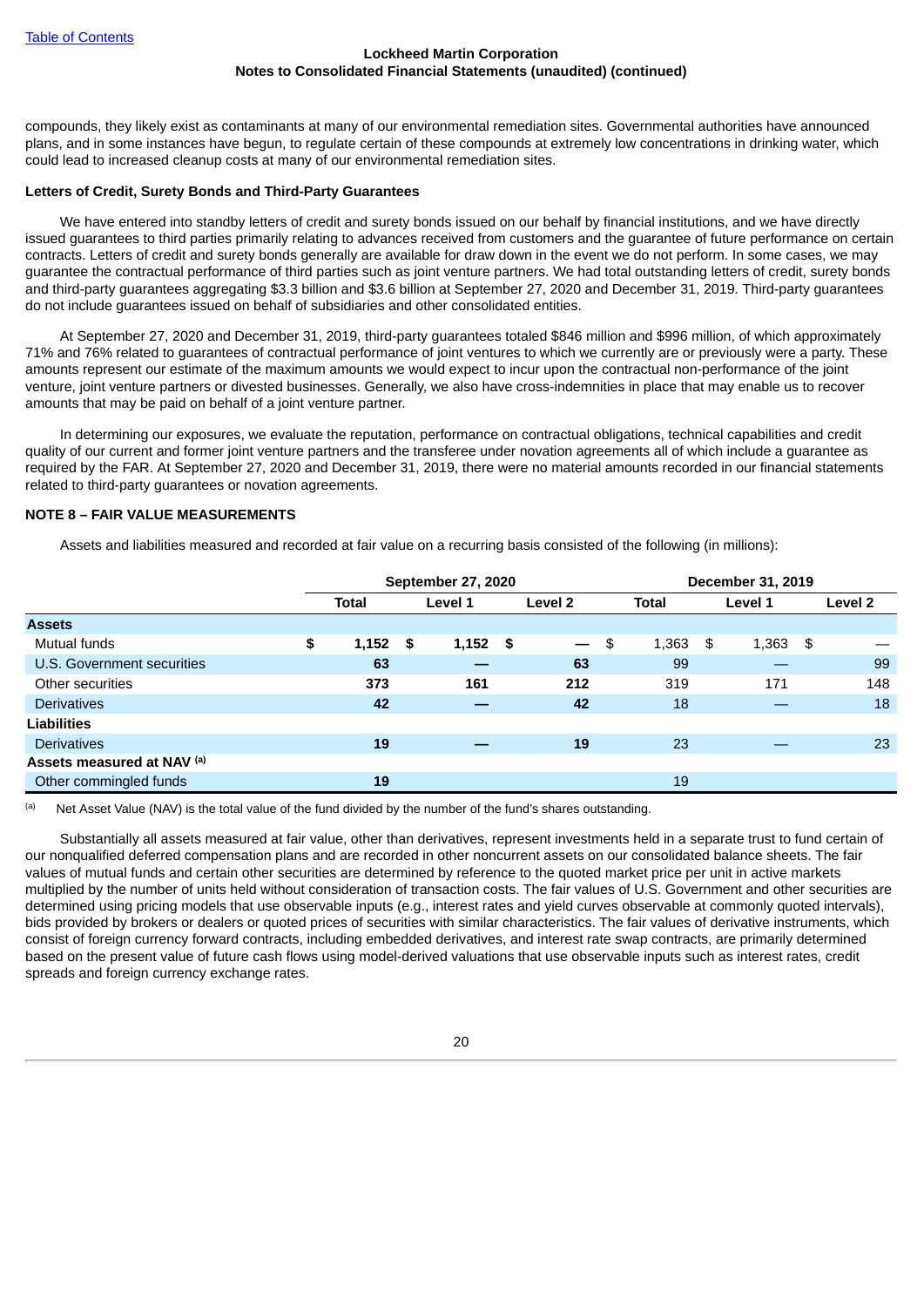compounds, they likely exist as contaminants at many of our environmental remediation sites. Governmental authorities have announced plans, and in some instances have begun, to regulate certain of these compounds at extremely low concentrations in drinking water, which could lead to increased cleanup costs at many of our environmental remediation sites.

**Letters of Credit, Surety Bonds and Third-Party Guarantees**

We have entered into standby letters of credit and surety bonds issued on our behalf by financial institutions, and we have directly issued guarantees to third parties primarily relating to advances received from customers and the guarantee of future performance on certain contracts. Letters of credit and surety bonds generally are available for draw down in the event we do not perform. In some cases, we may guarantee the contractual performance of third parties such as joint venture partners. We had total outstanding letters of credit, surety bonds and third-party guarantees aggregating $3.3 billion and $3.6 billion at September 27, 2020 and December 31, 2019. Third-party guarantees do not include guarantees issued on behalf of subsidiaries and other consolidated entities.

At September 27, 2020 and December 31, 2019, third-party guarantees totaled $846 million and $996 million, of which approximately 71% and 76% related to guarantees of contractual performance of joint ventures to which we currently are or previously were a party. These amounts represent our estimate of the maximum amounts we would expect to incur upon the contractual non-performance of the joint venture, joint venture partners or divested businesses. Generally, we also have cross-indemnities in place that may enable us to recover amounts that may be paid on behalf of a joint venture partner.

In determining our exposures, we evaluate the reputation, performance on contractual obligations, technical capabilities and credit quality of our current and former joint venture partners and the transferee under novation agreements all of which include a guarantee as required by the FAR. At September 27, 2020 and December 31, 2019, there were no material amounts recorded in our financial statements related to third-party guarantees or novation agreements.

## NOTE 8 – FAIR VALUE MEASUREMENTS

Assets and liabilities measured and recorded at fair value on a recurring basis consisted of the following (in millions):

| | September 27, 2020 | | | December 31, 2019 | | |
|---|---|---|---|---|---|---|
| | **Total** | **Level 1** | **Level 2** | **Total** | **Level 1** | **Level 2** |
| **Assets** | | | | | | |
| Mutual funds | $ **1,152** | $ **1,152** | $ **—** | $ 1,363 | $ 1,363 | $ — |
| U.S. Government securities | **63** | **—** | **63** | 99 | — | 99 |
| Other securities | **373** | **161** | **212** | 319 | 171 | 148 |
| Derivatives | **42** | **—** | **42** | 18 | — | 18 |
| **Liabilities** | | | | | | |
| Derivatives | **19** | **—** | **19** | 23 | — | 23 |
| **Assets measured at NAV** [(a)] | | | | | | |
| Other commingled funds | **19** | | | 19 | | |

[(a)] Net Asset Value (NAV) is the total value of the fund divided by the number of the fund's shares outstanding.

Substantially all assets measured at fair value, other than derivatives, represent investments held in a separate trust to fund certain of our nonqualified deferred compensation plans and are recorded in other noncurrent assets on our consolidated balance sheets. The fair values of mutual funds and certain other securities are determined by reference to the quoted market price per unit in active markets multiplied by the number of units held without consideration of transaction costs. The fair values of U.S. Government and other securities are determined using pricing models that use observable inputs (e.g., interest rates and yield curves observable at commonly quoted intervals), bids provided by brokers or dealers or quoted prices of securities with similar characteristics. The fair values of derivative instruments, which consist of foreign currency forward contracts, including embedded derivatives, and interest rate swap contracts, are primarily determined based on the present value of future cash flows using model-derived valuations that use observable inputs such as interest rates, credit spreads and foreign currency exchange rates.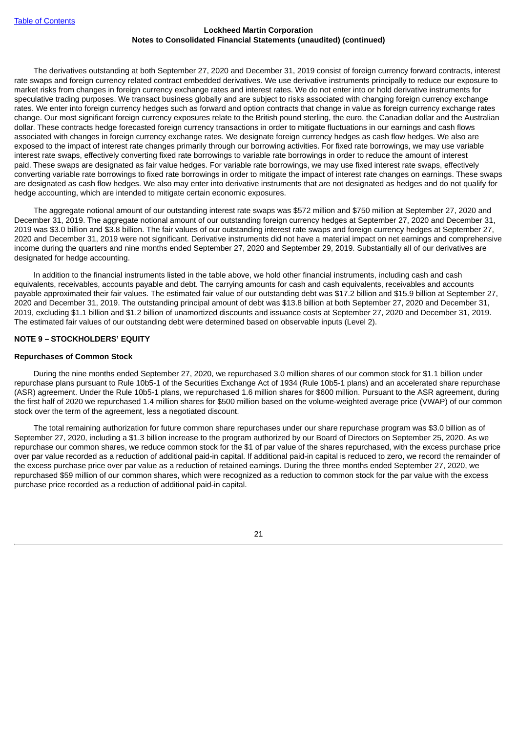The derivatives outstanding at both September 27, 2020 and December 31, 2019 consist of foreign currency forward contracts, interest rate swaps and foreign currency related contract embedded derivatives. We use derivative instruments principally to reduce our exposure to market risks from changes in foreign currency exchange rates and interest rates. We do not enter into or hold derivative instruments for speculative trading purposes. We transact business globally and are subject to risks associated with changing foreign currency exchange rates. We enter into foreign currency hedges such as forward and option contracts that change in value as foreign currency exchange rates change. Our most significant foreign currency exposures relate to the British pound sterling, the euro, the Canadian dollar and the Australian dollar. These contracts hedge forecasted foreign currency transactions in order to mitigate fluctuations in our earnings and cash flows associated with changes in foreign currency exchange rates. We designate foreign currency hedges as cash flow hedges. We also are exposed to the impact of interest rate changes primarily through our borrowing activities. For fixed rate borrowings, we may use variable interest rate swaps, effectively converting fixed rate borrowings to variable rate borrowings in order to reduce the amount of interest paid. These swaps are designated as fair value hedges. For variable rate borrowings, we may use fixed interest rate swaps, effectively converting variable rate borrowings to fixed rate borrowings in order to mitigate the impact of interest rate changes on earnings. These swaps are designated as cash flow hedges. We also may enter into derivative instruments that are not designated as hedges and do not qualify for hedge accounting, which are intended to mitigate certain economic exposures.

The aggregate notional amount of our outstanding interest rate swaps was $572 million and $750 million at September 27, 2020 and December 31, 2019. The aggregate notional amount of our outstanding foreign currency hedges at September 27, 2020 and December 31, 2019 was $3.0 billion and $3.8 billion. The fair values of our outstanding interest rate swaps and foreign currency hedges at September 27, 2020 and December 31, 2019 were not significant. Derivative instruments did not have a material impact on net earnings and comprehensive income during the quarters and nine months ended September 27, 2020 and September 29, 2019. Substantially all of our derivatives are designated for hedge accounting.

In addition to the financial instruments listed in the table above, we hold other financial instruments, including cash and cash equivalents, receivables, accounts payable and debt. The carrying amounts for cash and cash equivalents, receivables and accounts payable approximated their fair values. The estimated fair value of our outstanding debt was $17.2 billion and $15.9 billion at September 27, 2020 and December 31, 2019. The outstanding principal amount of debt was $13.8 billion at both September 27, 2020 and December 31, 2019, excluding $1.1 billion and $1.2 billion of unamortized discounts and issuance costs at September 27, 2020 and December 31, 2019. The estimated fair values of our outstanding debt were determined based on observable inputs (Level 2).

## NOTE 9 – STOCKHOLDERS' EQUITY

### Repurchases of Common Stock

During the nine months ended September 27, 2020, we repurchased 3.0 million shares of our common stock for $1.1 billion under repurchase plans pursuant to Rule 10b5-1 of the Securities Exchange Act of 1934 (Rule 10b5-1 plans) and an accelerated share repurchase (ASR) agreement. Under the Rule 10b5-1 plans, we repurchased 1.6 million shares for $600 million. Pursuant to the ASR agreement, during the first half of 2020 we repurchased 1.4 million shares for $500 million based on the volume-weighted average price (VWAP) of our common stock over the term of the agreement, less a negotiated discount.

The total remaining authorization for future common share repurchases under our share repurchase program was $3.0 billion as of September 27, 2020, including a $1.3 billion increase to the program authorized by our Board of Directors on September 25, 2020. As we repurchase our common shares, we reduce common stock for the $1 of par value of the shares repurchased, with the excess purchase price over par value recorded as a reduction of additional paid-in capital. If additional paid-in capital is reduced to zero, we record the remainder of the excess purchase price over par value as a reduction of retained earnings. During the three months ended September 27, 2020, we repurchased $59 million of our common shares, which were recognized as a reduction to common stock for the par value with the excess purchase price recorded as a reduction of additional paid-in capital.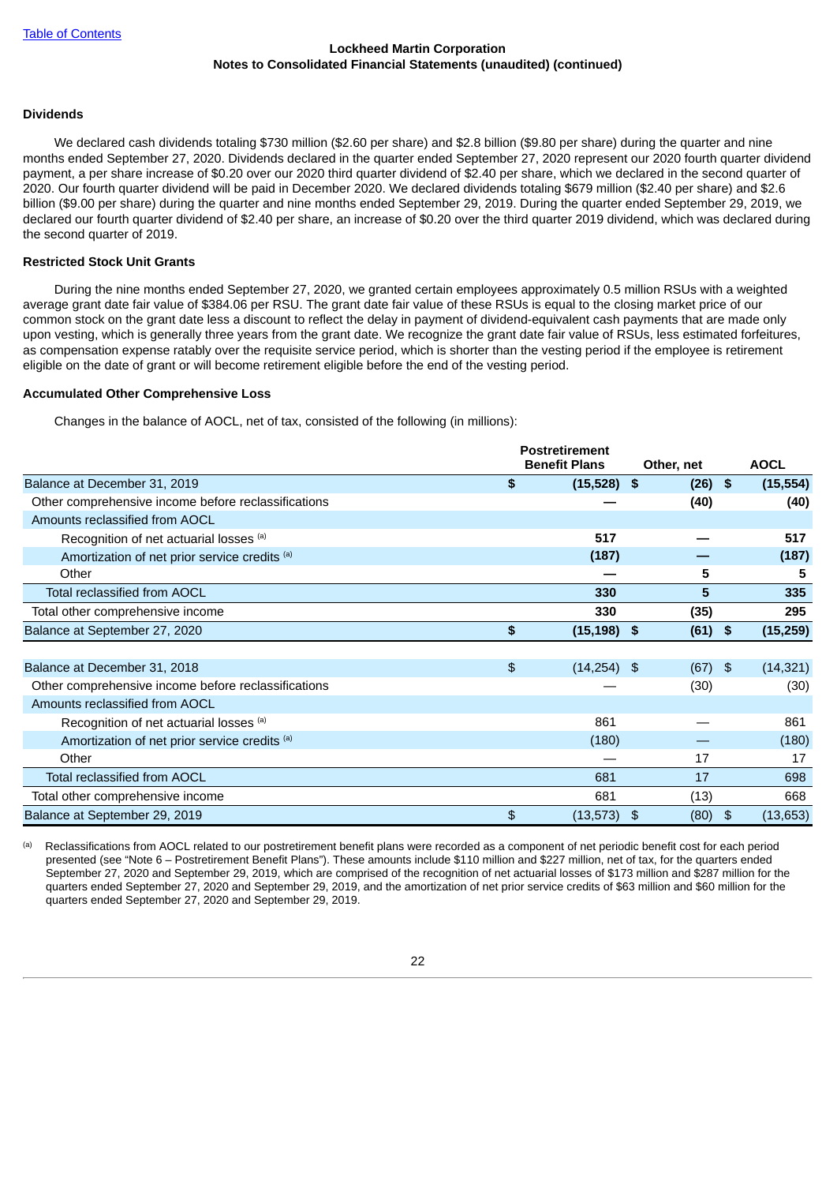Lockheed Martin Corporation
Notes to Consolidated Financial Statements (unaudited) (continued)

**Dividends**

We declared cash dividends totaling $730 million ($2.60 per share) and $2.8 billion ($9.80 per share) during the quarter and nine months ended September 27, 2020. Dividends declared in the quarter ended September 27, 2020 represent our 2020 fourth quarter dividend payment, a per share increase of $0.20 over our 2020 third quarter dividend of $2.40 per share, which we declared in the second quarter of 2020. Our fourth quarter dividend will be paid in December 2020. We declared dividends totaling $679 million ($2.40 per share) and $2.6 billion ($9.00 per share) during the quarter and nine months ended September 29, 2019. During the quarter ended September 29, 2019, we declared our fourth quarter dividend of $2.40 per share, an increase of $0.20 over the third quarter 2019 dividend, which was declared during the second quarter of 2019.

**Restricted Stock Unit Grants**

During the nine months ended September 27, 2020, we granted certain employees approximately 0.5 million RSUs with a weighted average grant date fair value of $384.06 per RSU. The grant date fair value of these RSUs is equal to the closing market price of our common stock on the grant date less a discount to reflect the delay in payment of dividend-equivalent cash payments that are made only upon vesting, which is generally three years from the grant date. We recognize the grant date fair value of RSUs, less estimated forfeitures, as compensation expense ratably over the requisite service period, which is shorter than the vesting period if the employee is retirement eligible on the date of grant or will become retirement eligible before the end of the vesting period.

**Accumulated Other Comprehensive Loss**

Changes in the balance of AOCL, net of tax, consisted of the following (in millions):

| | Postretirement Benefit Plans | Other, net | AOCL |
|---|---|---|---|
| **Balance at December 31, 2019** | **$ (15,528)** | **$ (26)** | **$ (15,554)** |
| Other comprehensive income before reclassifications | **—** | **(40)** | **(40)** |
| Amounts reclassified from AOCL | | | |
| Recognition of net actuarial losses [(a)] | **517** | **—** | **517** |
| Amortization of net prior service credits [(a)] | **(187)** | **—** | **(187)** |
| Other | **—** | **5** | **5** |
| Total reclassified from AOCL | **330** | **5** | **335** |
| Total other comprehensive income | **330** | **(35)** | **295** |
| **Balance at September 27, 2020** | **$ (15,198)** | **$ (61)** | **$ (15,259)** |
| | | | |
| Balance at December 31, 2018 | $ (14,254) | $ (67) | $ (14,321) |
| Other comprehensive income before reclassifications | — | (30) | (30) |
| Amounts reclassified from AOCL | | | |
| Recognition of net actuarial losses [(a)] | 861 | — | 861 |
| Amortization of net prior service credits [(a)] | (180) | — | (180) |
| Other | — | 17 | 17 |
| Total reclassified from AOCL | 681 | 17 | 698 |
| Total other comprehensive income | 681 | (13) | 668 |
| Balance at September 29, 2019 | $ (13,573) | $ (80) | $ (13,653) |

(a) Reclassifications from AOCL related to our postretirement benefit plans were recorded as a component of net periodic benefit cost for each period presented (see "Note 6 – Postretirement Benefit Plans"). These amounts include $110 million and $227 million, net of tax, for the quarters ended September 27, 2020 and September 29, 2019, which are comprised of the recognition of net actuarial losses of $173 million and $287 million for the quarters ended September 27, 2020 and September 29, 2019, and the amortization of net prior service credits of $63 million and $60 million for the quarters ended September 27, 2020 and September 29, 2019.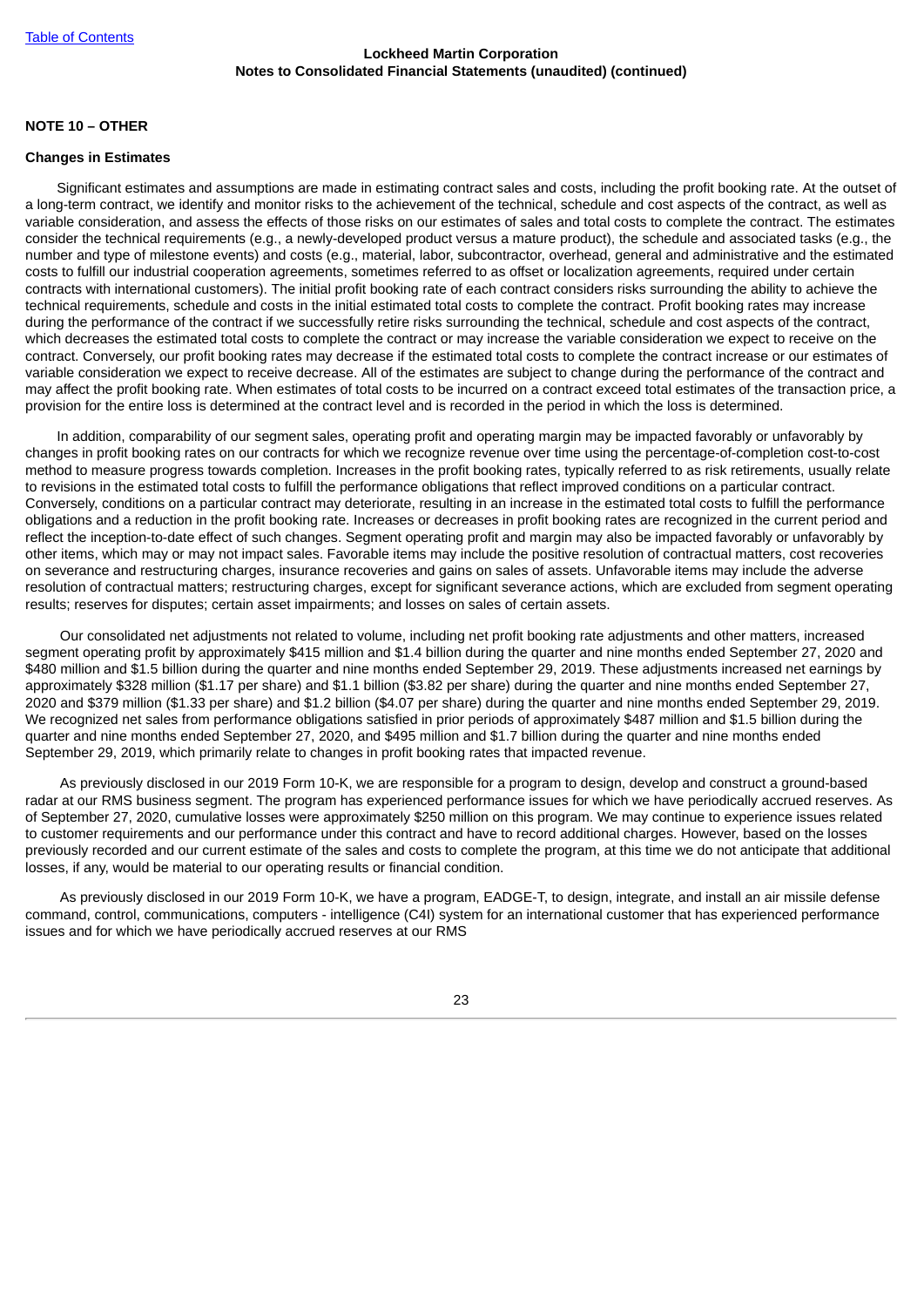**NOTE 10 – OTHER**

**Changes in Estimates**

Significant estimates and assumptions are made in estimating contract sales and costs, including the profit booking rate. At the outset of a long-term contract, we identify and monitor risks to the achievement of the technical, schedule and cost aspects of the contract, as well as variable consideration, and assess the effects of those risks on our estimates of sales and total costs to complete the contract. The estimates consider the technical requirements (e.g., a newly-developed product versus a mature product), the schedule and associated tasks (e.g., the number and type of milestone events) and costs (e.g., material, labor, subcontractor, overhead, general and administrative and the estimated costs to fulfill our industrial cooperation agreements, sometimes referred to as offset or localization agreements, required under certain contracts with international customers). The initial profit booking rate of each contract considers risks surrounding the ability to achieve the technical requirements, schedule and costs in the initial estimated total costs to complete the contract. Profit booking rates may increase during the performance of the contract if we successfully retire risks surrounding the technical, schedule and cost aspects of the contract, which decreases the estimated total costs to complete the contract or may increase the variable consideration we expect to receive on the contract. Conversely, our profit booking rates may decrease if the estimated total costs to complete the contract increase or our estimates of variable consideration we expect to receive decrease. All of the estimates are subject to change during the performance of the contract and may affect the profit booking rate. When estimates of total costs to be incurred on a contract exceed total estimates of the transaction price, a provision for the entire loss is determined at the contract level and is recorded in the period in which the loss is determined.

In addition, comparability of our segment sales, operating profit and operating margin may be impacted favorably or unfavorably by changes in profit booking rates on our contracts for which we recognize revenue over time using the percentage-of-completion cost-to-cost method to measure progress towards completion. Increases in the profit booking rates, typically referred to as risk retirements, usually relate to revisions in the estimated total costs to fulfill the performance obligations that reflect improved conditions on a particular contract. Conversely, conditions on a particular contract may deteriorate, resulting in an increase in the estimated total costs to fulfill the performance obligations and a reduction in the profit booking rate. Increases or decreases in profit booking rates are recognized in the current period and reflect the inception-to-date effect of such changes. Segment operating profit and margin may also be impacted favorably or unfavorably by other items, which may or may not impact sales. Favorable items may include the positive resolution of contractual matters, cost recoveries on severance and restructuring charges, insurance recoveries and gains on sales of assets. Unfavorable items may include the adverse resolution of contractual matters; restructuring charges, except for significant severance actions, which are excluded from segment operating results; reserves for disputes; certain asset impairments; and losses on sales of certain assets.

Our consolidated net adjustments not related to volume, including net profit booking rate adjustments and other matters, increased segment operating profit by approximately $415 million and $1.4 billion during the quarter and nine months ended September 27, 2020 and $480 million and $1.5 billion during the quarter and nine months ended September 29, 2019. These adjustments increased net earnings by approximately $328 million ($1.17 per share) and $1.1 billion ($3.82 per share) during the quarter and nine months ended September 27, 2020 and $379 million ($1.33 per share) and $1.2 billion ($4.07 per share) during the quarter and nine months ended September 29, 2019. We recognized net sales from performance obligations satisfied in prior periods of approximately $487 million and $1.5 billion during the quarter and nine months ended September 27, 2020, and $495 million and $1.7 billion during the quarter and nine months ended September 29, 2019, which primarily relate to changes in profit booking rates that impacted revenue.

As previously disclosed in our 2019 Form 10-K, we are responsible for a program to design, develop and construct a ground-based radar at our RMS business segment. The program has experienced performance issues for which we have periodically accrued reserves. As of September 27, 2020, cumulative losses were approximately $250 million on this program. We may continue to experience issues related to customer requirements and our performance under this contract and have to record additional charges. However, based on the losses previously recorded and our current estimate of the sales and costs to complete the program, at this time we do not anticipate that additional losses, if any, would be material to our operating results or financial condition.

As previously disclosed in our 2019 Form 10-K, we have a program, EADGE-T, to design, integrate, and install an air missile defense command, control, communications, computers - intelligence (C4I) system for an international customer that has experienced performance issues and for which we have periodically accrued reserves at our RMS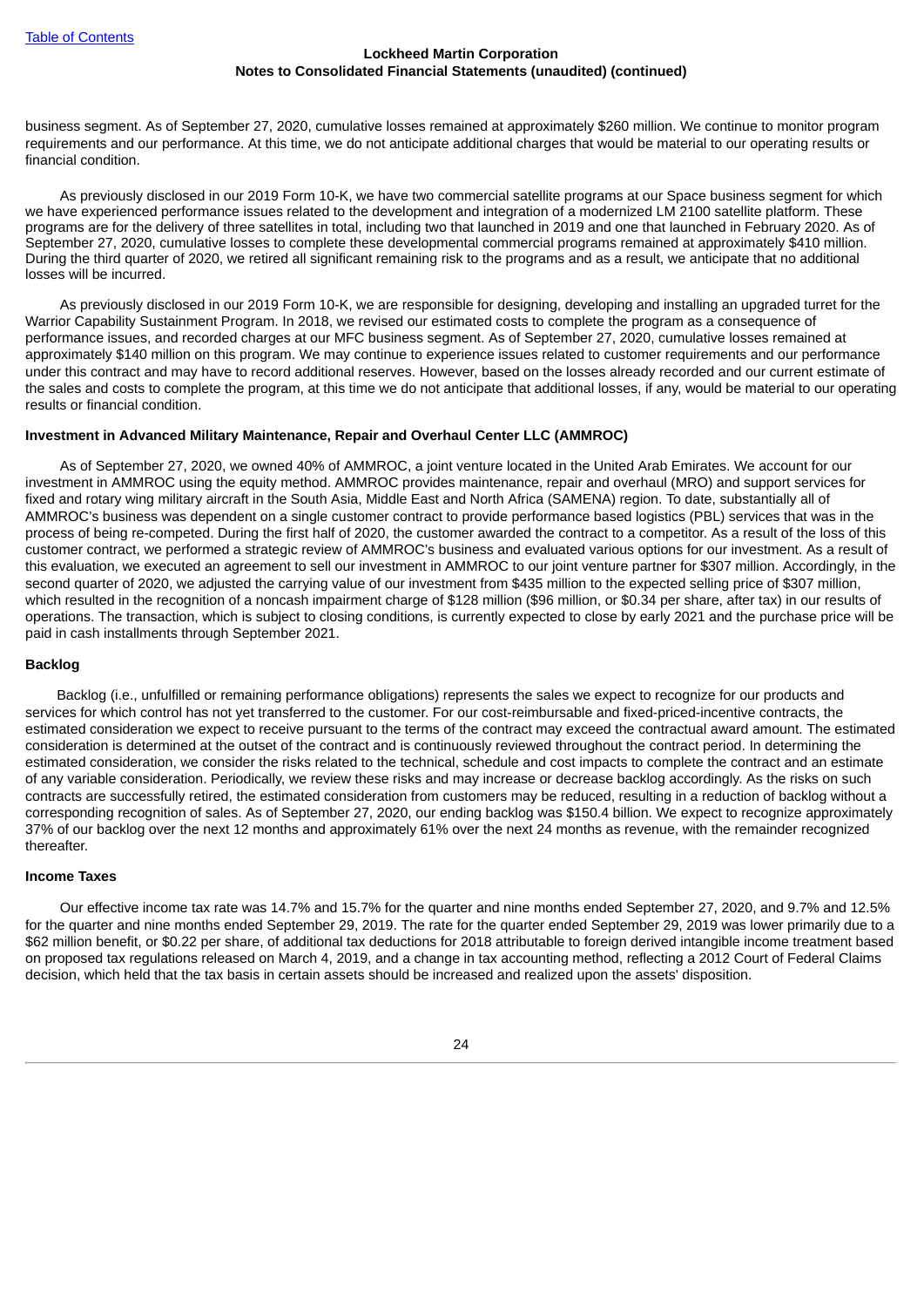business segment. As of September 27, 2020, cumulative losses remained at approximately $260 million. We continue to monitor program requirements and our performance. At this time, we do not anticipate additional charges that would be material to our operating results or financial condition.

As previously disclosed in our 2019 Form 10-K, we have two commercial satellite programs at our Space business segment for which we have experienced performance issues related to the development and integration of a modernized LM 2100 satellite platform. These programs are for the delivery of three satellites in total, including two that launched in 2019 and one that launched in February 2020. As of September 27, 2020, cumulative losses to complete these developmental commercial programs remained at approximately $410 million. During the third quarter of 2020, we retired all significant remaining risk to the programs and as a result, we anticipate that no additional losses will be incurred.

As previously disclosed in our 2019 Form 10-K, we are responsible for designing, developing and installing an upgraded turret for the Warrior Capability Sustainment Program. In 2018, we revised our estimated costs to complete the program as a consequence of performance issues, and recorded charges at our MFC business segment. As of September 27, 2020, cumulative losses remained at approximately $140 million on this program. We may continue to experience issues related to customer requirements and our performance under this contract and may have to record additional reserves. However, based on the losses already recorded and our current estimate of the sales and costs to complete the program, at this time we do not anticipate that additional losses, if any, would be material to our operating results or financial condition.

**Investment in Advanced Military Maintenance, Repair and Overhaul Center LLC (AMMROC)**

As of September 27, 2020, we owned 40% of AMMROC, a joint venture located in the United Arab Emirates. We account for our investment in AMMROC using the equity method. AMMROC provides maintenance, repair and overhaul (MRO) and support services for fixed and rotary wing military aircraft in the South Asia, Middle East and North Africa (SAMENA) region. To date, substantially all of AMMROC's business was dependent on a single customer contract to provide performance based logistics (PBL) services that was in the process of being re-competed. During the first half of 2020, the customer awarded the contract to a competitor. As a result of the loss of this customer contract, we performed a strategic review of AMMROC's business and evaluated various options for our investment. As a result of this evaluation, we executed an agreement to sell our investment in AMMROC to our joint venture partner for $307 million. Accordingly, in the second quarter of 2020, we adjusted the carrying value of our investment from $435 million to the expected selling price of $307 million, which resulted in the recognition of a noncash impairment charge of $128 million ($96 million, or $0.34 per share, after tax) in our results of operations. The transaction, which is subject to closing conditions, is currently expected to close by early 2021 and the purchase price will be paid in cash installments through September 2021.

**Backlog**

Backlog (i.e., unfulfilled or remaining performance obligations) represents the sales we expect to recognize for our products and services for which control has not yet transferred to the customer. For our cost-reimbursable and fixed-priced-incentive contracts, the estimated consideration we expect to receive pursuant to the terms of the contract may exceed the contractual award amount. The estimated consideration is determined at the outset of the contract and is continuously reviewed throughout the contract period. In determining the estimated consideration, we consider the risks related to the technical, schedule and cost impacts to complete the contract and an estimate of any variable consideration. Periodically, we review these risks and may increase or decrease backlog accordingly. As the risks on such contracts are successfully retired, the estimated consideration from customers may be reduced, resulting in a reduction of backlog without a corresponding recognition of sales. As of September 27, 2020, our ending backlog was $150.4 billion. We expect to recognize approximately 37% of our backlog over the next 12 months and approximately 61% over the next 24 months as revenue, with the remainder recognized thereafter.

**Income Taxes**

Our effective income tax rate was 14.7% and 15.7% for the quarter and nine months ended September 27, 2020, and 9.7% and 12.5% for the quarter and nine months ended September 29, 2019. The rate for the quarter ended September 29, 2019 was lower primarily due to a $62 million benefit, or $0.22 per share, of additional tax deductions for 2018 attributable to foreign derived intangible income treatment based on proposed tax regulations released on March 4, 2019, and a change in tax accounting method, reflecting a 2012 Court of Federal Claims decision, which held that the tax basis in certain assets should be increased and realized upon the assets' disposition.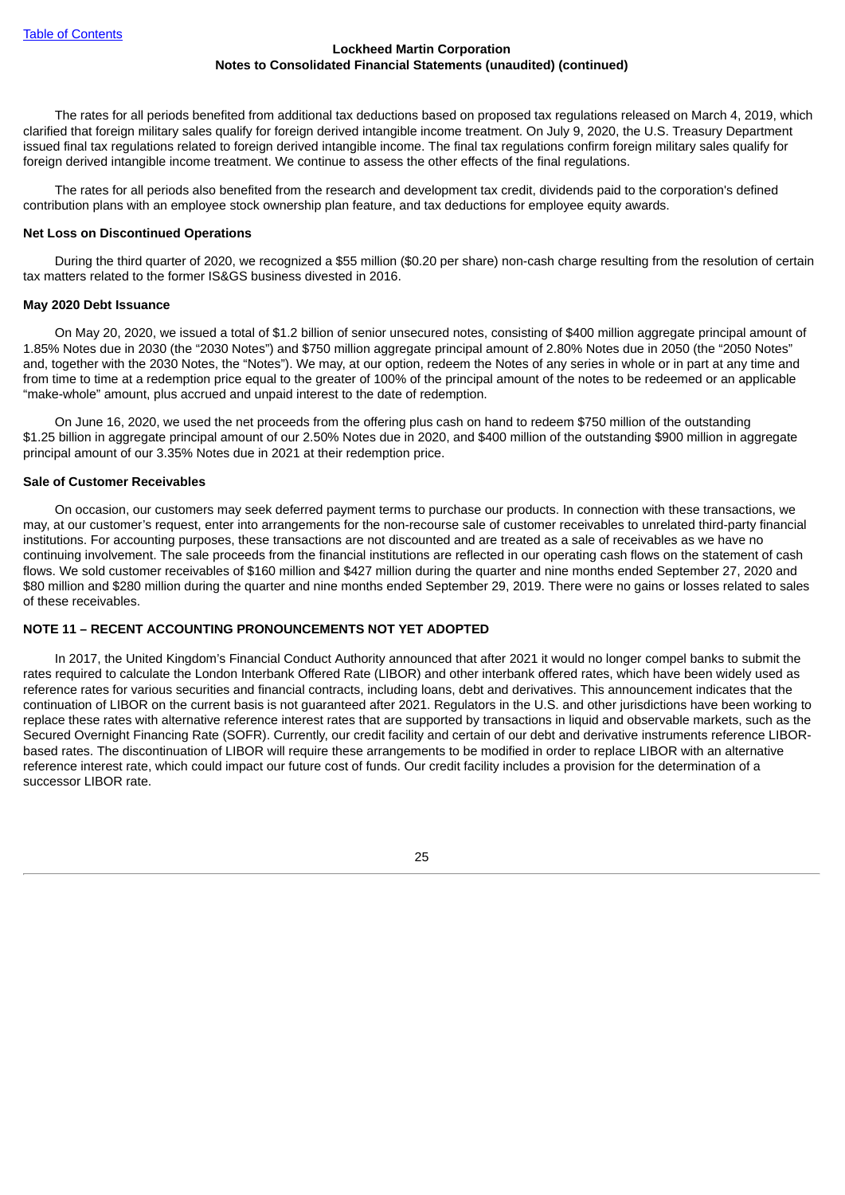The rates for all periods benefited from additional tax deductions based on proposed tax regulations released on March 4, 2019, which clarified that foreign military sales qualify for foreign derived intangible income treatment. On July 9, 2020, the U.S. Treasury Department issued final tax regulations related to foreign derived intangible income. The final tax regulations confirm foreign military sales qualify for foreign derived intangible income treatment. We continue to assess the other effects of the final regulations.

The rates for all periods also benefited from the research and development tax credit, dividends paid to the corporation's defined contribution plans with an employee stock ownership plan feature, and tax deductions for employee equity awards.

**Net Loss on Discontinued Operations**

During the third quarter of 2020, we recognized a $55 million ($0.20 per share) non-cash charge resulting from the resolution of certain tax matters related to the former IS&GS business divested in 2016.

**May 2020 Debt Issuance**

On May 20, 2020, we issued a total of $1.2 billion of senior unsecured notes, consisting of $400 million aggregate principal amount of 1.85% Notes due in 2030 (the "2030 Notes") and $750 million aggregate principal amount of 2.80% Notes due in 2050 (the "2050 Notes" and, together with the 2030 Notes, the "Notes"). We may, at our option, redeem the Notes of any series in whole or in part at any time and from time to time at a redemption price equal to the greater of 100% of the principal amount of the notes to be redeemed or an applicable "make-whole" amount, plus accrued and unpaid interest to the date of redemption.

On June 16, 2020, we used the net proceeds from the offering plus cash on hand to redeem $750 million of the outstanding $1.25 billion in aggregate principal amount of our 2.50% Notes due in 2020, and $400 million of the outstanding $900 million in aggregate principal amount of our 3.35% Notes due in 2021 at their redemption price.

**Sale of Customer Receivables**

On occasion, our customers may seek deferred payment terms to purchase our products. In connection with these transactions, we may, at our customer's request, enter into arrangements for the non-recourse sale of customer receivables to unrelated third-party financial institutions. For accounting purposes, these transactions are not discounted and are treated as a sale of receivables as we have no continuing involvement. The sale proceeds from the financial institutions are reflected in our operating cash flows on the statement of cash flows. We sold customer receivables of $160 million and $427 million during the quarter and nine months ended September 27, 2020 and $80 million and $280 million during the quarter and nine months ended September 29, 2019. There were no gains or losses related to sales of these receivables.

## NOTE 11 – RECENT ACCOUNTING PRONOUNCEMENTS NOT YET ADOPTED

In 2017, the United Kingdom's Financial Conduct Authority announced that after 2021 it would no longer compel banks to submit the rates required to calculate the London Interbank Offered Rate (LIBOR) and other interbank offered rates, which have been widely used as reference rates for various securities and financial contracts, including loans, debt and derivatives. This announcement indicates that the continuation of LIBOR on the current basis is not guaranteed after 2021. Regulators in the U.S. and other jurisdictions have been working to replace these rates with alternative reference interest rates that are supported by transactions in liquid and observable markets, such as the Secured Overnight Financing Rate (SOFR). Currently, our credit facility and certain of our debt and derivative instruments reference LIBOR-based rates. The discontinuation of LIBOR will require these arrangements to be modified in order to replace LIBOR with an alternative reference interest rate, which could impact our future cost of funds. Our credit facility includes a provision for the determination of a successor LIBOR rate.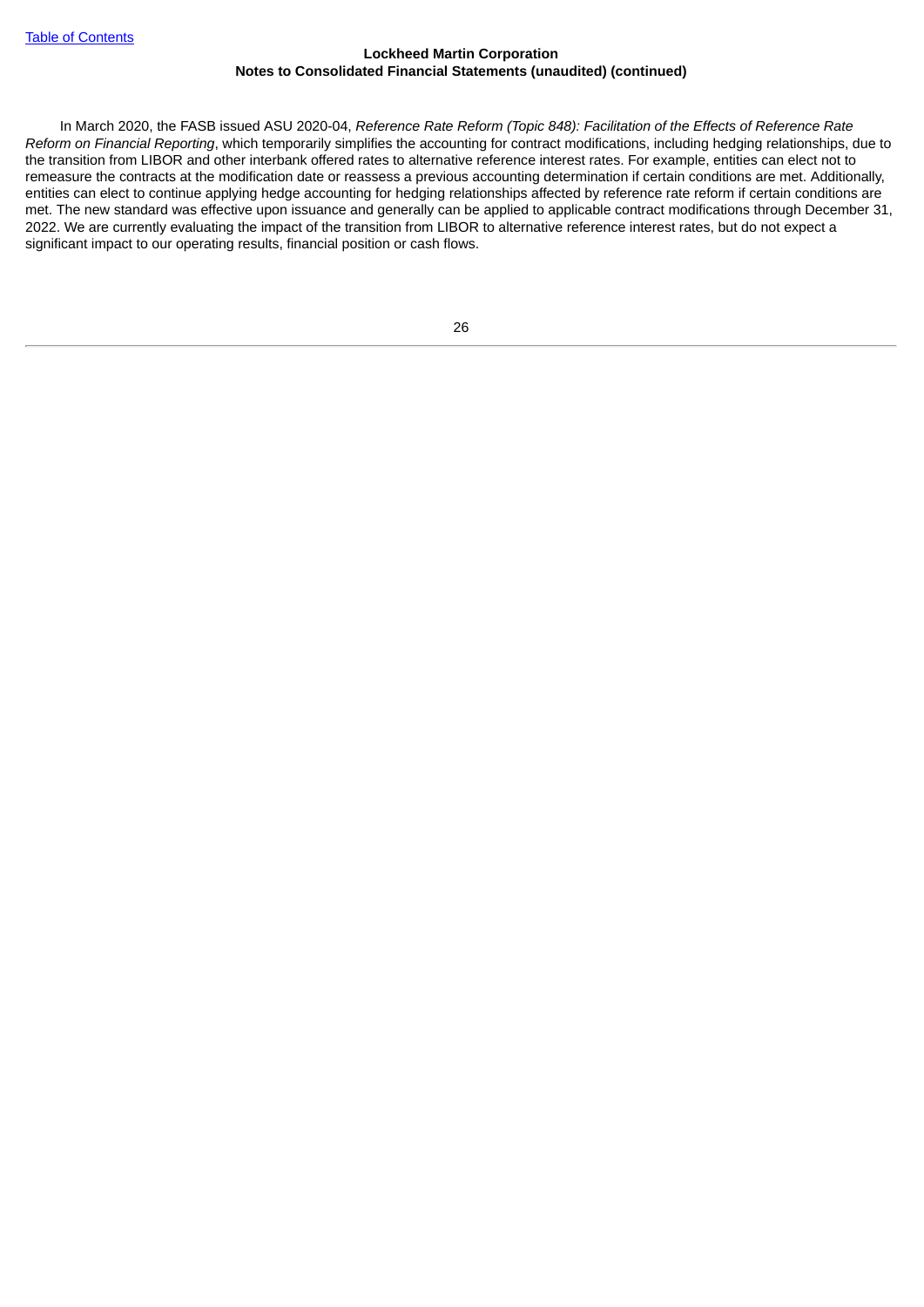In March 2020, the FASB issued ASU 2020-04, *Reference Rate Reform (Topic 848): Facilitation of the Effects of Reference Rate Reform on Financial Reporting*, which temporarily simplifies the accounting for contract modifications, including hedging relationships, due to the transition from LIBOR and other interbank offered rates to alternative reference interest rates. For example, entities can elect not to remeasure the contracts at the modification date or reassess a previous accounting determination if certain conditions are met. Additionally, entities can elect to continue applying hedge accounting for hedging relationships affected by reference rate reform if certain conditions are met. The new standard was effective upon issuance and generally can be applied to applicable contract modifications through December 31, 2022. We are currently evaluating the impact of the transition from LIBOR to alternative reference interest rates, but do not expect a significant impact to our operating results, financial position or cash flows.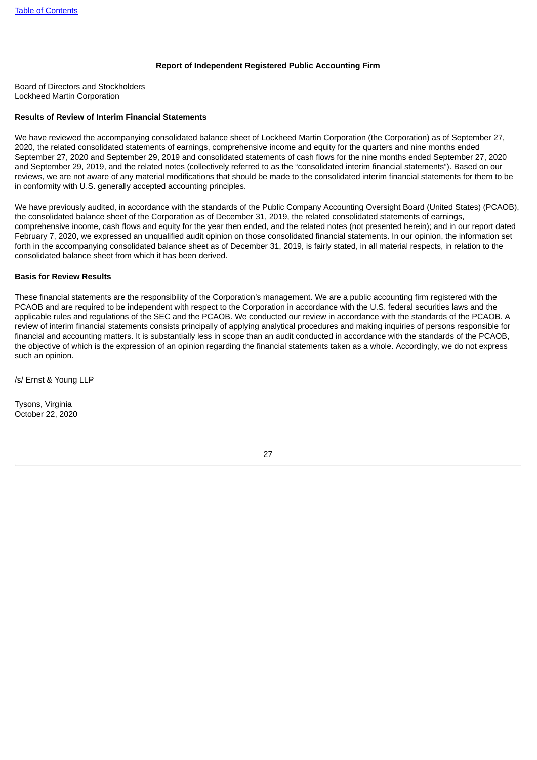## Report of Independent Registered Public Accounting Firm

Board of Directors and Stockholders
Lockheed Martin Corporation

**Results of Review of Interim Financial Statements**

We have reviewed the accompanying consolidated balance sheet of Lockheed Martin Corporation (the Corporation) as of September 27, 2020, the related consolidated statements of earnings, comprehensive income and equity for the quarters and nine months ended September 27, 2020 and September 29, 2019 and consolidated statements of cash flows for the nine months ended September 27, 2020 and September 29, 2019, and the related notes (collectively referred to as the "consolidated interim financial statements"). Based on our reviews, we are not aware of any material modifications that should be made to the consolidated interim financial statements for them to be in conformity with U.S. generally accepted accounting principles.

We have previously audited, in accordance with the standards of the Public Company Accounting Oversight Board (United States) (PCAOB), the consolidated balance sheet of the Corporation as of December 31, 2019, the related consolidated statements of earnings, comprehensive income, cash flows and equity for the year then ended, and the related notes (not presented herein); and in our report dated February 7, 2020, we expressed an unqualified audit opinion on those consolidated financial statements. In our opinion, the information set forth in the accompanying consolidated balance sheet as of December 31, 2019, is fairly stated, in all material respects, in relation to the consolidated balance sheet from which it has been derived.

**Basis for Review Results**

These financial statements are the responsibility of the Corporation's management. We are a public accounting firm registered with the PCAOB and are required to be independent with respect to the Corporation in accordance with the U.S. federal securities laws and the applicable rules and regulations of the SEC and the PCAOB. We conducted our review in accordance with the standards of the PCAOB. A review of interim financial statements consists principally of applying analytical procedures and making inquiries of persons responsible for financial and accounting matters. It is substantially less in scope than an audit conducted in accordance with the standards of the PCAOB, the objective of which is the expression of an opinion regarding the financial statements taken as a whole. Accordingly, we do not express such an opinion.

/s/ Ernst & Young LLP

Tysons, Virginia
October 22, 2020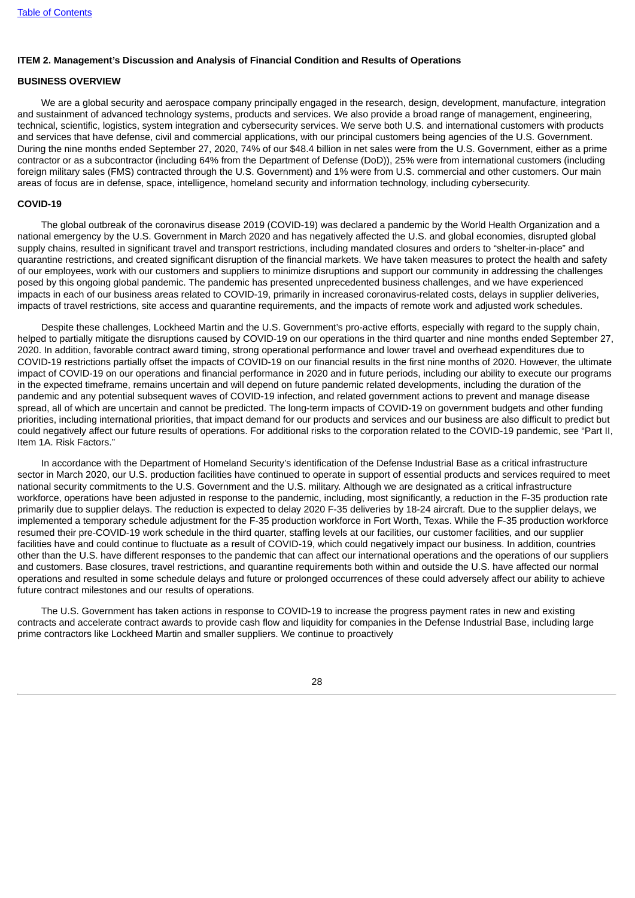**ITEM 2. Management's Discussion and Analysis of Financial Condition and Results of Operations**

**BUSINESS OVERVIEW**

We are a global security and aerospace company principally engaged in the research, design, development, manufacture, integration and sustainment of advanced technology systems, products and services. We also provide a broad range of management, engineering, technical, scientific, logistics, system integration and cybersecurity services. We serve both U.S. and international customers with products and services that have defense, civil and commercial applications, with our principal customers being agencies of the U.S. Government. During the nine months ended September 27, 2020, 74% of our $48.4 billion in net sales were from the U.S. Government, either as a prime contractor or as a subcontractor (including 64% from the Department of Defense (DoD)), 25% were from international customers (including foreign military sales (FMS) contracted through the U.S. Government) and 1% were from U.S. commercial and other customers. Our main areas of focus are in defense, space, intelligence, homeland security and information technology, including cybersecurity.

**COVID-19**

The global outbreak of the coronavirus disease 2019 (COVID-19) was declared a pandemic by the World Health Organization and a national emergency by the U.S. Government in March 2020 and has negatively affected the U.S. and global economies, disrupted global supply chains, resulted in significant travel and transport restrictions, including mandated closures and orders to "shelter-in-place" and quarantine restrictions, and created significant disruption of the financial markets. We have taken measures to protect the health and safety of our employees, work with our customers and suppliers to minimize disruptions and support our community in addressing the challenges posed by this ongoing global pandemic. The pandemic has presented unprecedented business challenges, and we have experienced impacts in each of our business areas related to COVID-19, primarily in increased coronavirus-related costs, delays in supplier deliveries, impacts of travel restrictions, site access and quarantine requirements, and the impacts of remote work and adjusted work schedules.

Despite these challenges, Lockheed Martin and the U.S. Government's pro-active efforts, especially with regard to the supply chain, helped to partially mitigate the disruptions caused by COVID-19 on our operations in the third quarter and nine months ended September 27, 2020. In addition, favorable contract award timing, strong operational performance and lower travel and overhead expenditures due to COVID-19 restrictions partially offset the impacts of COVID-19 on our financial results in the first nine months of 2020. However, the ultimate impact of COVID-19 on our operations and financial performance in 2020 and in future periods, including our ability to execute our programs in the expected timeframe, remains uncertain and will depend on future pandemic related developments, including the duration of the pandemic and any potential subsequent waves of COVID-19 infection, and related government actions to prevent and manage disease spread, all of which are uncertain and cannot be predicted. The long-term impacts of COVID-19 on government budgets and other funding priorities, including international priorities, that impact demand for our products and services and our business are also difficult to predict but could negatively affect our future results of operations. For additional risks to the corporation related to the COVID-19 pandemic, see "Part II, Item 1A. Risk Factors."

In accordance with the Department of Homeland Security's identification of the Defense Industrial Base as a critical infrastructure sector in March 2020, our U.S. production facilities have continued to operate in support of essential products and services required to meet national security commitments to the U.S. Government and the U.S. military. Although we are designated as a critical infrastructure workforce, operations have been adjusted in response to the pandemic, including, most significantly, a reduction in the F-35 production rate primarily due to supplier delays. The reduction is expected to delay 2020 F-35 deliveries by 18-24 aircraft. Due to the supplier delays, we implemented a temporary schedule adjustment for the F-35 production workforce in Fort Worth, Texas. While the F-35 production workforce resumed their pre-COVID-19 work schedule in the third quarter, staffing levels at our facilities, our customer facilities, and our supplier facilities have and could continue to fluctuate as a result of COVID-19, which could negatively impact our business. In addition, countries other than the U.S. have different responses to the pandemic that can affect our international operations and the operations of our suppliers and customers. Base closures, travel restrictions, and quarantine requirements both within and outside the U.S. have affected our normal operations and resulted in some schedule delays and future or prolonged occurrences of these could adversely affect our ability to achieve future contract milestones and our results of operations.

The U.S. Government has taken actions in response to COVID-19 to increase the progress payment rates in new and existing contracts and accelerate contract awards to provide cash flow and liquidity for companies in the Defense Industrial Base, including large prime contractors like Lockheed Martin and smaller suppliers. We continue to proactively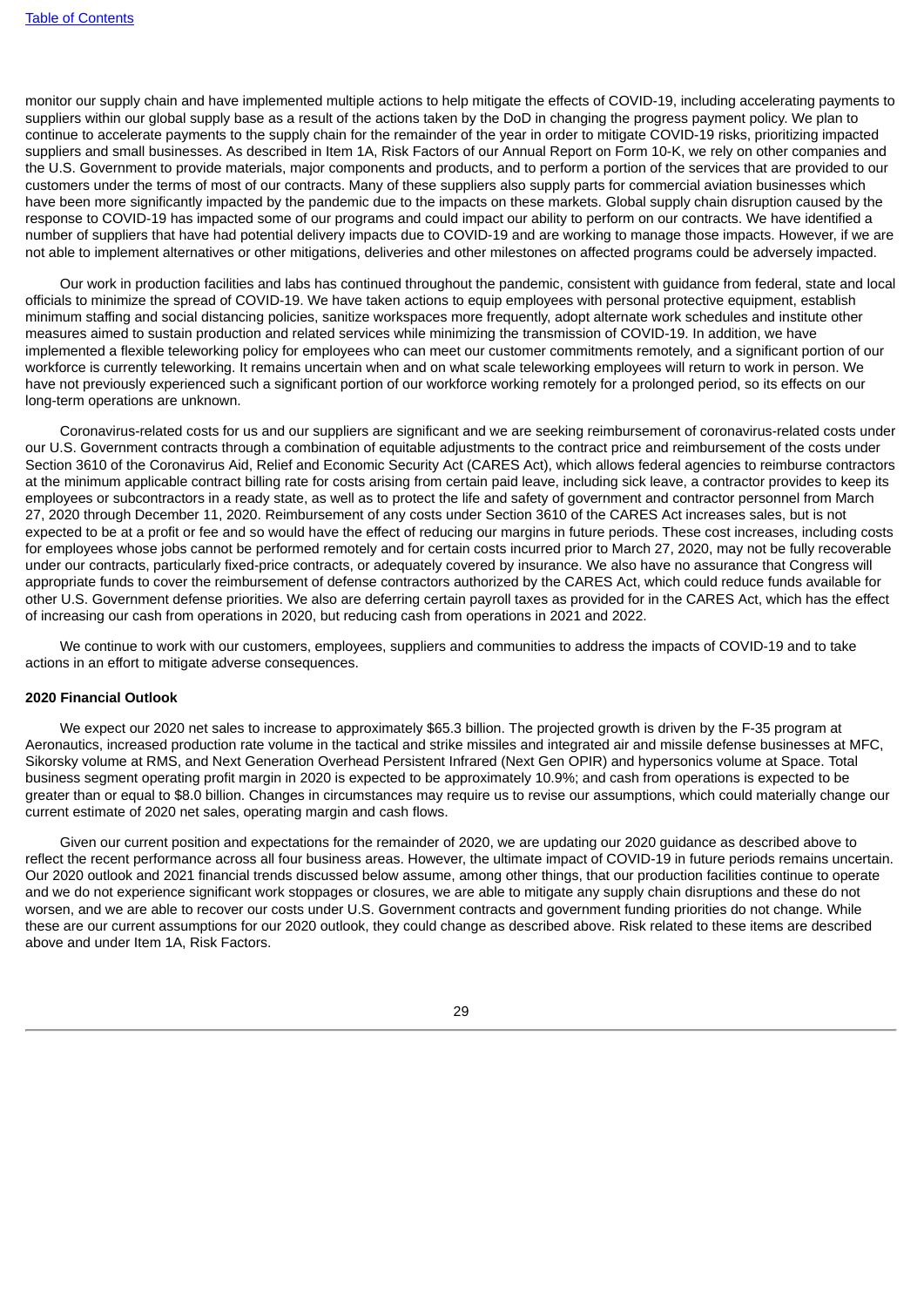monitor our supply chain and have implemented multiple actions to help mitigate the effects of COVID-19, including accelerating payments to suppliers within our global supply base as a result of the actions taken by the DoD in changing the progress payment policy. We plan to continue to accelerate payments to the supply chain for the remainder of the year in order to mitigate COVID-19 risks, prioritizing impacted suppliers and small businesses. As described in Item 1A, Risk Factors of our Annual Report on Form 10-K, we rely on other companies and the U.S. Government to provide materials, major components and products, and to perform a portion of the services that are provided to our customers under the terms of most of our contracts. Many of these suppliers also supply parts for commercial aviation businesses which have been more significantly impacted by the pandemic due to the impacts on these markets. Global supply chain disruption caused by the response to COVID-19 has impacted some of our programs and could impact our ability to perform on our contracts. We have identified a number of suppliers that have had potential delivery impacts due to COVID-19 and are working to manage those impacts. However, if we are not able to implement alternatives or other mitigations, deliveries and other milestones on affected programs could be adversely impacted.

Our work in production facilities and labs has continued throughout the pandemic, consistent with guidance from federal, state and local officials to minimize the spread of COVID-19. We have taken actions to equip employees with personal protective equipment, establish minimum staffing and social distancing policies, sanitize workspaces more frequently, adopt alternate work schedules and institute other measures aimed to sustain production and related services while minimizing the transmission of COVID-19. In addition, we have implemented a flexible teleworking policy for employees who can meet our customer commitments remotely, and a significant portion of our workforce is currently teleworking. It remains uncertain when and on what scale teleworking employees will return to work in person. We have not previously experienced such a significant portion of our workforce working remotely for a prolonged period, so its effects on our long-term operations are unknown.

Coronavirus-related costs for us and our suppliers are significant and we are seeking reimbursement of coronavirus-related costs under our U.S. Government contracts through a combination of equitable adjustments to the contract price and reimbursement of the costs under Section 3610 of the Coronavirus Aid, Relief and Economic Security Act (CARES Act), which allows federal agencies to reimburse contractors at the minimum applicable contract billing rate for costs arising from certain paid leave, including sick leave, a contractor provides to keep its employees or subcontractors in a ready state, as well as to protect the life and safety of government and contractor personnel from March 27, 2020 through December 11, 2020. Reimbursement of any costs under Section 3610 of the CARES Act increases sales, but is not expected to be at a profit or fee and so would have the effect of reducing our margins in future periods. These cost increases, including costs for employees whose jobs cannot be performed remotely and for certain costs incurred prior to March 27, 2020, may not be fully recoverable under our contracts, particularly fixed-price contracts, or adequately covered by insurance. We also have no assurance that Congress will appropriate funds to cover the reimbursement of defense contractors authorized by the CARES Act, which could reduce funds available for other U.S. Government defense priorities. We also are deferring certain payroll taxes as provided for in the CARES Act, which has the effect of increasing our cash from operations in 2020, but reducing cash from operations in 2021 and 2022.

We continue to work with our customers, employees, suppliers and communities to address the impacts of COVID-19 and to take actions in an effort to mitigate adverse consequences.

**2020 Financial Outlook**

We expect our 2020 net sales to increase to approximately $65.3 billion. The projected growth is driven by the F-35 program at Aeronautics, increased production rate volume in the tactical and strike missiles and integrated air and missile defense businesses at MFC, Sikorsky volume at RMS, and Next Generation Overhead Persistent Infrared (Next Gen OPIR) and hypersonics volume at Space. Total business segment operating profit margin in 2020 is expected to be approximately 10.9%; and cash from operations is expected to be greater than or equal to $8.0 billion. Changes in circumstances may require us to revise our assumptions, which could materially change our current estimate of 2020 net sales, operating margin and cash flows.

Given our current position and expectations for the remainder of 2020, we are updating our 2020 guidance as described above to reflect the recent performance across all four business areas. However, the ultimate impact of COVID-19 in future periods remains uncertain. Our 2020 outlook and 2021 financial trends discussed below assume, among other things, that our production facilities continue to operate and we do not experience significant work stoppages or closures, we are able to mitigate any supply chain disruptions and these do not worsen, and we are able to recover our costs under U.S. Government contracts and government funding priorities do not change. While these are our current assumptions for our 2020 outlook, they could change as described above. Risk related to these items are described above and under Item 1A, Risk Factors.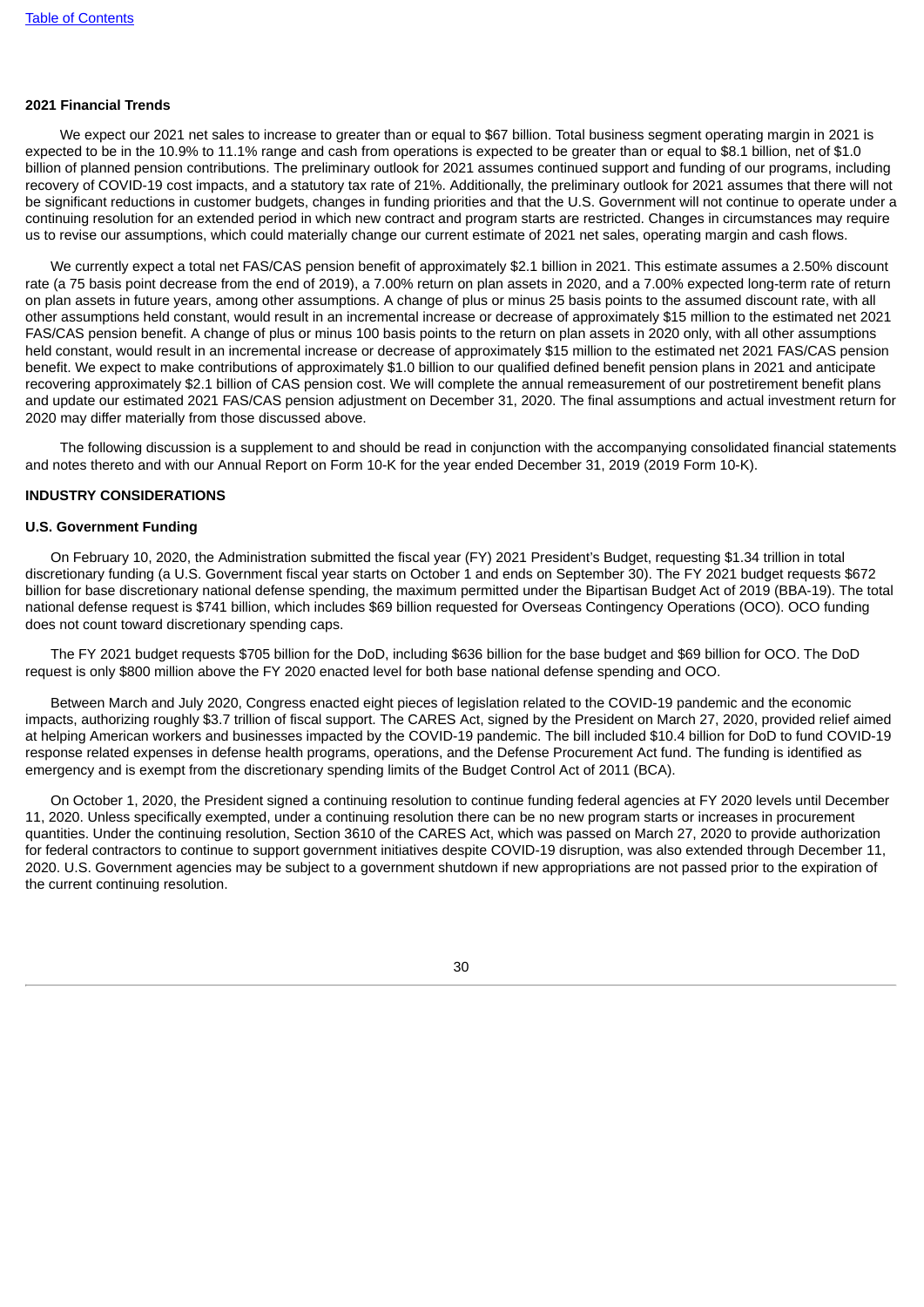**2021 Financial Trends**

We expect our 2021 net sales to increase to greater than or equal to $67 billion. Total business segment operating margin in 2021 is expected to be in the 10.9% to 11.1% range and cash from operations is expected to be greater than or equal to $8.1 billion, net of $1.0 billion of planned pension contributions. The preliminary outlook for 2021 assumes continued support and funding of our programs, including recovery of COVID-19 cost impacts, and a statutory tax rate of 21%. Additionally, the preliminary outlook for 2021 assumes that there will not be significant reductions in customer budgets, changes in funding priorities and that the U.S. Government will not continue to operate under a continuing resolution for an extended period in which new contract and program starts are restricted. Changes in circumstances may require us to revise our assumptions, which could materially change our current estimate of 2021 net sales, operating margin and cash flows.

We currently expect a total net FAS/CAS pension benefit of approximately $2.1 billion in 2021. This estimate assumes a 2.50% discount rate (a 75 basis point decrease from the end of 2019), a 7.00% return on plan assets in 2020, and a 7.00% expected long-term rate of return on plan assets in future years, among other assumptions. A change of plus or minus 25 basis points to the assumed discount rate, with all other assumptions held constant, would result in an incremental increase or decrease of approximately $15 million to the estimated net 2021 FAS/CAS pension benefit. A change of plus or minus 100 basis points to the return on plan assets in 2020 only, with all other assumptions held constant, would result in an incremental increase or decrease of approximately $15 million to the estimated net 2021 FAS/CAS pension benefit. We expect to make contributions of approximately $1.0 billion to our qualified defined benefit pension plans in 2021 and anticipate recovering approximately $2.1 billion of CAS pension cost. We will complete the annual remeasurement of our postretirement benefit plans and update our estimated 2021 FAS/CAS pension adjustment on December 31, 2020. The final assumptions and actual investment return for 2020 may differ materially from those discussed above.

The following discussion is a supplement to and should be read in conjunction with the accompanying consolidated financial statements and notes thereto and with our Annual Report on Form 10-K for the year ended December 31, 2019 (2019 Form 10-K).

## INDUSTRY CONSIDERATIONS

### U.S. Government Funding

On February 10, 2020, the Administration submitted the fiscal year (FY) 2021 President's Budget, requesting $1.34 trillion in total discretionary funding (a U.S. Government fiscal year starts on October 1 and ends on September 30). The FY 2021 budget requests $672 billion for base discretionary national defense spending, the maximum permitted under the Bipartisan Budget Act of 2019 (BBA-19). The total national defense request is $741 billion, which includes $69 billion requested for Overseas Contingency Operations (OCO). OCO funding does not count toward discretionary spending caps.

The FY 2021 budget requests $705 billion for the DoD, including $636 billion for the base budget and $69 billion for OCO. The DoD request is only $800 million above the FY 2020 enacted level for both base national defense spending and OCO.

Between March and July 2020, Congress enacted eight pieces of legislation related to the COVID-19 pandemic and the economic impacts, authorizing roughly $3.7 trillion of fiscal support. The CARES Act, signed by the President on March 27, 2020, provided relief aimed at helping American workers and businesses impacted by the COVID-19 pandemic. The bill included $10.4 billion for DoD to fund COVID-19 response related expenses in defense health programs, operations, and the Defense Procurement Act fund. The funding is identified as emergency and is exempt from the discretionary spending limits of the Budget Control Act of 2011 (BCA).

On October 1, 2020, the President signed a continuing resolution to continue funding federal agencies at FY 2020 levels until December 11, 2020. Unless specifically exempted, under a continuing resolution there can be no new program starts or increases in procurement quantities. Under the continuing resolution, Section 3610 of the CARES Act, which was passed on March 27, 2020 to provide authorization for federal contractors to continue to support government initiatives despite COVID-19 disruption, was also extended through December 11, 2020. U.S. Government agencies may be subject to a government shutdown if new appropriations are not passed prior to the expiration of the current continuing resolution.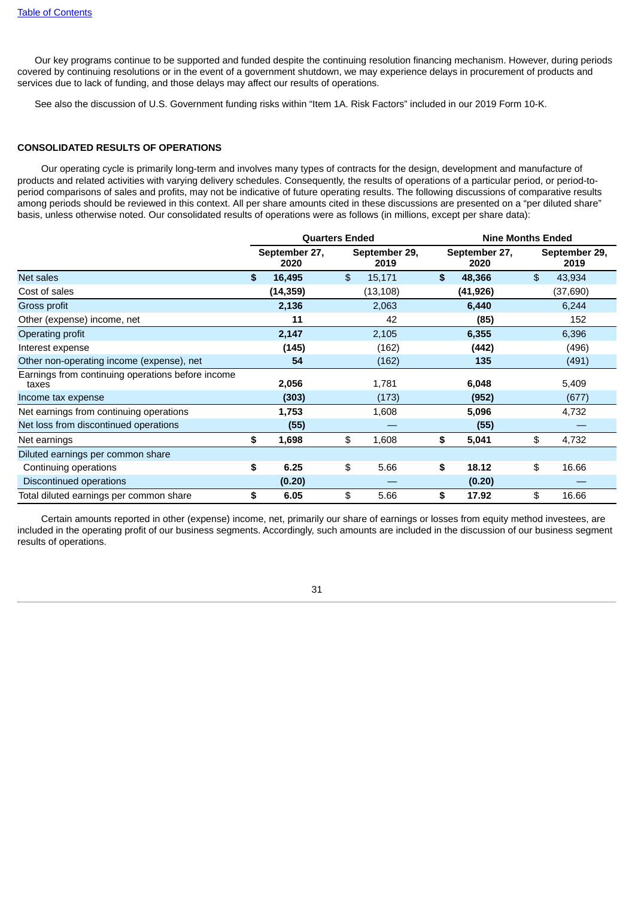Our key programs continue to be supported and funded despite the continuing resolution financing mechanism. However, during periods covered by continuing resolutions or in the event of a government shutdown, we may experience delays in procurement of products and services due to lack of funding, and those delays may affect our results of operations.

See also the discussion of U.S. Government funding risks within "Item 1A. Risk Factors" included in our 2019 Form 10-K.

## CONSOLIDATED RESULTS OF OPERATIONS

Our operating cycle is primarily long-term and involves many types of contracts for the design, development and manufacture of products and related activities with varying delivery schedules. Consequently, the results of operations of a particular period, or period-to-period comparisons of sales and profits, may not be indicative of future operating results. The following discussions of comparative results among periods should be reviewed in this context. All per share amounts cited in these discussions are presented on a "per diluted share" basis, unless otherwise noted. Our consolidated results of operations were as follows (in millions, except per share data):

| | Quarters Ended | | Nine Months Ended | |
|---|---|---|---|---|
| | **September 27, 2020** | **September 29, 2019** | **September 27, 2020** | **September 29, 2019** |
| Net sales | **$ 16,495** | $ 15,171 | **$ 48,366** | $ 43,934 |
| Cost of sales | **(14,359)** | (13,108) | **(41,926)** | (37,690) |
| Gross profit | **2,136** | 2,063 | **6,440** | 6,244 |
| Other (expense) income, net | **11** | 42 | **(85)** | 152 |
| Operating profit | **2,147** | 2,105 | **6,355** | 6,396 |
| Interest expense | **(145)** | (162) | **(442)** | (496) |
| Other non-operating income (expense), net | **54** | (162) | **135** | (491) |
| Earnings from continuing operations before income taxes | **2,056** | 1,781 | **6,048** | 5,409 |
| Income tax expense | **(303)** | (173) | **(952)** | (677) |
| Net earnings from continuing operations | **1,753** | 1,608 | **5,096** | 4,732 |
| Net loss from discontinued operations | **(55)** | — | **(55)** | — |
| Net earnings | **$ 1,698** | $ 1,608 | **$ 5,041** | $ 4,732 |
| Diluted earnings per common share | | | | |
| Continuing operations | **$ 6.25** | $ 5.66 | **$ 18.12** | $ 16.66 |
| Discontinued operations | **(0.20)** | — | **(0.20)** | — |
| Total diluted earnings per common share | **$ 6.05** | $ 5.66 | **$ 17.92** | $ 16.66 |

Certain amounts reported in other (expense) income, net, primarily our share of earnings or losses from equity method investees, are included in the operating profit of our business segments. Accordingly, such amounts are included in the discussion of our business segment results of operations.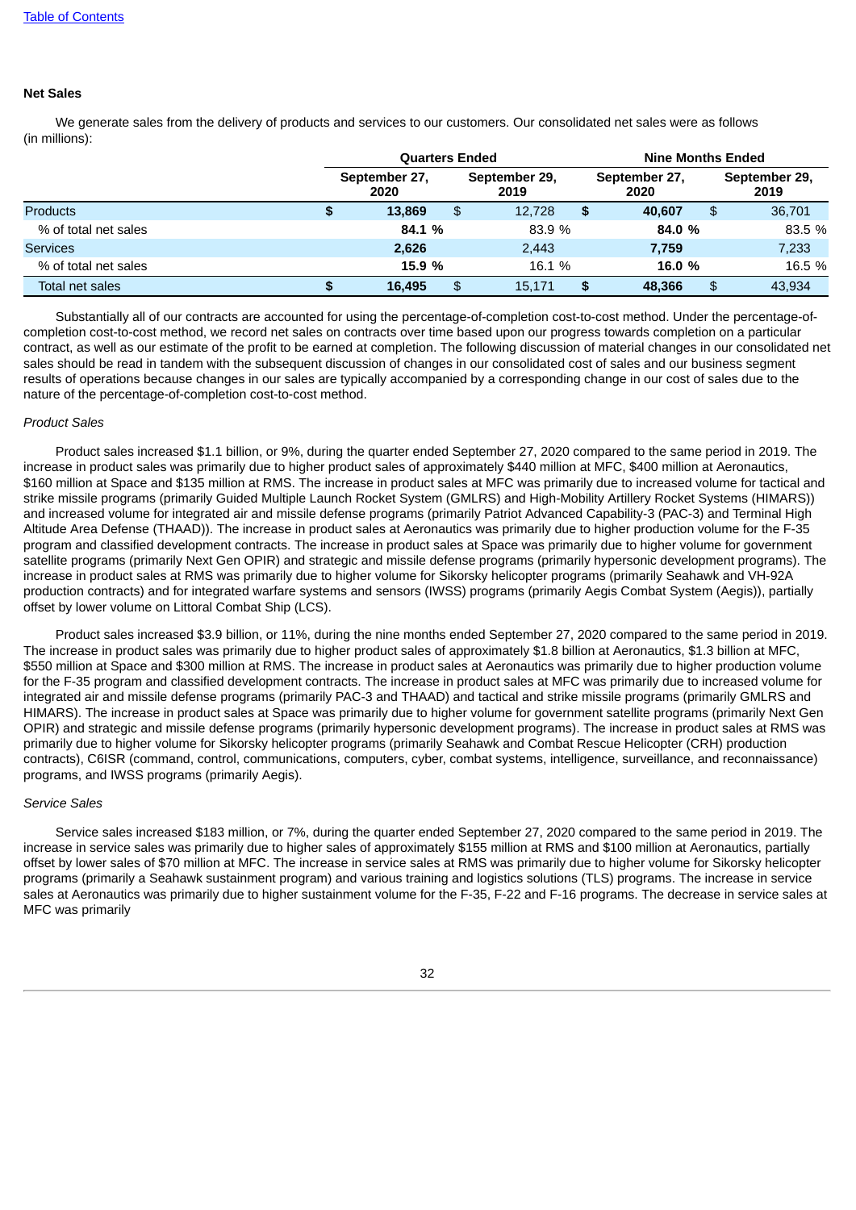[Table of Contents](#)

### Net Sales

We generate sales from the delivery of products and services to our customers. Our consolidated net sales were as follows (in millions):

| | Quarters Ended | | Nine Months Ended | |
|---|---|---|---|---|
| | September 27, 2020 | September 29, 2019 | September 27, 2020 | September 29, 2019 |
| Products | **$ 13,869** | $ 12,728 | **$ 40,607** | $ 36,701 |
| % of total net sales | **84.1 %** | 83.9 % | **84.0 %** | 83.5 % |
| Services | **2,626** | 2,443 | **7,759** | 7,233 |
| % of total net sales | **15.9 %** | 16.1 % | **16.0 %** | 16.5 % |
| Total net sales | **$ 16,495** | $ 15,171 | **$ 48,366** | $ 43,934 |

Substantially all of our contracts are accounted for using the percentage-of-completion cost-to-cost method. Under the percentage-of-completion cost-to-cost method, we record net sales on contracts over time based upon our progress towards completion on a particular contract, as well as our estimate of the profit to be earned at completion. The following discussion of material changes in our consolidated net sales should be read in tandem with the subsequent discussion of changes in our consolidated cost of sales and our business segment results of operations because changes in our sales are typically accompanied by a corresponding change in our cost of sales due to the nature of the percentage-of-completion cost-to-cost method.

*Product Sales*

Product sales increased $1.1 billion, or 9%, during the quarter ended September 27, 2020 compared to the same period in 2019. The increase in product sales was primarily due to higher product sales of approximately $440 million at MFC, $400 million at Aeronautics, $160 million at Space and $135 million at RMS. The increase in product sales at MFC was primarily due to increased volume for tactical and strike missile programs (primarily Guided Multiple Launch Rocket System (GMLRS) and High-Mobility Artillery Rocket Systems (HIMARS)) and increased volume for integrated air and missile defense programs (primarily Patriot Advanced Capability-3 (PAC-3) and Terminal High Altitude Area Defense (THAAD)). The increase in product sales at Aeronautics was primarily due to higher production volume for the F-35 program and classified development contracts. The increase in product sales at Space was primarily due to higher volume for government satellite programs (primarily Next Gen OPIR) and strategic and missile defense programs (primarily hypersonic development programs). The increase in product sales at RMS was primarily due to higher volume for Sikorsky helicopter programs (primarily Seahawk and VH-92A production contracts) and for integrated warfare systems and sensors (IWSS) programs (primarily Aegis Combat System (Aegis)), partially offset by lower volume on Littoral Combat Ship (LCS).

Product sales increased $3.9 billion, or 11%, during the nine months ended September 27, 2020 compared to the same period in 2019. The increase in product sales was primarily due to higher product sales of approximately $1.8 billion at Aeronautics, $1.3 billion at MFC, $550 million at Space and $300 million at RMS. The increase in product sales at Aeronautics was primarily due to higher production volume for the F-35 program and classified development contracts. The increase in product sales at MFC was primarily due to increased volume for integrated air and missile defense programs (primarily PAC-3 and THAAD) and tactical and strike missile programs (primarily GMLRS and HIMARS). The increase in product sales at Space was primarily due to higher volume for government satellite programs (primarily Next Gen OPIR) and strategic and missile defense programs (primarily hypersonic development programs). The increase in product sales at RMS was primarily due to higher volume for Sikorsky helicopter programs (primarily Seahawk and Combat Rescue Helicopter (CRH) production contracts), C6ISR (command, control, communications, computers, cyber, combat systems, intelligence, surveillance, and reconnaissance) programs, and IWSS programs (primarily Aegis).

*Service Sales*

Service sales increased $183 million, or 7%, during the quarter ended September 27, 2020 compared to the same period in 2019. The increase in service sales was primarily due to higher sales of approximately $155 million at RMS and $100 million at Aeronautics, partially offset by lower sales of $70 million at MFC. The increase in service sales at RMS was primarily due to higher volume for Sikorsky helicopter programs (primarily a Seahawk sustainment program) and various training and logistics solutions (TLS) programs. The increase in service sales at Aeronautics was primarily due to higher sustainment volume for the F-35, F-22 and F-16 programs. The decrease in service sales at MFC was primarily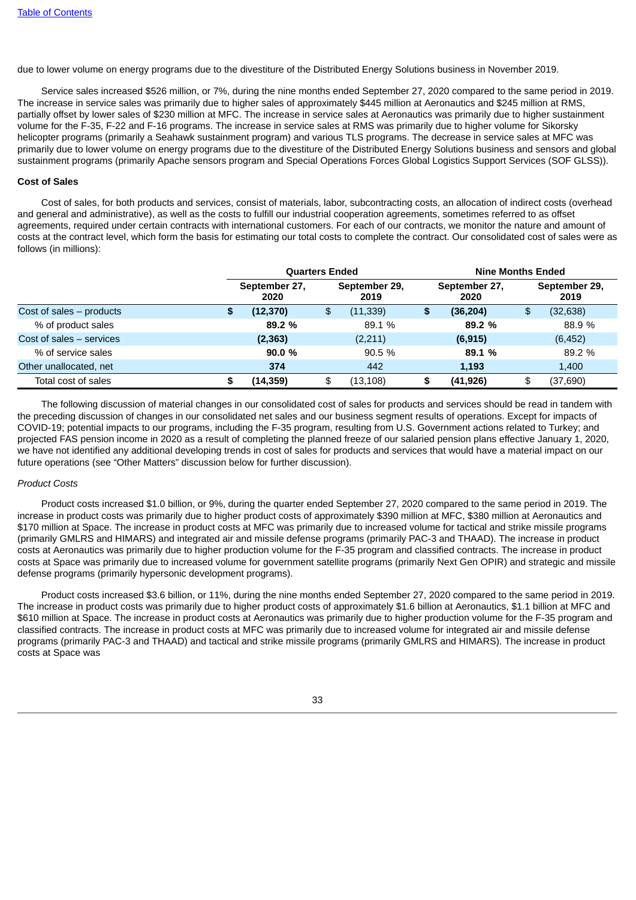due to lower volume on energy programs due to the divestiture of the Distributed Energy Solutions business in November 2019.

Service sales increased $526 million, or 7%, during the nine months ended September 27, 2020 compared to the same period in 2019. The increase in service sales was primarily due to higher sales of approximately $445 million at Aeronautics and $245 million at RMS, partially offset by lower sales of $230 million at MFC. The increase in service sales at Aeronautics was primarily due to higher sustainment volume for the F-35, F-22 and F-16 programs. The increase in service sales at RMS was primarily due to higher volume for Sikorsky helicopter programs (primarily a Seahawk sustainment program) and various TLS programs. The decrease in service sales at MFC was primarily due to lower volume on energy programs due to the divestiture of the Distributed Energy Solutions business and sensors and global sustainment programs (primarily Apache sensors program and Special Operations Forces Global Logistics Support Services (SOF GLSS)).

**Cost of Sales**

Cost of sales, for both products and services, consist of materials, labor, subcontracting costs, an allocation of indirect costs (overhead and general and administrative), as well as the costs to fulfill our industrial cooperation agreements, sometimes referred to as offset agreements, required under certain contracts with international customers. For each of our contracts, we monitor the nature and amount of costs at the contract level, which form the basis for estimating our total costs to complete the contract. Our consolidated cost of sales were as follows (in millions):

| | Quarters Ended | | Nine Months Ended | |
|---|---|---|---|---|
| | September 27, 2020 | September 29, 2019 | September 27, 2020 | September 29, 2019 |
| Cost of sales – products | **$ (12,370)** | $ (11,339) | **$ (36,204)** | $ (32,638) |
| % of product sales | **89.2 %** | 89.1 % | **89.2 %** | 88.9 % |
| Cost of sales – services | **(2,363)** | (2,211) | **(6,915)** | (6,452) |
| % of service sales | **90.0 %** | 90.5 % | **89.1 %** | 89.2 % |
| Other unallocated, net | **374** | 442 | **1,193** | 1,400 |
| Total cost of sales | **$ (14,359)** | $ (13,108) | **$ (41,926)** | $ (37,690) |

The following discussion of material changes in our consolidated cost of sales for products and services should be read in tandem with the preceding discussion of changes in our consolidated net sales and our business segment results of operations. Except for impacts of COVID-19; potential impacts to our programs, including the F-35 program, resulting from U.S. Government actions related to Turkey; and projected FAS pension income in 2020 as a result of completing the planned freeze of our salaried pension plans effective January 1, 2020, we have not identified any additional developing trends in cost of sales for products and services that would have a material impact on our future operations (see “Other Matters” discussion below for further discussion).

*Product Costs*

Product costs increased $1.0 billion, or 9%, during the quarter ended September 27, 2020 compared to the same period in 2019. The increase in product costs was primarily due to higher product costs of approximately $390 million at MFC, $380 million at Aeronautics and $170 million at Space. The increase in product costs at MFC was primarily due to increased volume for tactical and strike missile programs (primarily GMLRS and HIMARS) and integrated air and missile defense programs (primarily PAC-3 and THAAD). The increase in product costs at Aeronautics was primarily due to higher production volume for the F-35 program and classified contracts. The increase in product costs at Space was primarily due to increased volume for government satellite programs (primarily Next Gen OPIR) and strategic and missile defense programs (primarily hypersonic development programs).

Product costs increased $3.6 billion, or 11%, during the nine months ended September 27, 2020 compared to the same period in 2019. The increase in product costs was primarily due to higher product costs of approximately $1.6 billion at Aeronautics, $1.1 billion at MFC and $610 million at Space. The increase in product costs at Aeronautics was primarily due to higher production volume for the F-35 program and classified contracts. The increase in product costs at MFC was primarily due to increased volume for integrated air and missile defense programs (primarily PAC-3 and THAAD) and tactical and strike missile programs (primarily GMLRS and HIMARS). The increase in product costs at Space was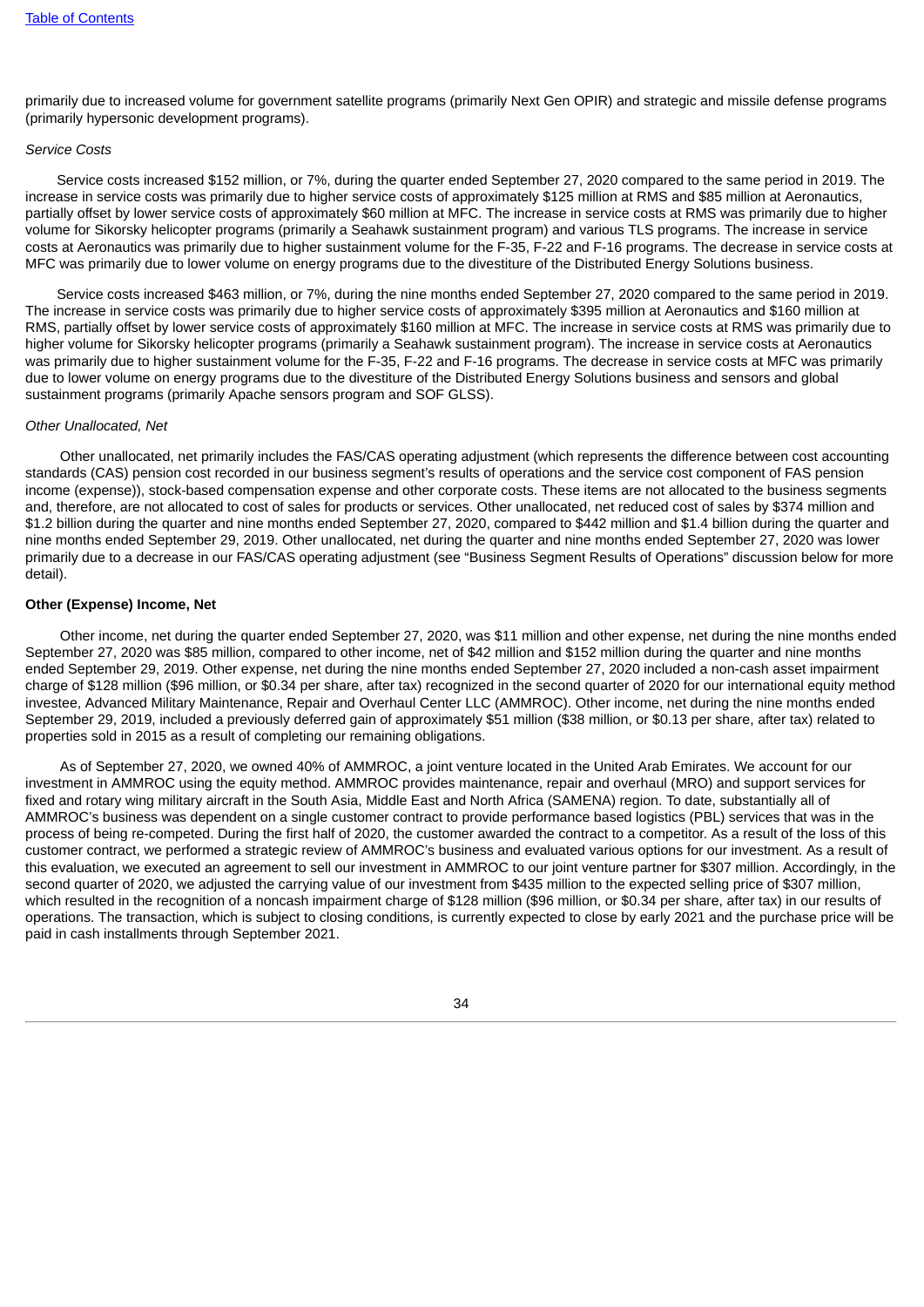primarily due to increased volume for government satellite programs (primarily Next Gen OPIR) and strategic and missile defense programs (primarily hypersonic development programs).

*Service Costs*

Service costs increased $152 million, or 7%, during the quarter ended September 27, 2020 compared to the same period in 2019. The increase in service costs was primarily due to higher service costs of approximately $125 million at RMS and $85 million at Aeronautics, partially offset by lower service costs of approximately $60 million at MFC. The increase in service costs at RMS was primarily due to higher volume for Sikorsky helicopter programs (primarily a Seahawk sustainment program) and various TLS programs. The increase in service costs at Aeronautics was primarily due to higher sustainment volume for the F-35, F-22 and F-16 programs. The decrease in service costs at MFC was primarily due to lower volume on energy programs due to the divestiture of the Distributed Energy Solutions business.

Service costs increased $463 million, or 7%, during the nine months ended September 27, 2020 compared to the same period in 2019. The increase in service costs was primarily due to higher service costs of approximately $395 million at Aeronautics and $160 million at RMS, partially offset by lower service costs of approximately $160 million at MFC. The increase in service costs at RMS was primarily due to higher volume for Sikorsky helicopter programs (primarily a Seahawk sustainment program). The increase in service costs at Aeronautics was primarily due to higher sustainment volume for the F-35, F-22 and F-16 programs. The decrease in service costs at MFC was primarily due to lower volume on energy programs due to the divestiture of the Distributed Energy Solutions business and sensors and global sustainment programs (primarily Apache sensors program and SOF GLSS).

*Other Unallocated, Net*

Other unallocated, net primarily includes the FAS/CAS operating adjustment (which represents the difference between cost accounting standards (CAS) pension cost recorded in our business segment's results of operations and the service cost component of FAS pension income (expense)), stock-based compensation expense and other corporate costs. These items are not allocated to the business segments and, therefore, are not allocated to cost of sales for products or services. Other unallocated, net reduced cost of sales by $374 million and $1.2 billion during the quarter and nine months ended September 27, 2020, compared to $442 million and $1.4 billion during the quarter and nine months ended September 29, 2019. Other unallocated, net during the quarter and nine months ended September 27, 2020 was lower primarily due to a decrease in our FAS/CAS operating adjustment (see "Business Segment Results of Operations" discussion below for more detail).

**Other (Expense) Income, Net**

Other income, net during the quarter ended September 27, 2020, was $11 million and other expense, net during the nine months ended September 27, 2020 was $85 million, compared to other income, net of $42 million and $152 million during the quarter and nine months ended September 29, 2019. Other expense, net during the nine months ended September 27, 2020 included a non-cash asset impairment charge of $128 million ($96 million, or $0.34 per share, after tax) recognized in the second quarter of 2020 for our international equity method investee, Advanced Military Maintenance, Repair and Overhaul Center LLC (AMMROC). Other income, net during the nine months ended September 29, 2019, included a previously deferred gain of approximately $51 million ($38 million, or $0.13 per share, after tax) related to properties sold in 2015 as a result of completing our remaining obligations.

As of September 27, 2020, we owned 40% of AMMROC, a joint venture located in the United Arab Emirates. We account for our investment in AMMROC using the equity method. AMMROC provides maintenance, repair and overhaul (MRO) and support services for fixed and rotary wing military aircraft in the South Asia, Middle East and North Africa (SAMENA) region. To date, substantially all of AMMROC's business was dependent on a single customer contract to provide performance based logistics (PBL) services that was in the process of being re-competed. During the first half of 2020, the customer awarded the contract to a competitor. As a result of the loss of this customer contract, we performed a strategic review of AMMROC's business and evaluated various options for our investment. As a result of this evaluation, we executed an agreement to sell our investment in AMMROC to our joint venture partner for $307 million. Accordingly, in the second quarter of 2020, we adjusted the carrying value of our investment from $435 million to the expected selling price of $307 million, which resulted in the recognition of a noncash impairment charge of $128 million ($96 million, or $0.34 per share, after tax) in our results of operations. The transaction, which is subject to closing conditions, is currently expected to close by early 2021 and the purchase price will be paid in cash installments through September 2021.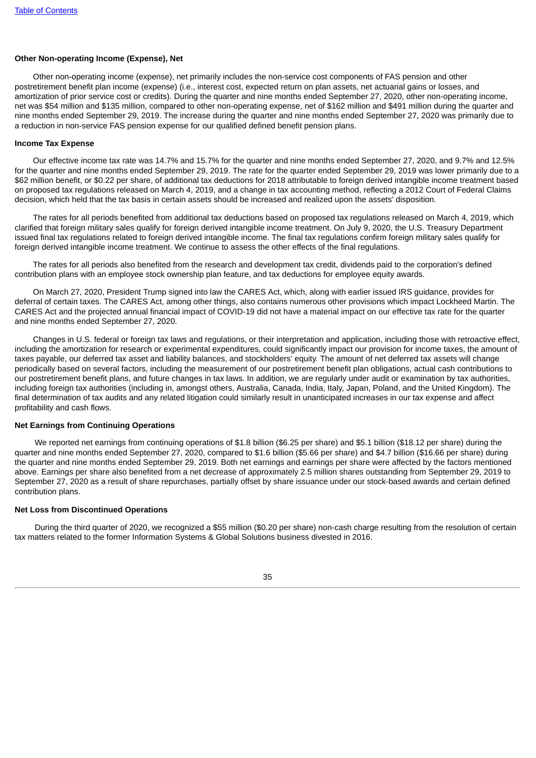**Other Non-operating Income (Expense), Net**

Other non-operating income (expense), net primarily includes the non-service cost components of FAS pension and other postretirement benefit plan income (expense) (i.e., interest cost, expected return on plan assets, net actuarial gains or losses, and amortization of prior service cost or credits). During the quarter and nine months ended September 27, 2020, other non-operating income, net was $54 million and $135 million, compared to other non-operating expense, net of $162 million and $491 million during the quarter and nine months ended September 29, 2019. The increase during the quarter and nine months ended September 27, 2020 was primarily due to a reduction in non-service FAS pension expense for our qualified defined benefit pension plans.

**Income Tax Expense**

Our effective income tax rate was 14.7% and 15.7% for the quarter and nine months ended September 27, 2020, and 9.7% and 12.5% for the quarter and nine months ended September 29, 2019. The rate for the quarter ended September 29, 2019 was lower primarily due to a $62 million benefit, or $0.22 per share, of additional tax deductions for 2018 attributable to foreign derived intangible income treatment based on proposed tax regulations released on March 4, 2019, and a change in tax accounting method, reflecting a 2012 Court of Federal Claims decision, which held that the tax basis in certain assets should be increased and realized upon the assets' disposition.

The rates for all periods benefited from additional tax deductions based on proposed tax regulations released on March 4, 2019, which clarified that foreign military sales qualify for foreign derived intangible income treatment. On July 9, 2020, the U.S. Treasury Department issued final tax regulations related to foreign derived intangible income. The final tax regulations confirm foreign military sales qualify for foreign derived intangible income treatment. We continue to assess the other effects of the final regulations.

The rates for all periods also benefited from the research and development tax credit, dividends paid to the corporation's defined contribution plans with an employee stock ownership plan feature, and tax deductions for employee equity awards.

On March 27, 2020, President Trump signed into law the CARES Act, which, along with earlier issued IRS guidance, provides for deferral of certain taxes. The CARES Act, among other things, also contains numerous other provisions which impact Lockheed Martin. The CARES Act and the projected annual financial impact of COVID-19 did not have a material impact on our effective tax rate for the quarter and nine months ended September 27, 2020.

Changes in U.S. federal or foreign tax laws and regulations, or their interpretation and application, including those with retroactive effect, including the amortization for research or experimental expenditures, could significantly impact our provision for income taxes, the amount of taxes payable, our deferred tax asset and liability balances, and stockholders' equity. The amount of net deferred tax assets will change periodically based on several factors, including the measurement of our postretirement benefit plan obligations, actual cash contributions to our postretirement benefit plans, and future changes in tax laws. In addition, we are regularly under audit or examination by tax authorities, including foreign tax authorities (including in, amongst others, Australia, Canada, India, Italy, Japan, Poland, and the United Kingdom). The final determination of tax audits and any related litigation could similarly result in unanticipated increases in our tax expense and affect profitability and cash flows.

**Net Earnings from Continuing Operations**

We reported net earnings from continuing operations of $1.8 billion ($6.25 per share) and $5.1 billion ($18.12 per share) during the quarter and nine months ended September 27, 2020, compared to $1.6 billion ($5.66 per share) and $4.7 billion ($16.66 per share) during the quarter and nine months ended September 29, 2019. Both net earnings and earnings per share were affected by the factors mentioned above. Earnings per share also benefited from a net decrease of approximately 2.5 million shares outstanding from September 29, 2019 to September 27, 2020 as a result of share repurchases, partially offset by share issuance under our stock-based awards and certain defined contribution plans.

**Net Loss from Discontinued Operations**

During the third quarter of 2020, we recognized a $55 million ($0.20 per share) non-cash charge resulting from the resolution of certain tax matters related to the former Information Systems & Global Solutions business divested in 2016.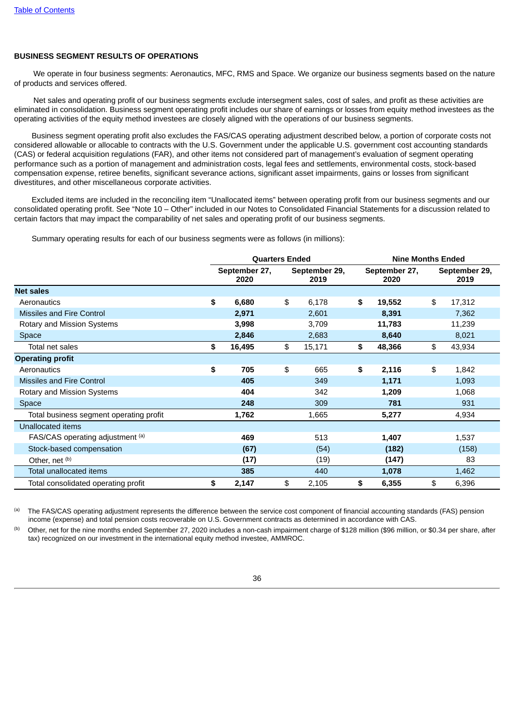[Table of Contents](#)

## BUSINESS SEGMENT RESULTS OF OPERATIONS

We operate in four business segments: Aeronautics, MFC, RMS and Space. We organize our business segments based on the nature of products and services offered.

Net sales and operating profit of our business segments exclude intersegment sales, cost of sales, and profit as these activities are eliminated in consolidation. Business segment operating profit includes our share of earnings or losses from equity method investees as the operating activities of the equity method investees are closely aligned with the operations of our business segments.

Business segment operating profit also excludes the FAS/CAS operating adjustment described below, a portion of corporate costs not considered allowable or allocable to contracts with the U.S. Government under the applicable U.S. government cost accounting standards (CAS) or federal acquisition regulations (FAR), and other items not considered part of management's evaluation of segment operating performance such as a portion of management and administration costs, legal fees and settlements, environmental costs, stock-based compensation expense, retiree benefits, significant severance actions, significant asset impairments, gains or losses from significant divestitures, and other miscellaneous corporate activities.

Excluded items are included in the reconciling item "Unallocated items" between operating profit from our business segments and our consolidated operating profit. See "Note 10 – Other" included in our Notes to Consolidated Financial Statements for a discussion related to certain factors that may impact the comparability of net sales and operating profit of our business segments.

Summary operating results for each of our business segments were as follows (in millions):

| | Quarters Ended | | Nine Months Ended | |
|---|---|---|---|---|
| | September 27, 2020 | September 29, 2019 | September 27, 2020 | September 29, 2019 |
| **Net sales** | | | | |
| Aeronautics | **$ 6,680** | $ 6,178 | **$ 19,552** | $ 17,312 |
| Missiles and Fire Control | **2,971** | 2,601 | **8,391** | 7,362 |
| Rotary and Mission Systems | **3,998** | 3,709 | **11,783** | 11,239 |
| Space | **2,846** | 2,683 | **8,640** | 8,021 |
| Total net sales | **$ 16,495** | $ 15,171 | **$ 48,366** | $ 43,934 |
| **Operating profit** | | | | |
| Aeronautics | **$ 705** | $ 665 | **$ 2,116** | $ 1,842 |
| Missiles and Fire Control | **405** | 349 | **1,171** | 1,093 |
| Rotary and Mission Systems | **404** | 342 | **1,209** | 1,068 |
| Space | **248** | 309 | **781** | 931 |
| Total business segment operating profit | **1,762** | 1,665 | **5,277** | 4,934 |
| Unallocated items | | | | |
| FAS/CAS operating adjustment [(a)] | **469** | 513 | **1,407** | 1,537 |
| Stock-based compensation | **(67)** | (54) | **(182)** | (158) |
| Other, net [(b)] | **(17)** | (19) | **(147)** | 83 |
| Total unallocated items | **385** | 440 | **1,078** | 1,462 |
| Total consolidated operating profit | **$ 2,147** | $ 2,105 | **$ 6,355** | $ 6,396 |

(a) The FAS/CAS operating adjustment represents the difference between the service cost component of financial accounting standards (FAS) pension income (expense) and total pension costs recoverable on U.S. Government contracts as determined in accordance with CAS.

(b) Other, net for the nine months ended September 27, 2020 includes a non-cash impairment charge of $128 million ($96 million, or $0.34 per share, after tax) recognized on our investment in the international equity method investee, AMMROC.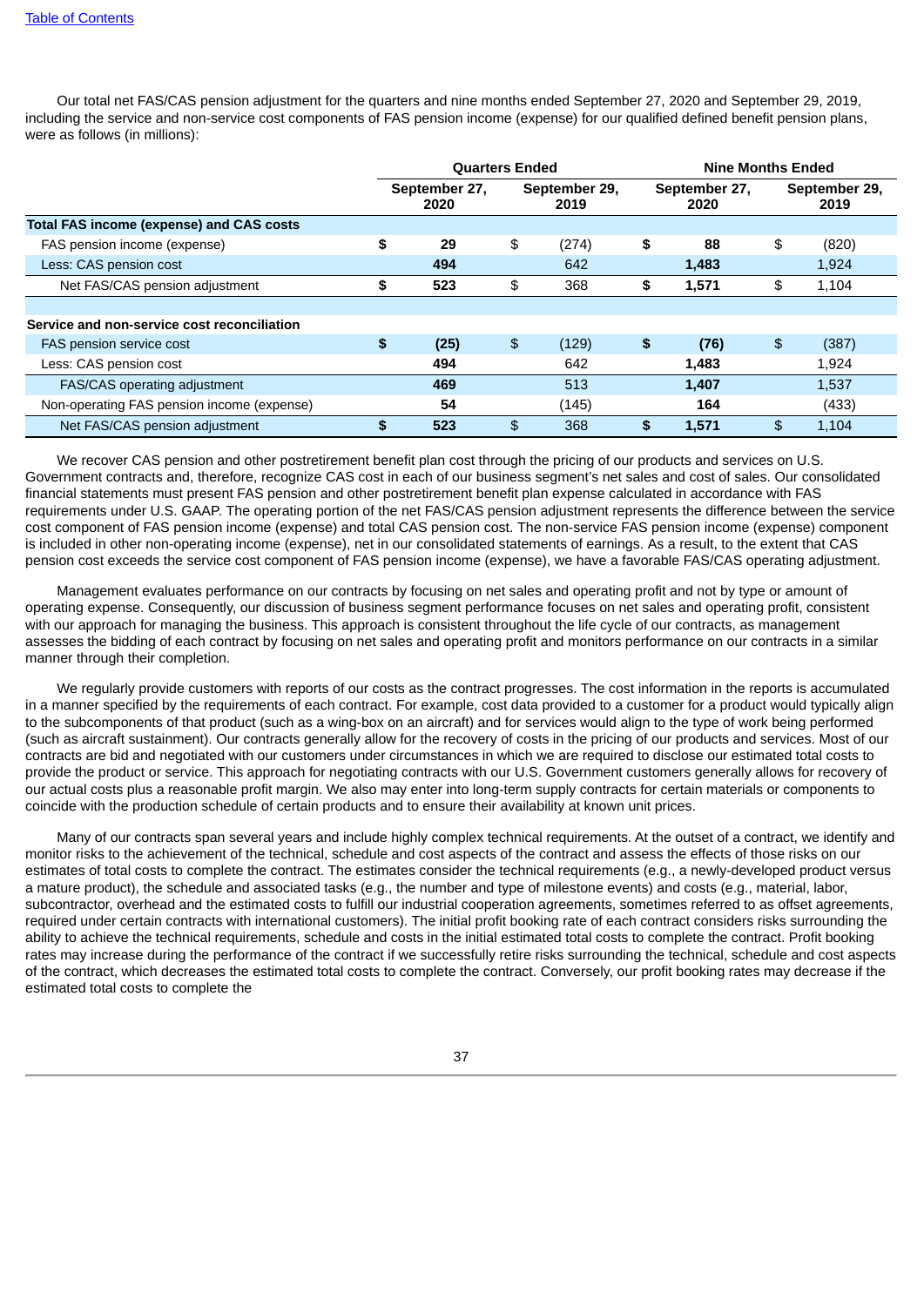Our total net FAS/CAS pension adjustment for the quarters and nine months ended September 27, 2020 and September 29, 2019, including the service and non-service cost components of FAS pension income (expense) for our qualified defined benefit pension plans, were as follows (in millions):

| | Quarters Ended | | Nine Months Ended | |
|---|---|---|---|---|
| | September 27, 2020 | September 29, 2019 | September 27, 2020 | September 29, 2019 |
| **Total FAS income (expense) and CAS costs** | | | | |
| FAS pension income (expense) | **$ 29** | $ (274) | **$ 88** | $ (820) |
| Less: CAS pension cost | **494** | 642 | **1,483** | 1,924 |
| Net FAS/CAS pension adjustment | **$ 523** | $ 368 | **$ 1,571** | $ 1,104 |
| | | | | |
| **Service and non-service cost reconciliation** | | | | |
| FAS pension service cost | **$ (25)** | $ (129) | **$ (76)** | $ (387) |
| Less: CAS pension cost | **494** | 642 | **1,483** | 1,924 |
| FAS/CAS operating adjustment | **469** | 513 | **1,407** | 1,537 |
| Non-operating FAS pension income (expense) | **54** | (145) | **164** | (433) |
| Net FAS/CAS pension adjustment | **$ 523** | $ 368 | **$ 1,571** | $ 1,104 |

We recover CAS pension and other postretirement benefit plan cost through the pricing of our products and services on U.S. Government contracts and, therefore, recognize CAS cost in each of our business segment's net sales and cost of sales. Our consolidated financial statements must present FAS pension and other postretirement benefit plan expense calculated in accordance with FAS requirements under U.S. GAAP. The operating portion of the net FAS/CAS pension adjustment represents the difference between the service cost component of FAS pension income (expense) and total CAS pension cost. The non-service FAS pension income (expense) component is included in other non-operating income (expense), net in our consolidated statements of earnings. As a result, to the extent that CAS pension cost exceeds the service cost component of FAS pension income (expense), we have a favorable FAS/CAS operating adjustment.

Management evaluates performance on our contracts by focusing on net sales and operating profit and not by type or amount of operating expense. Consequently, our discussion of business segment performance focuses on net sales and operating profit, consistent with our approach for managing the business. This approach is consistent throughout the life cycle of our contracts, as management assesses the bidding of each contract by focusing on net sales and operating profit and monitors performance on our contracts in a similar manner through their completion.

We regularly provide customers with reports of our costs as the contract progresses. The cost information in the reports is accumulated in a manner specified by the requirements of each contract. For example, cost data provided to a customer for a product would typically align to the subcomponents of that product (such as a wing-box on an aircraft) and for services would align to the type of work being performed (such as aircraft sustainment). Our contracts generally allow for the recovery of costs in the pricing of our products and services. Most of our contracts are bid and negotiated with our customers under circumstances in which we are required to disclose our estimated total costs to provide the product or service. This approach for negotiating contracts with our U.S. Government customers generally allows for recovery of our actual costs plus a reasonable profit margin. We also may enter into long-term supply contracts for certain materials or components to coincide with the production schedule of certain products and to ensure their availability at known unit prices.

Many of our contracts span several years and include highly complex technical requirements. At the outset of a contract, we identify and monitor risks to the achievement of the technical, schedule and cost aspects of the contract and assess the effects of those risks on our estimates of total costs to complete the contract. The estimates consider the technical requirements (e.g., a newly-developed product versus a mature product), the schedule and associated tasks (e.g., the number and type of milestone events) and costs (e.g., material, labor, subcontractor, overhead and the estimated costs to fulfill our industrial cooperation agreements, sometimes referred to as offset agreements, required under certain contracts with international customers). The initial profit booking rate of each contract considers risks surrounding the ability to achieve the technical requirements, schedule and costs in the initial estimated total costs to complete the contract. Profit booking rates may increase during the performance of the contract if we successfully retire risks surrounding the technical, schedule and cost aspects of the contract, which decreases the estimated total costs to complete the contract. Conversely, our profit booking rates may decrease if the estimated total costs to complete the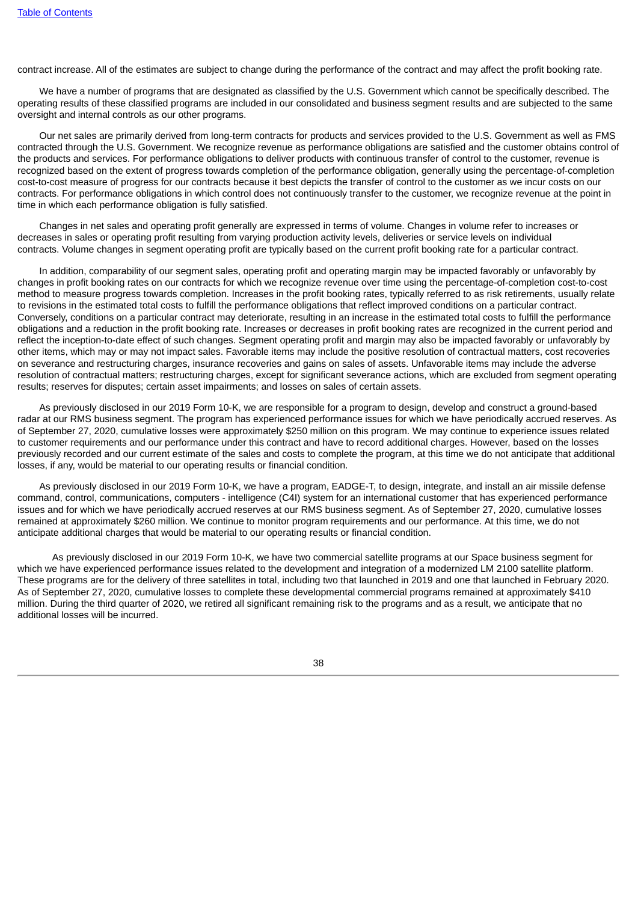contract increase. All of the estimates are subject to change during the performance of the contract and may affect the profit booking rate.

We have a number of programs that are designated as classified by the U.S. Government which cannot be specifically described. The operating results of these classified programs are included in our consolidated and business segment results and are subjected to the same oversight and internal controls as our other programs.

Our net sales are primarily derived from long-term contracts for products and services provided to the U.S. Government as well as FMS contracted through the U.S. Government. We recognize revenue as performance obligations are satisfied and the customer obtains control of the products and services. For performance obligations to deliver products with continuous transfer of control to the customer, revenue is recognized based on the extent of progress towards completion of the performance obligation, generally using the percentage-of-completion cost-to-cost measure of progress for our contracts because it best depicts the transfer of control to the customer as we incur costs on our contracts. For performance obligations in which control does not continuously transfer to the customer, we recognize revenue at the point in time in which each performance obligation is fully satisfied.

Changes in net sales and operating profit generally are expressed in terms of volume. Changes in volume refer to increases or decreases in sales or operating profit resulting from varying production activity levels, deliveries or service levels on individual contracts. Volume changes in segment operating profit are typically based on the current profit booking rate for a particular contract.

In addition, comparability of our segment sales, operating profit and operating margin may be impacted favorably or unfavorably by changes in profit booking rates on our contracts for which we recognize revenue over time using the percentage-of-completion cost-to-cost method to measure progress towards completion. Increases in the profit booking rates, typically referred to as risk retirements, usually relate to revisions in the estimated total costs to fulfill the performance obligations that reflect improved conditions on a particular contract. Conversely, conditions on a particular contract may deteriorate, resulting in an increase in the estimated total costs to fulfill the performance obligations and a reduction in the profit booking rate. Increases or decreases in profit booking rates are recognized in the current period and reflect the inception-to-date effect of such changes. Segment operating profit and margin may also be impacted favorably or unfavorably by other items, which may or may not impact sales. Favorable items may include the positive resolution of contractual matters, cost recoveries on severance and restructuring charges, insurance recoveries and gains on sales of assets. Unfavorable items may include the adverse resolution of contractual matters; restructuring charges, except for significant severance actions, which are excluded from segment operating results; reserves for disputes; certain asset impairments; and losses on sales of certain assets.

As previously disclosed in our 2019 Form 10-K, we are responsible for a program to design, develop and construct a ground-based radar at our RMS business segment. The program has experienced performance issues for which we have periodically accrued reserves. As of September 27, 2020, cumulative losses were approximately $250 million on this program. We may continue to experience issues related to customer requirements and our performance under this contract and have to record additional charges. However, based on the losses previously recorded and our current estimate of the sales and costs to complete the program, at this time we do not anticipate that additional losses, if any, would be material to our operating results or financial condition.

As previously disclosed in our 2019 Form 10-K, we have a program, EADGE-T, to design, integrate, and install an air missile defense command, control, communications, computers - intelligence (C4I) system for an international customer that has experienced performance issues and for which we have periodically accrued reserves at our RMS business segment. As of September 27, 2020, cumulative losses remained at approximately $260 million. We continue to monitor program requirements and our performance. At this time, we do not anticipate additional charges that would be material to our operating results or financial condition.

As previously disclosed in our 2019 Form 10-K, we have two commercial satellite programs at our Space business segment for which we have experienced performance issues related to the development and integration of a modernized LM 2100 satellite platform. These programs are for the delivery of three satellites in total, including two that launched in 2019 and one that launched in February 2020. As of September 27, 2020, cumulative losses to complete these developmental commercial programs remained at approximately $410 million. During the third quarter of 2020, we retired all significant remaining risk to the programs and as a result, we anticipate that no additional losses will be incurred.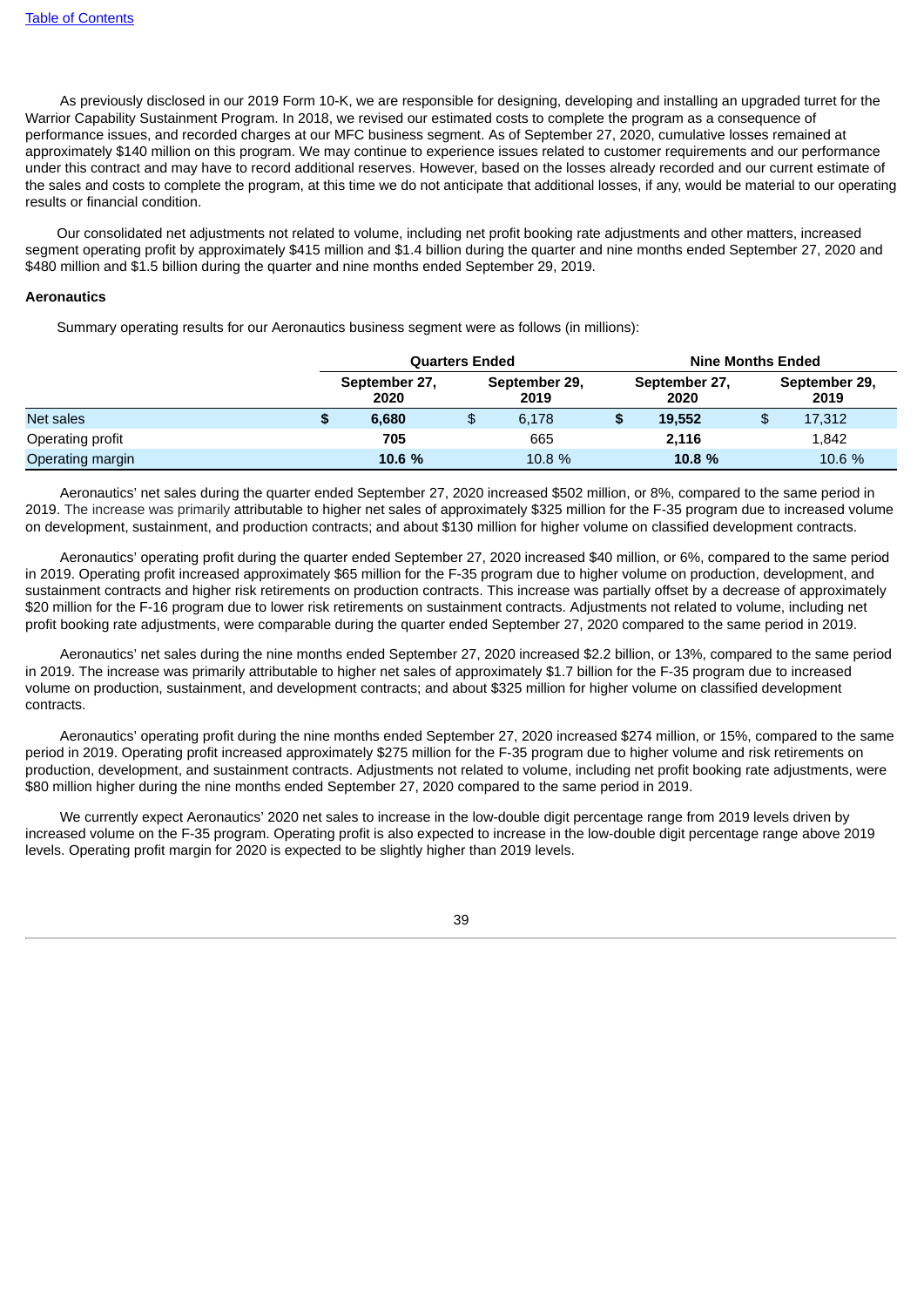As previously disclosed in our 2019 Form 10-K, we are responsible for designing, developing and installing an upgraded turret for the Warrior Capability Sustainment Program. In 2018, we revised our estimated costs to complete the program as a consequence of performance issues, and recorded charges at our MFC business segment. As of September 27, 2020, cumulative losses remained at approximately $140 million on this program. We may continue to experience issues related to customer requirements and our performance under this contract and may have to record additional reserves. However, based on the losses already recorded and our current estimate of the sales and costs to complete the program, at this time we do not anticipate that additional losses, if any, would be material to our operating results or financial condition.

Our consolidated net adjustments not related to volume, including net profit booking rate adjustments and other matters, increased segment operating profit by approximately $415 million and $1.4 billion during the quarter and nine months ended September 27, 2020 and $480 million and $1.5 billion during the quarter and nine months ended September 29, 2019.

**Aeronautics**

Summary operating results for our Aeronautics business segment were as follows (in millions):

| | Quarters Ended | | Nine Months Ended | |
|---|---|---|---|---|
| | **September 27, 2020** | **September 29, 2019** | **September 27, 2020** | **September 29, 2019** |
| Net sales | **$ 6,680** | $ 6,178 | **$ 19,552** | $ 17,312 |
| Operating profit | **705** | 665 | **2,116** | 1,842 |
| Operating margin | **10.6 %** | 10.8 % | **10.8 %** | 10.6 % |

Aeronautics' net sales during the quarter ended September 27, 2020 increased $502 million, or 8%, compared to the same period in 2019. The increase was primarily attributable to higher net sales of approximately $325 million for the F-35 program due to increased volume on development, sustainment, and production contracts; and about $130 million for higher volume on classified development contracts.

Aeronautics' operating profit during the quarter ended September 27, 2020 increased $40 million, or 6%, compared to the same period in 2019. Operating profit increased approximately $65 million for the F-35 program due to higher volume on production, development, and sustainment contracts and higher risk retirements on production contracts. This increase was partially offset by a decrease of approximately $20 million for the F-16 program due to lower risk retirements on sustainment contracts. Adjustments not related to volume, including net profit booking rate adjustments, were comparable during the quarter ended September 27, 2020 compared to the same period in 2019.

Aeronautics' net sales during the nine months ended September 27, 2020 increased $2.2 billion, or 13%, compared to the same period in 2019. The increase was primarily attributable to higher net sales of approximately $1.7 billion for the F-35 program due to increased volume on production, sustainment, and development contracts; and about $325 million for higher volume on classified development contracts.

Aeronautics' operating profit during the nine months ended September 27, 2020 increased $274 million, or 15%, compared to the same period in 2019. Operating profit increased approximately $275 million for the F-35 program due to higher volume and risk retirements on production, development, and sustainment contracts. Adjustments not related to volume, including net profit booking rate adjustments, were $80 million higher during the nine months ended September 27, 2020 compared to the same period in 2019.

We currently expect Aeronautics' 2020 net sales to increase in the low-double digit percentage range from 2019 levels driven by increased volume on the F-35 program. Operating profit is also expected to increase in the low-double digit percentage range above 2019 levels. Operating profit margin for 2020 is expected to be slightly higher than 2019 levels.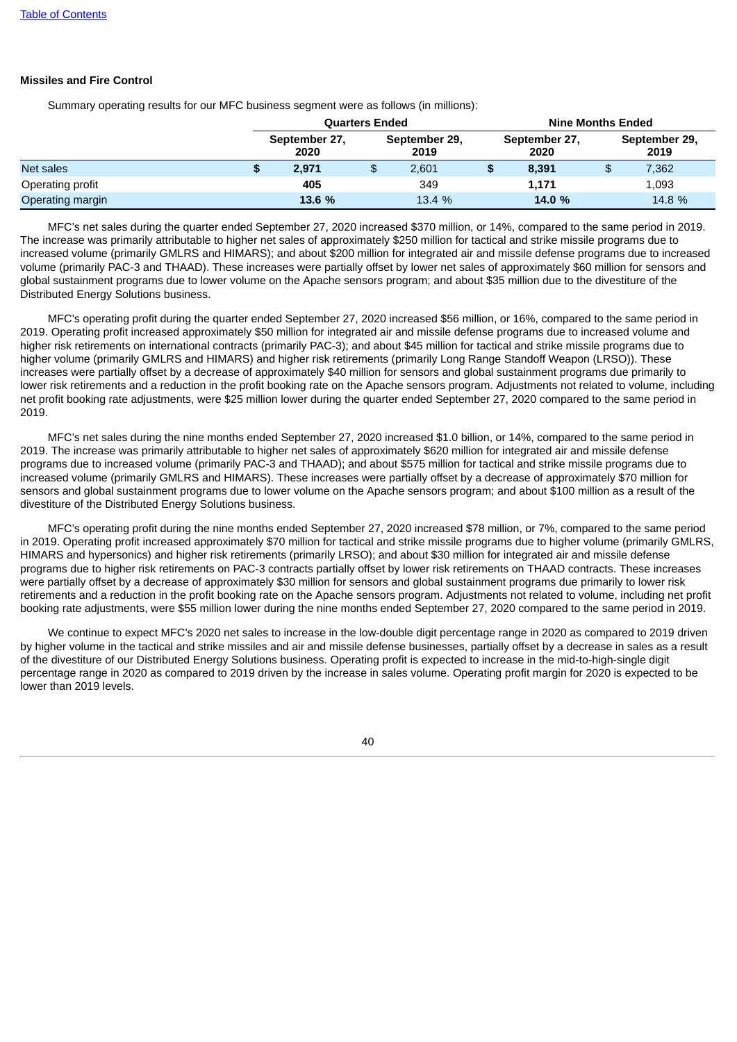**Missiles and Fire Control**

Summary operating results for our MFC business segment were as follows (in millions):

| | Quarters Ended | | Nine Months Ended | |
|---|---|---|---|---|
| | **September 27, 2020** | **September 29, 2019** | **September 27, 2020** | **September 29, 2019** |
| Net sales | **$ 2,971** | $ 2,601 | **$ 8,391** | $ 7,362 |
| Operating profit | **405** | 349 | **1,171** | 1,093 |
| Operating margin | **13.6 %** | 13.4 % | **14.0 %** | 14.8 % |

MFC's net sales during the quarter ended September 27, 2020 increased $370 million, or 14%, compared to the same period in 2019. The increase was primarily attributable to higher net sales of approximately $250 million for tactical and strike missile programs due to increased volume (primarily GMLRS and HIMARS); and about $200 million for integrated air and missile defense programs due to increased volume (primarily PAC-3 and THAAD). These increases were partially offset by lower net sales of approximately $60 million for sensors and global sustainment programs due to lower volume on the Apache sensors program; and about $35 million due to the divestiture of the Distributed Energy Solutions business.

MFC's operating profit during the quarter ended September 27, 2020 increased $56 million, or 16%, compared to the same period in 2019. Operating profit increased approximately $50 million for integrated air and missile defense programs due to increased volume and higher risk retirements on international contracts (primarily PAC-3); and about $45 million for tactical and strike missile programs due to higher volume (primarily GMLRS and HIMARS) and higher risk retirements (primarily Long Range Standoff Weapon (LRSO)). These increases were partially offset by a decrease of approximately $40 million for sensors and global sustainment programs due primarily to lower risk retirements and a reduction in the profit booking rate on the Apache sensors program. Adjustments not related to volume, including net profit booking rate adjustments, were $25 million lower during the quarter ended September 27, 2020 compared to the same period in 2019.

MFC's net sales during the nine months ended September 27, 2020 increased $1.0 billion, or 14%, compared to the same period in 2019. The increase was primarily attributable to higher net sales of approximately $620 million for integrated air and missile defense programs due to increased volume (primarily PAC-3 and THAAD); and about $575 million for tactical and strike missile programs due to increased volume (primarily GMLRS and HIMARS). These increases were partially offset by a decrease of approximately $70 million for sensors and global sustainment programs due to lower volume on the Apache sensors program; and about $100 million as a result of the divestiture of the Distributed Energy Solutions business.

MFC's operating profit during the nine months ended September 27, 2020 increased $78 million, or 7%, compared to the same period in 2019. Operating profit increased approximately $70 million for tactical and strike missile programs due to higher volume (primarily GMLRS, HIMARS and hypersonics) and higher risk retirements (primarily LRSO); and about $30 million for integrated air and missile defense programs due to higher risk retirements on PAC-3 contracts partially offset by lower risk retirements on THAAD contracts. These increases were partially offset by a decrease of approximately $30 million for sensors and global sustainment programs due primarily to lower risk retirements and a reduction in the profit booking rate on the Apache sensors program. Adjustments not related to volume, including net profit booking rate adjustments, were $55 million lower during the nine months ended September 27, 2020 compared to the same period in 2019.

We continue to expect MFC's 2020 net sales to increase in the low-double digit percentage range in 2020 as compared to 2019 driven by higher volume in the tactical and strike missiles and air and missile defense businesses, partially offset by a decrease in sales as a result of the divestiture of our Distributed Energy Solutions business. Operating profit is expected to increase in the mid-to-high-single digit percentage range in 2020 as compared to 2019 driven by the increase in sales volume. Operating profit margin for 2020 is expected to be lower than 2019 levels.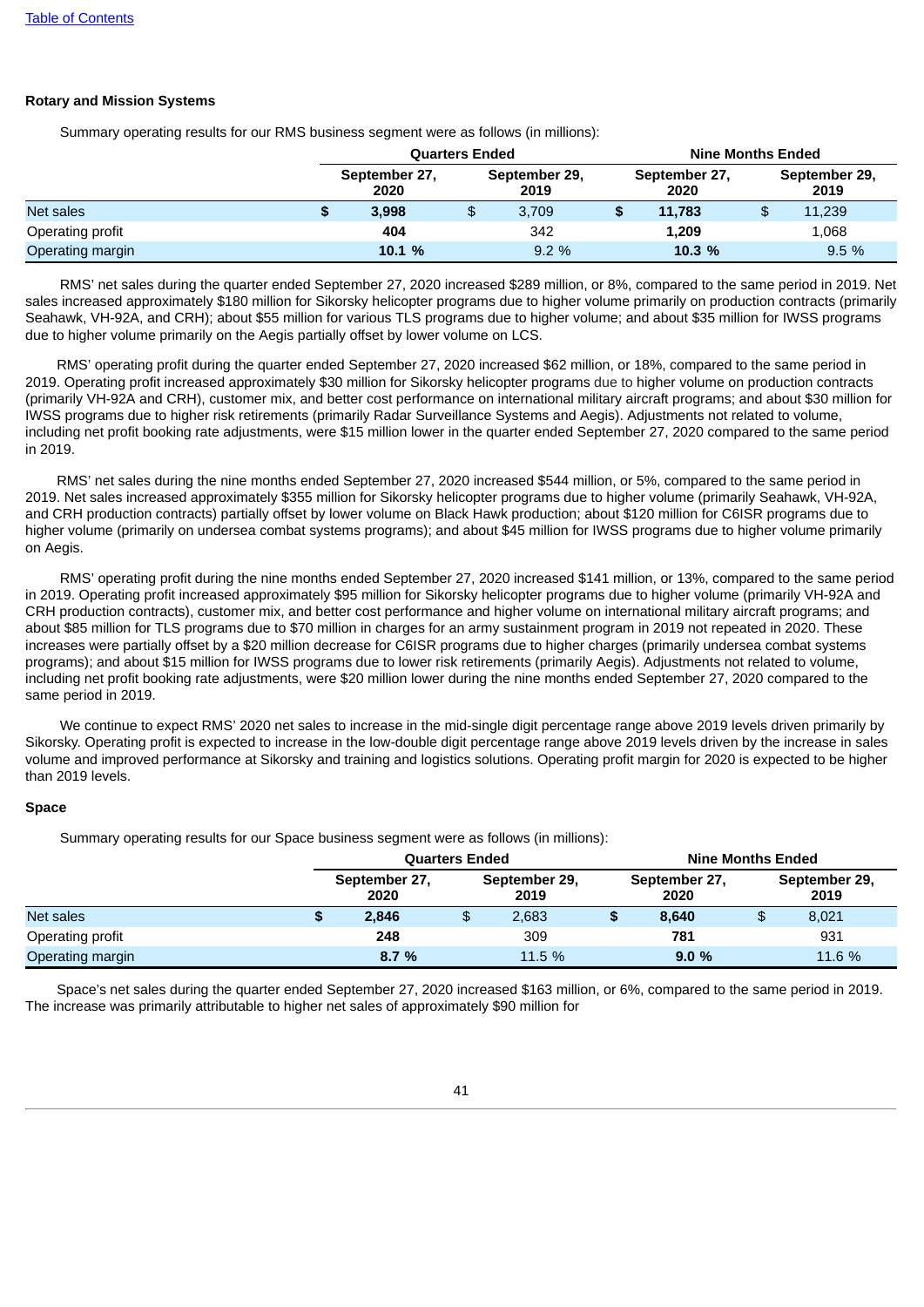**Rotary and Mission Systems**

Summary operating results for our RMS business segment were as follows (in millions):

| | Quarters Ended | | Nine Months Ended | |
|---|---|---|---|---|
| | September 27, 2020 | September 29, 2019 | September 27, 2020 | September 29, 2019 |
| Net sales | **$ 3,998** | $ 3,709 | **$ 11,783** | $ 11,239 |
| Operating profit | **404** | 342 | **1,209** | 1,068 |
| Operating margin | **10.1 %** | 9.2 % | **10.3 %** | 9.5 % |

RMS' net sales during the quarter ended September 27, 2020 increased $289 million, or 8%, compared to the same period in 2019. Net sales increased approximately $180 million for Sikorsky helicopter programs due to higher volume primarily on production contracts (primarily Seahawk, VH-92A, and CRH); about $55 million for various TLS programs due to higher volume; and about $35 million for IWSS programs due to higher volume primarily on the Aegis partially offset by lower volume on LCS.

RMS' operating profit during the quarter ended September 27, 2020 increased $62 million, or 18%, compared to the same period in 2019. Operating profit increased approximately $30 million for Sikorsky helicopter programs due to higher volume on production contracts (primarily VH-92A and CRH), customer mix, and better cost performance on international military aircraft programs; and about $30 million for IWSS programs due to higher risk retirements (primarily Radar Surveillance Systems and Aegis). Adjustments not related to volume, including net profit booking rate adjustments, were $15 million lower in the quarter ended September 27, 2020 compared to the same period in 2019.

RMS' net sales during the nine months ended September 27, 2020 increased $544 million, or 5%, compared to the same period in 2019. Net sales increased approximately $355 million for Sikorsky helicopter programs due to higher volume (primarily Seahawk, VH-92A, and CRH production contracts) partially offset by lower volume on Black Hawk production; about $120 million for C6ISR programs due to higher volume (primarily on undersea combat systems programs); and about $45 million for IWSS programs due to higher volume primarily on Aegis.

RMS' operating profit during the nine months ended September 27, 2020 increased $141 million, or 13%, compared to the same period in 2019. Operating profit increased approximately $95 million for Sikorsky helicopter programs due to higher volume (primarily VH-92A and CRH production contracts), customer mix, and better cost performance and higher volume on international military aircraft programs; and about $85 million for TLS programs due to $70 million in charges for an army sustainment program in 2019 not repeated in 2020. These increases were partially offset by a $20 million decrease for C6ISR programs due to higher charges (primarily undersea combat systems programs); and about $15 million for IWSS programs due to lower risk retirements (primarily Aegis). Adjustments not related to volume, including net profit booking rate adjustments, were $20 million lower during the nine months ended September 27, 2020 compared to the same period in 2019.

We continue to expect RMS' 2020 net sales to increase in the mid-single digit percentage range above 2019 levels driven primarily by Sikorsky. Operating profit is expected to increase in the low-double digit percentage range above 2019 levels driven by the increase in sales volume and improved performance at Sikorsky and training and logistics solutions. Operating profit margin for 2020 is expected to be higher than 2019 levels.

**Space**

Summary operating results for our Space business segment were as follows (in millions):

| | Quarters Ended | | Nine Months Ended | |
|---|---|---|---|---|
| | September 27, 2020 | September 29, 2019 | September 27, 2020 | September 29, 2019 |
| Net sales | **$ 2,846** | $ 2,683 | **$ 8,640** | $ 8,021 |
| Operating profit | **248** | 309 | **781** | 931 |
| Operating margin | **8.7 %** | 11.5 % | **9.0 %** | 11.6 % |

Space's net sales during the quarter ended September 27, 2020 increased $163 million, or 6%, compared to the same period in 2019. The increase was primarily attributable to higher net sales of approximately $90 million for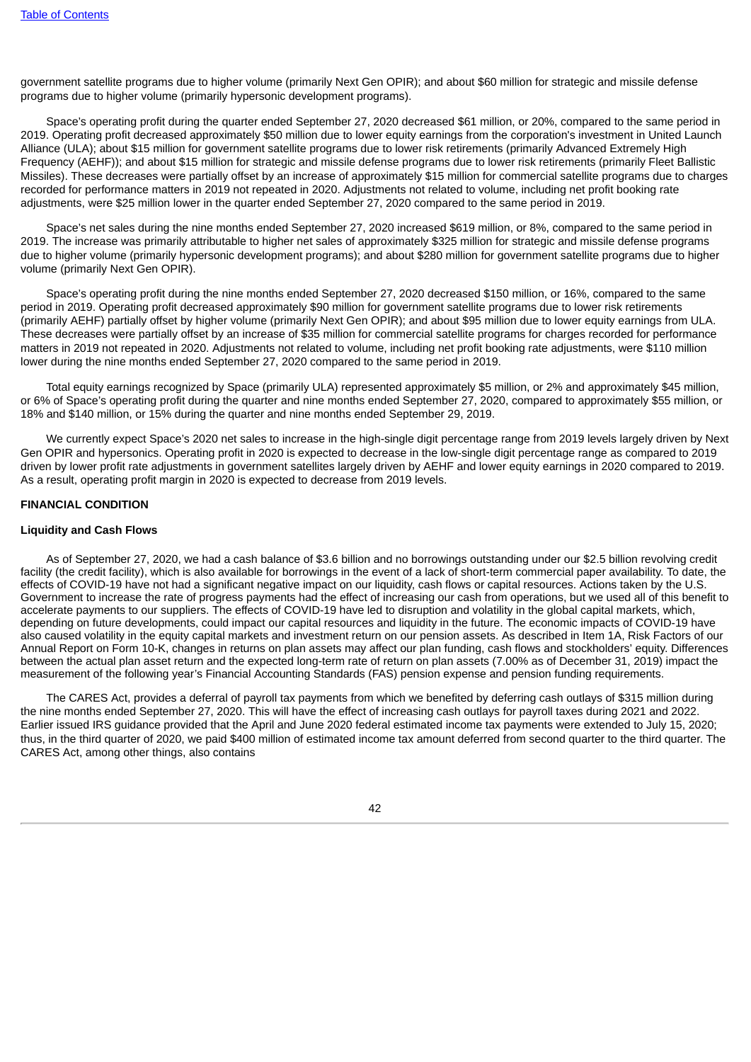government satellite programs due to higher volume (primarily Next Gen OPIR); and about $60 million for strategic and missile defense programs due to higher volume (primarily hypersonic development programs).

Space's operating profit during the quarter ended September 27, 2020 decreased $61 million, or 20%, compared to the same period in 2019. Operating profit decreased approximately $50 million due to lower equity earnings from the corporation's investment in United Launch Alliance (ULA); about $15 million for government satellite programs due to lower risk retirements (primarily Advanced Extremely High Frequency (AEHF)); and about $15 million for strategic and missile defense programs due to lower risk retirements (primarily Fleet Ballistic Missiles). These decreases were partially offset by an increase of approximately $15 million for commercial satellite programs due to charges recorded for performance matters in 2019 not repeated in 2020. Adjustments not related to volume, including net profit booking rate adjustments, were $25 million lower in the quarter ended September 27, 2020 compared to the same period in 2019.

Space's net sales during the nine months ended September 27, 2020 increased $619 million, or 8%, compared to the same period in 2019. The increase was primarily attributable to higher net sales of approximately $325 million for strategic and missile defense programs due to higher volume (primarily hypersonic development programs); and about $280 million for government satellite programs due to higher volume (primarily Next Gen OPIR).

Space's operating profit during the nine months ended September 27, 2020 decreased $150 million, or 16%, compared to the same period in 2019. Operating profit decreased approximately $90 million for government satellite programs due to lower risk retirements (primarily AEHF) partially offset by higher volume (primarily Next Gen OPIR); and about $95 million due to lower equity earnings from ULA. These decreases were partially offset by an increase of $35 million for commercial satellite programs for charges recorded for performance matters in 2019 not repeated in 2020. Adjustments not related to volume, including net profit booking rate adjustments, were $110 million lower during the nine months ended September 27, 2020 compared to the same period in 2019.

Total equity earnings recognized by Space (primarily ULA) represented approximately $5 million, or 2% and approximately $45 million, or 6% of Space's operating profit during the quarter and nine months ended September 27, 2020, compared to approximately $55 million, or 18% and $140 million, or 15% during the quarter and nine months ended September 29, 2019.

We currently expect Space's 2020 net sales to increase in the high-single digit percentage range from 2019 levels largely driven by Next Gen OPIR and hypersonics. Operating profit in 2020 is expected to decrease in the low-single digit percentage range as compared to 2019 driven by lower profit rate adjustments in government satellites largely driven by AEHF and lower equity earnings in 2020 compared to 2019. As a result, operating profit margin in 2020 is expected to decrease from 2019 levels.

## FINANCIAL CONDITION

### Liquidity and Cash Flows

As of September 27, 2020, we had a cash balance of $3.6 billion and no borrowings outstanding under our $2.5 billion revolving credit facility (the credit facility), which is also available for borrowings in the event of a lack of short-term commercial paper availability. To date, the effects of COVID-19 have not had a significant negative impact on our liquidity, cash flows or capital resources. Actions taken by the U.S. Government to increase the rate of progress payments had the effect of increasing our cash from operations, but we used all of this benefit to accelerate payments to our suppliers. The effects of COVID-19 have led to disruption and volatility in the global capital markets, which, depending on future developments, could impact our capital resources and liquidity in the future. The economic impacts of COVID-19 have also caused volatility in the equity capital markets and investment return on our pension assets. As described in Item 1A, Risk Factors of our Annual Report on Form 10-K, changes in returns on plan assets may affect our plan funding, cash flows and stockholders' equity. Differences between the actual plan asset return and the expected long-term rate of return on plan assets (7.00% as of December 31, 2019) impact the measurement of the following year's Financial Accounting Standards (FAS) pension expense and pension funding requirements.

The CARES Act, provides a deferral of payroll tax payments from which we benefited by deferring cash outlays of $315 million during the nine months ended September 27, 2020. This will have the effect of increasing cash outlays for payroll taxes during 2021 and 2022. Earlier issued IRS guidance provided that the April and June 2020 federal estimated income tax payments were extended to July 15, 2020; thus, in the third quarter of 2020, we paid $400 million of estimated income tax amount deferred from second quarter to the third quarter. The CARES Act, among other things, also contains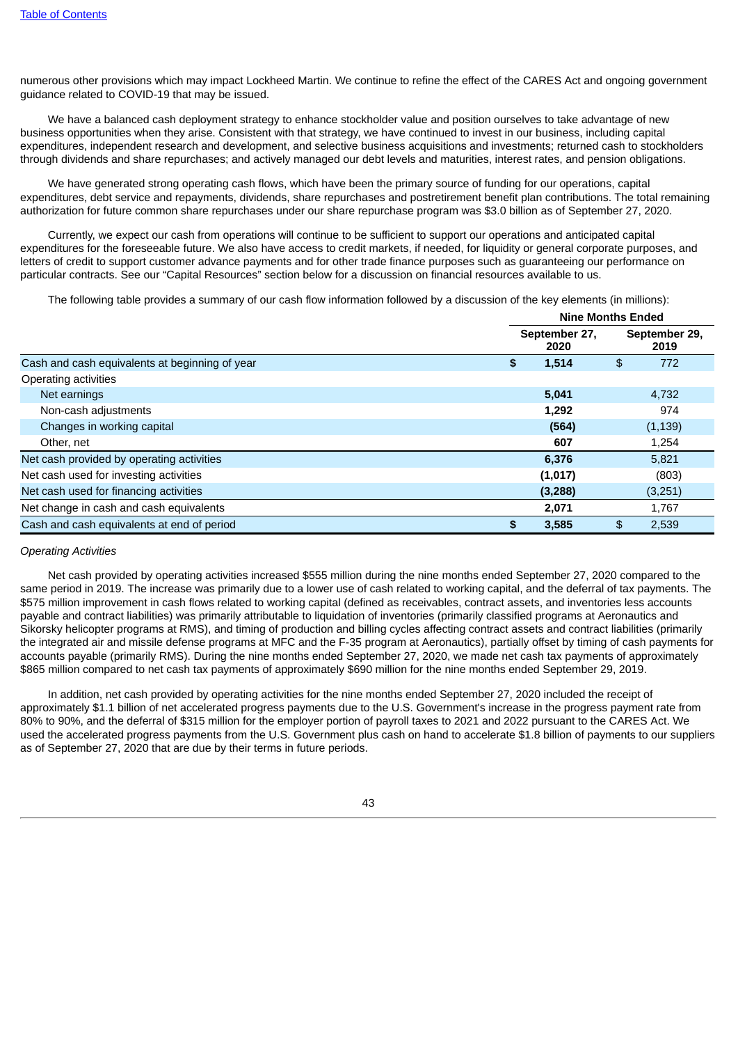numerous other provisions which may impact Lockheed Martin. We continue to refine the effect of the CARES Act and ongoing government guidance related to COVID-19 that may be issued.

We have a balanced cash deployment strategy to enhance stockholder value and position ourselves to take advantage of new business opportunities when they arise. Consistent with that strategy, we have continued to invest in our business, including capital expenditures, independent research and development, and selective business acquisitions and investments; returned cash to stockholders through dividends and share repurchases; and actively managed our debt levels and maturities, interest rates, and pension obligations.

We have generated strong operating cash flows, which have been the primary source of funding for our operations, capital expenditures, debt service and repayments, dividends, share repurchases and postretirement benefit plan contributions. The total remaining authorization for future common share repurchases under our share repurchase program was $3.0 billion as of September 27, 2020.

Currently, we expect our cash from operations will continue to be sufficient to support our operations and anticipated capital expenditures for the foreseeable future. We also have access to credit markets, if needed, for liquidity or general corporate purposes, and letters of credit to support customer advance payments and for other trade finance purposes such as guaranteeing our performance on particular contracts. See our “Capital Resources” section below for a discussion on financial resources available to us.

The following table provides a summary of our cash flow information followed by a discussion of the key elements (in millions):

| | Nine Months Ended | |
|---|---|---|
| | **September 27, 2020** | **September 29, 2019** |
| Cash and cash equivalents at beginning of year | **$ 1,514** | $ 772 |
| Operating activities | | |
| Net earnings | **5,041** | 4,732 |
| Non-cash adjustments | **1,292** | 974 |
| Changes in working capital | **(564)** | (1,139) |
| Other, net | **607** | 1,254 |
| Net cash provided by operating activities | **6,376** | 5,821 |
| Net cash used for investing activities | **(1,017)** | (803) |
| Net cash used for financing activities | **(3,288)** | (3,251) |
| Net change in cash and cash equivalents | **2,071** | 1,767 |
| Cash and cash equivalents at end of period | **$ 3,585** | $ 2,539 |

*Operating Activities*

Net cash provided by operating activities increased $555 million during the nine months ended September 27, 2020 compared to the same period in 2019. The increase was primarily due to a lower use of cash related to working capital, and the deferral of tax payments. The $575 million improvement in cash flows related to working capital (defined as receivables, contract assets, and inventories less accounts payable and contract liabilities) was primarily attributable to liquidation of inventories (primarily classified programs at Aeronautics and Sikorsky helicopter programs at RMS), and timing of production and billing cycles affecting contract assets and contract liabilities (primarily the integrated air and missile defense programs at MFC and the F-35 program at Aeronautics), partially offset by timing of cash payments for accounts payable (primarily RMS). During the nine months ended September 27, 2020, we made net cash tax payments of approximately $865 million compared to net cash tax payments of approximately $690 million for the nine months ended September 29, 2019.

In addition, net cash provided by operating activities for the nine months ended September 27, 2020 included the receipt of approximately $1.1 billion of net accelerated progress payments due to the U.S. Government's increase in the progress payment rate from 80% to 90%, and the deferral of $315 million for the employer portion of payroll taxes to 2021 and 2022 pursuant to the CARES Act. We used the accelerated progress payments from the U.S. Government plus cash on hand to accelerate $1.8 billion of payments to our suppliers as of September 27, 2020 that are due by their terms in future periods.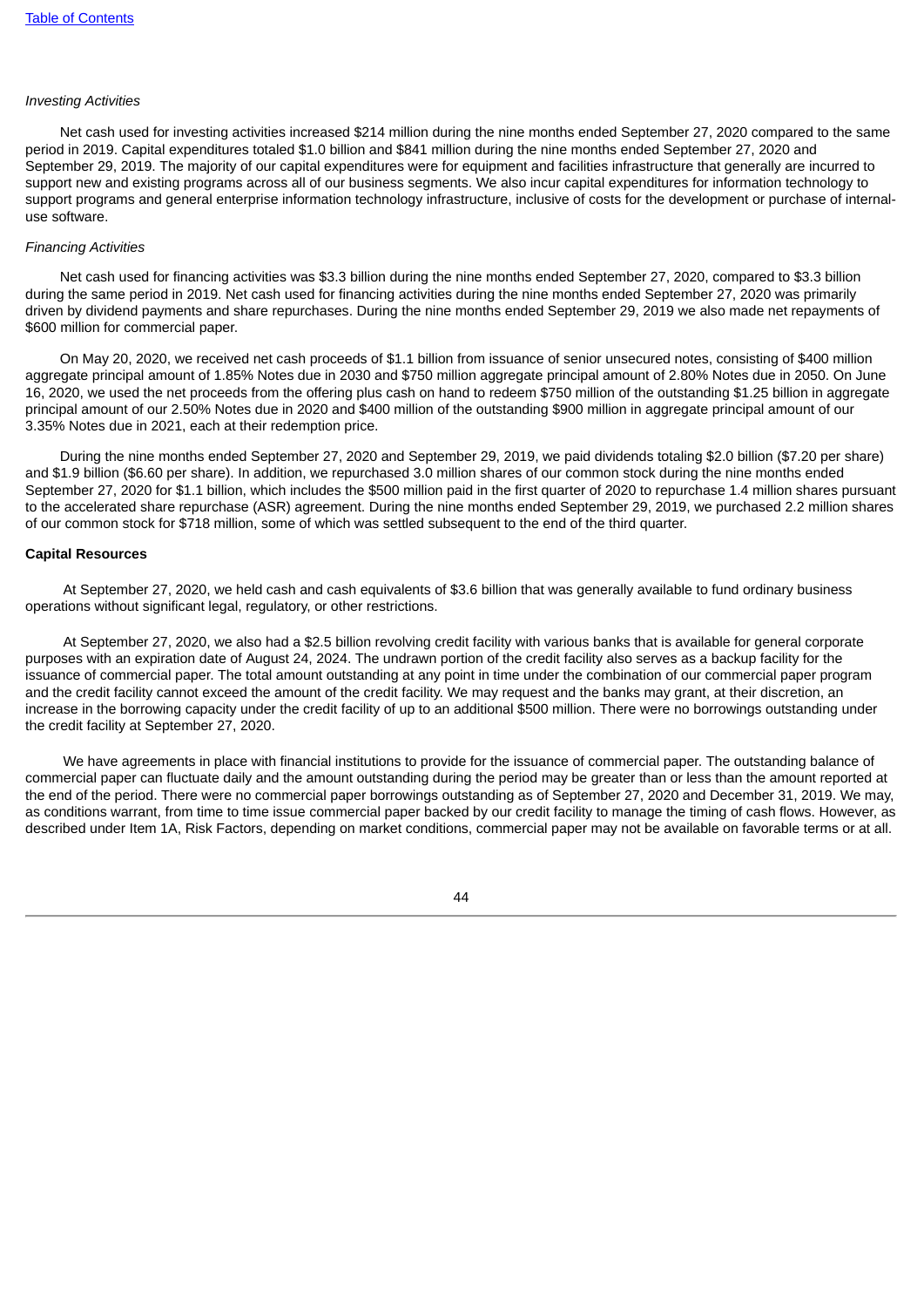*Investing Activities*

Net cash used for investing activities increased $214 million during the nine months ended September 27, 2020 compared to the same period in 2019. Capital expenditures totaled $1.0 billion and $841 million during the nine months ended September 27, 2020 and September 29, 2019. The majority of our capital expenditures were for equipment and facilities infrastructure that generally are incurred to support new and existing programs across all of our business segments. We also incur capital expenditures for information technology to support programs and general enterprise information technology infrastructure, inclusive of costs for the development or purchase of internal-use software.

*Financing Activities*

Net cash used for financing activities was $3.3 billion during the nine months ended September 27, 2020, compared to $3.3 billion during the same period in 2019. Net cash used for financing activities during the nine months ended September 27, 2020 was primarily driven by dividend payments and share repurchases. During the nine months ended September 29, 2019 we also made net repayments of $600 million for commercial paper.

On May 20, 2020, we received net cash proceeds of $1.1 billion from issuance of senior unsecured notes, consisting of $400 million aggregate principal amount of 1.85% Notes due in 2030 and $750 million aggregate principal amount of 2.80% Notes due in 2050. On June 16, 2020, we used the net proceeds from the offering plus cash on hand to redeem $750 million of the outstanding $1.25 billion in aggregate principal amount of our 2.50% Notes due in 2020 and $400 million of the outstanding $900 million in aggregate principal amount of our 3.35% Notes due in 2021, each at their redemption price.

During the nine months ended September 27, 2020 and September 29, 2019, we paid dividends totaling $2.0 billion ($7.20 per share) and $1.9 billion ($6.60 per share). In addition, we repurchased 3.0 million shares of our common stock during the nine months ended September 27, 2020 for $1.1 billion, which includes the $500 million paid in the first quarter of 2020 to repurchase 1.4 million shares pursuant to the accelerated share repurchase (ASR) agreement. During the nine months ended September 29, 2019, we purchased 2.2 million shares of our common stock for $718 million, some of which was settled subsequent to the end of the third quarter.

**Capital Resources**

At September 27, 2020, we held cash and cash equivalents of $3.6 billion that was generally available to fund ordinary business operations without significant legal, regulatory, or other restrictions.

At September 27, 2020, we also had a $2.5 billion revolving credit facility with various banks that is available for general corporate purposes with an expiration date of August 24, 2024. The undrawn portion of the credit facility also serves as a backup facility for the issuance of commercial paper. The total amount outstanding at any point in time under the combination of our commercial paper program and the credit facility cannot exceed the amount of the credit facility. We may request and the banks may grant, at their discretion, an increase in the borrowing capacity under the credit facility of up to an additional $500 million. There were no borrowings outstanding under the credit facility at September 27, 2020.

We have agreements in place with financial institutions to provide for the issuance of commercial paper. The outstanding balance of commercial paper can fluctuate daily and the amount outstanding during the period may be greater than or less than the amount reported at the end of the period. There were no commercial paper borrowings outstanding as of September 27, 2020 and December 31, 2019. We may, as conditions warrant, from time to time issue commercial paper backed by our credit facility to manage the timing of cash flows. However, as described under Item 1A, Risk Factors, depending on market conditions, commercial paper may not be available on favorable terms or at all.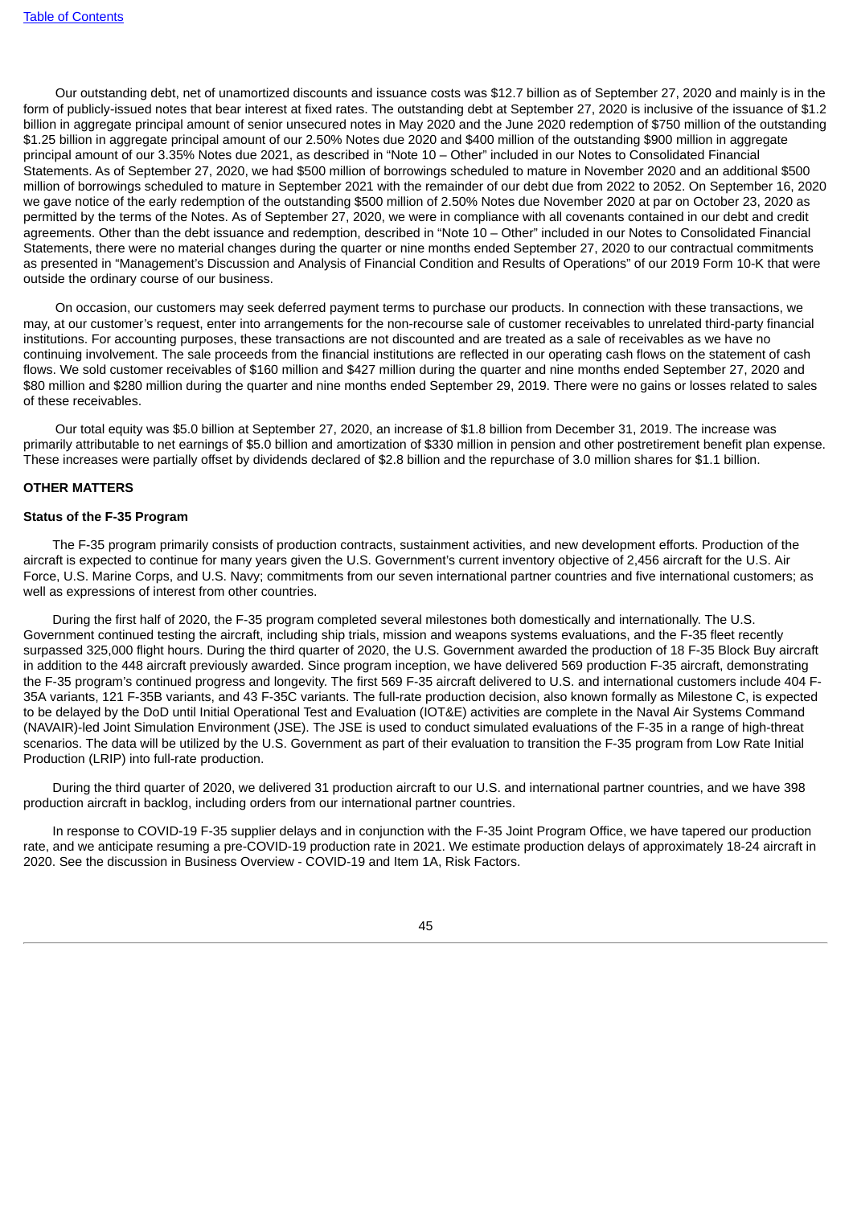Our outstanding debt, net of unamortized discounts and issuance costs was $12.7 billion as of September 27, 2020 and mainly is in the form of publicly-issued notes that bear interest at fixed rates. The outstanding debt at September 27, 2020 is inclusive of the issuance of $1.2 billion in aggregate principal amount of senior unsecured notes in May 2020 and the June 2020 redemption of $750 million of the outstanding $1.25 billion in aggregate principal amount of our 2.50% Notes due 2020 and $400 million of the outstanding $900 million in aggregate principal amount of our 3.35% Notes due 2021, as described in "Note 10 – Other" included in our Notes to Consolidated Financial Statements. As of September 27, 2020, we had $500 million of borrowings scheduled to mature in November 2020 and an additional $500 million of borrowings scheduled to mature in September 2021 with the remainder of our debt due from 2022 to 2052. On September 16, 2020 we gave notice of the early redemption of the outstanding $500 million of 2.50% Notes due November 2020 at par on October 23, 2020 as permitted by the terms of the Notes. As of September 27, 2020, we were in compliance with all covenants contained in our debt and credit agreements. Other than the debt issuance and redemption, described in "Note 10 – Other" included in our Notes to Consolidated Financial Statements, there were no material changes during the quarter or nine months ended September 27, 2020 to our contractual commitments as presented in "Management's Discussion and Analysis of Financial Condition and Results of Operations" of our 2019 Form 10-K that were outside the ordinary course of our business.

On occasion, our customers may seek deferred payment terms to purchase our products. In connection with these transactions, we may, at our customer's request, enter into arrangements for the non-recourse sale of customer receivables to unrelated third-party financial institutions. For accounting purposes, these transactions are not discounted and are treated as a sale of receivables as we have no continuing involvement. The sale proceeds from the financial institutions are reflected in our operating cash flows on the statement of cash flows. We sold customer receivables of $160 million and $427 million during the quarter and nine months ended September 27, 2020 and $80 million and $280 million during the quarter and nine months ended September 29, 2019. There were no gains or losses related to sales of these receivables.

Our total equity was $5.0 billion at September 27, 2020, an increase of $1.8 billion from December 31, 2019. The increase was primarily attributable to net earnings of $5.0 billion and amortization of $330 million in pension and other postretirement benefit plan expense. These increases were partially offset by dividends declared of $2.8 billion and the repurchase of 3.0 million shares for $1.1 billion.

## OTHER MATTERS

### Status of the F-35 Program

The F-35 program primarily consists of production contracts, sustainment activities, and new development efforts. Production of the aircraft is expected to continue for many years given the U.S. Government's current inventory objective of 2,456 aircraft for the U.S. Air Force, U.S. Marine Corps, and U.S. Navy; commitments from our seven international partner countries and five international customers; as well as expressions of interest from other countries.

During the first half of 2020, the F-35 program completed several milestones both domestically and internationally. The U.S. Government continued testing the aircraft, including ship trials, mission and weapons systems evaluations, and the F-35 fleet recently surpassed 325,000 flight hours. During the third quarter of 2020, the U.S. Government awarded the production of 18 F-35 Block Buy aircraft in addition to the 448 aircraft previously awarded. Since program inception, we have delivered 569 production F-35 aircraft, demonstrating the F-35 program's continued progress and longevity. The first 569 F-35 aircraft delivered to U.S. and international customers include 404 F-35A variants, 121 F-35B variants, and 43 F-35C variants. The full-rate production decision, also known formally as Milestone C, is expected to be delayed by the DoD until Initial Operational Test and Evaluation (IOT&E) activities are complete in the Naval Air Systems Command (NAVAIR)-led Joint Simulation Environment (JSE). The JSE is used to conduct simulated evaluations of the F-35 in a range of high-threat scenarios. The data will be utilized by the U.S. Government as part of their evaluation to transition the F-35 program from Low Rate Initial Production (LRIP) into full-rate production.

During the third quarter of 2020, we delivered 31 production aircraft to our U.S. and international partner countries, and we have 398 production aircraft in backlog, including orders from our international partner countries.

In response to COVID-19 F-35 supplier delays and in conjunction with the F-35 Joint Program Office, we have tapered our production rate, and we anticipate resuming a pre-COVID-19 production rate in 2021. We estimate production delays of approximately 18-24 aircraft in 2020. See the discussion in Business Overview - COVID-19 and Item 1A, Risk Factors.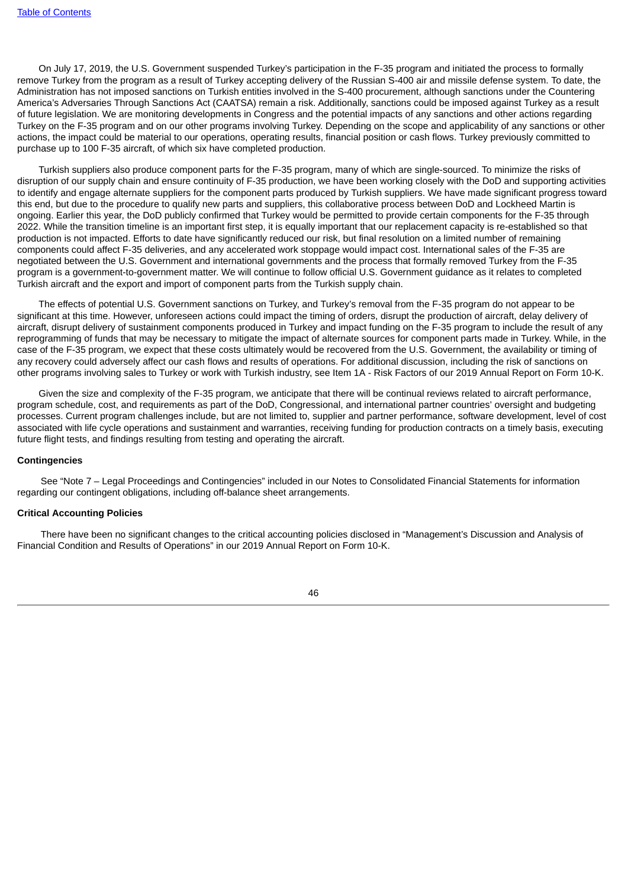On July 17, 2019, the U.S. Government suspended Turkey's participation in the F-35 program and initiated the process to formally remove Turkey from the program as a result of Turkey accepting delivery of the Russian S-400 air and missile defense system. To date, the Administration has not imposed sanctions on Turkish entities involved in the S-400 procurement, although sanctions under the Countering America's Adversaries Through Sanctions Act (CAATSA) remain a risk. Additionally, sanctions could be imposed against Turkey as a result of future legislation. We are monitoring developments in Congress and the potential impacts of any sanctions and other actions regarding Turkey on the F-35 program and on our other programs involving Turkey. Depending on the scope and applicability of any sanctions or other actions, the impact could be material to our operations, operating results, financial position or cash flows. Turkey previously committed to purchase up to 100 F-35 aircraft, of which six have completed production.

Turkish suppliers also produce component parts for the F-35 program, many of which are single-sourced. To minimize the risks of disruption of our supply chain and ensure continuity of F-35 production, we have been working closely with the DoD and supporting activities to identify and engage alternate suppliers for the component parts produced by Turkish suppliers. We have made significant progress toward this end, but due to the procedure to qualify new parts and suppliers, this collaborative process between DoD and Lockheed Martin is ongoing. Earlier this year, the DoD publicly confirmed that Turkey would be permitted to provide certain components for the F-35 through 2022. While the transition timeline is an important first step, it is equally important that our replacement capacity is re-established so that production is not impacted. Efforts to date have significantly reduced our risk, but final resolution on a limited number of remaining components could affect F-35 deliveries, and any accelerated work stoppage would impact cost. International sales of the F-35 are negotiated between the U.S. Government and international governments and the process that formally removed Turkey from the F-35 program is a government-to-government matter. We will continue to follow official U.S. Government guidance as it relates to completed Turkish aircraft and the export and import of component parts from the Turkish supply chain.

The effects of potential U.S. Government sanctions on Turkey, and Turkey's removal from the F-35 program do not appear to be significant at this time. However, unforeseen actions could impact the timing of orders, disrupt the production of aircraft, delay delivery of aircraft, disrupt delivery of sustainment components produced in Turkey and impact funding on the F-35 program to include the result of any reprogramming of funds that may be necessary to mitigate the impact of alternate sources for component parts made in Turkey. While, in the case of the F-35 program, we expect that these costs ultimately would be recovered from the U.S. Government, the availability or timing of any recovery could adversely affect our cash flows and results of operations. For additional discussion, including the risk of sanctions on other programs involving sales to Turkey or work with Turkish industry, see Item 1A - Risk Factors of our 2019 Annual Report on Form 10-K.

Given the size and complexity of the F-35 program, we anticipate that there will be continual reviews related to aircraft performance, program schedule, cost, and requirements as part of the DoD, Congressional, and international partner countries' oversight and budgeting processes. Current program challenges include, but are not limited to, supplier and partner performance, software development, level of cost associated with life cycle operations and sustainment and warranties, receiving funding for production contracts on a timely basis, executing future flight tests, and findings resulting from testing and operating the aircraft.

**Contingencies**

See "Note 7 – Legal Proceedings and Contingencies" included in our Notes to Consolidated Financial Statements for information regarding our contingent obligations, including off-balance sheet arrangements.

**Critical Accounting Policies**

There have been no significant changes to the critical accounting policies disclosed in "Management's Discussion and Analysis of Financial Condition and Results of Operations" in our 2019 Annual Report on Form 10-K.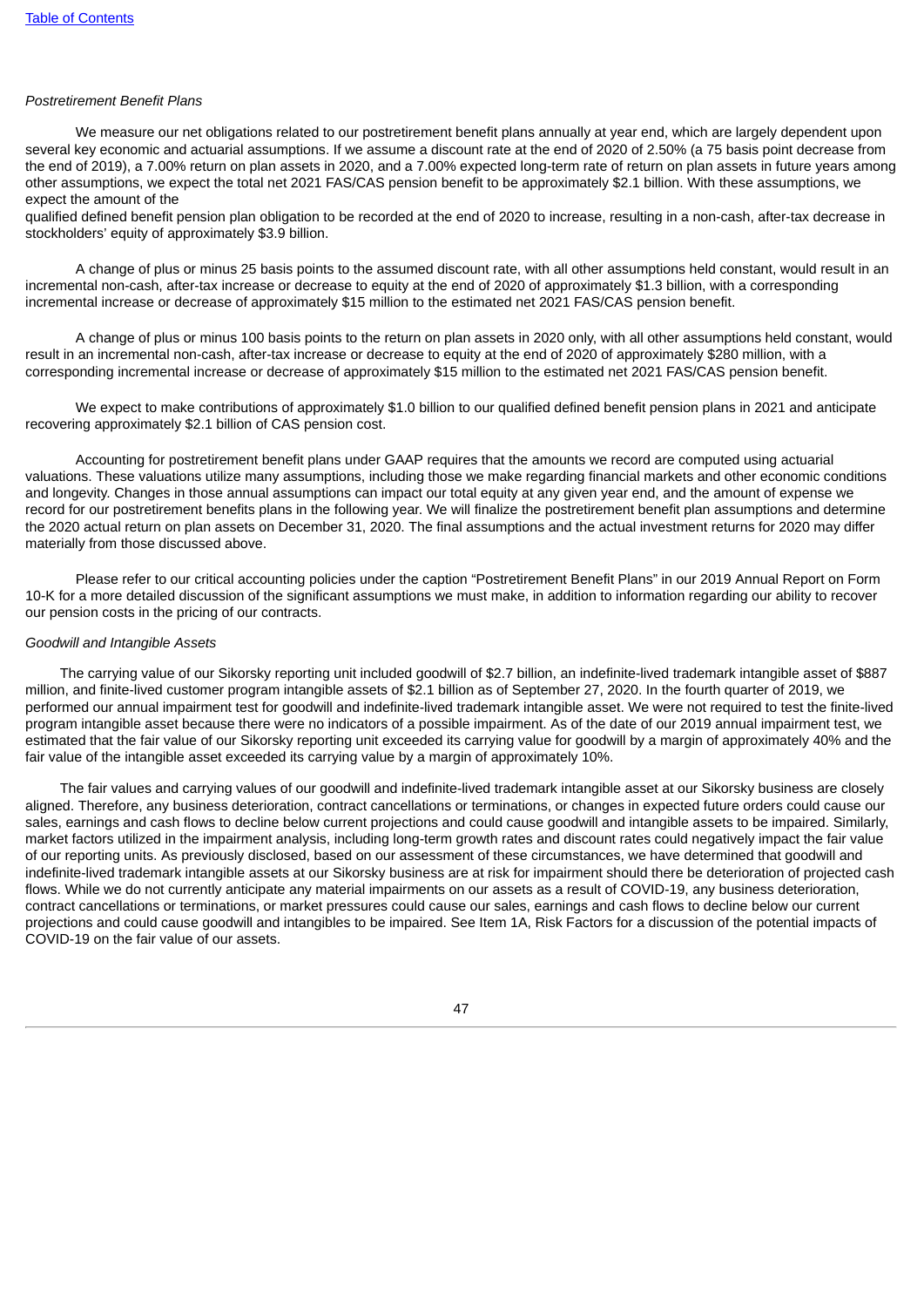*Postretirement Benefit Plans*

We measure our net obligations related to our postretirement benefit plans annually at year end, which are largely dependent upon several key economic and actuarial assumptions. If we assume a discount rate at the end of 2020 of 2.50% (a 75 basis point decrease from the end of 2019), a 7.00% return on plan assets in 2020, and a 7.00% expected long-term rate of return on plan assets in future years among other assumptions, we expect the total net 2021 FAS/CAS pension benefit to be approximately $2.1 billion. With these assumptions, we expect the amount of the qualified defined benefit pension plan obligation to be recorded at the end of 2020 to increase, resulting in a non-cash, after-tax decrease in stockholders' equity of approximately $3.9 billion.

A change of plus or minus 25 basis points to the assumed discount rate, with all other assumptions held constant, would result in an incremental non-cash, after-tax increase or decrease to equity at the end of 2020 of approximately $1.3 billion, with a corresponding incremental increase or decrease of approximately $15 million to the estimated net 2021 FAS/CAS pension benefit.

A change of plus or minus 100 basis points to the return on plan assets in 2020 only, with all other assumptions held constant, would result in an incremental non-cash, after-tax increase or decrease to equity at the end of 2020 of approximately $280 million, with a corresponding incremental increase or decrease of approximately $15 million to the estimated net 2021 FAS/CAS pension benefit.

We expect to make contributions of approximately $1.0 billion to our qualified defined benefit pension plans in 2021 and anticipate recovering approximately $2.1 billion of CAS pension cost.

Accounting for postretirement benefit plans under GAAP requires that the amounts we record are computed using actuarial valuations. These valuations utilize many assumptions, including those we make regarding financial markets and other economic conditions and longevity. Changes in those annual assumptions can impact our total equity at any given year end, and the amount of expense we record for our postretirement benefits plans in the following year. We will finalize the postretirement benefit plan assumptions and determine the 2020 actual return on plan assets on December 31, 2020. The final assumptions and the actual investment returns for 2020 may differ materially from those discussed above.

Please refer to our critical accounting policies under the caption "Postretirement Benefit Plans" in our 2019 Annual Report on Form 10-K for a more detailed discussion of the significant assumptions we must make, in addition to information regarding our ability to recover our pension costs in the pricing of our contracts.

*Goodwill and Intangible Assets*

The carrying value of our Sikorsky reporting unit included goodwill of $2.7 billion, an indefinite-lived trademark intangible asset of $887 million, and finite-lived customer program intangible assets of $2.1 billion as of September 27, 2020. In the fourth quarter of 2019, we performed our annual impairment test for goodwill and indefinite-lived trademark intangible asset. We were not required to test the finite-lived program intangible asset because there were no indicators of a possible impairment. As of the date of our 2019 annual impairment test, we estimated that the fair value of our Sikorsky reporting unit exceeded its carrying value for goodwill by a margin of approximately 40% and the fair value of the intangible asset exceeded its carrying value by a margin of approximately 10%.

The fair values and carrying values of our goodwill and indefinite-lived trademark intangible asset at our Sikorsky business are closely aligned. Therefore, any business deterioration, contract cancellations or terminations, or changes in expected future orders could cause our sales, earnings and cash flows to decline below current projections and could cause goodwill and intangible assets to be impaired. Similarly, market factors utilized in the impairment analysis, including long-term growth rates and discount rates could negatively impact the fair value of our reporting units. As previously disclosed, based on our assessment of these circumstances, we have determined that goodwill and indefinite-lived trademark intangible assets at our Sikorsky business are at risk for impairment should there be deterioration of projected cash flows. While we do not currently anticipate any material impairments on our assets as a result of COVID-19, any business deterioration, contract cancellations or terminations, or market pressures could cause our sales, earnings and cash flows to decline below our current projections and could cause goodwill and intangibles to be impaired. See Item 1A, Risk Factors for a discussion of the potential impacts of COVID-19 on the fair value of our assets.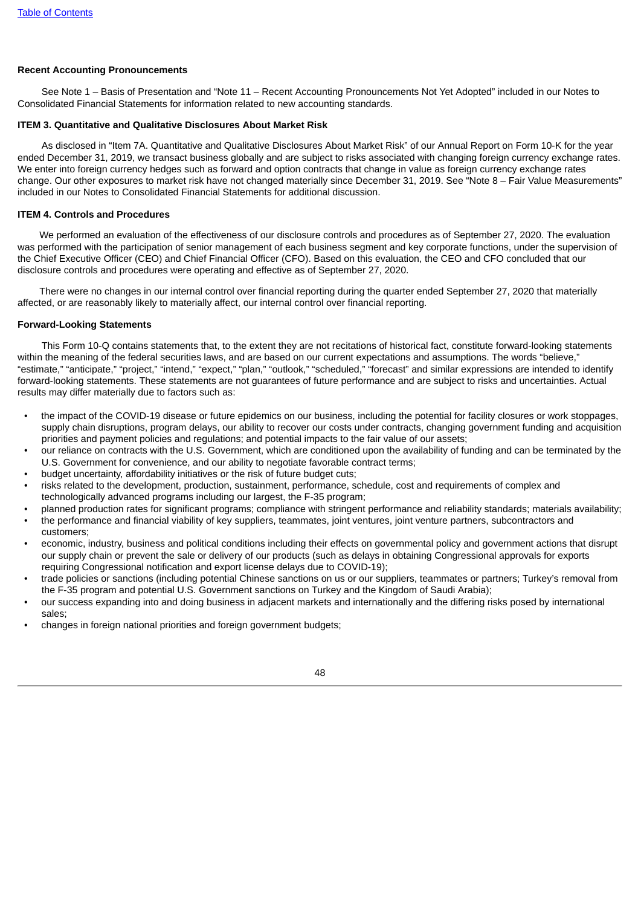**Recent Accounting Pronouncements**

See Note 1 – Basis of Presentation and "Note 11 – Recent Accounting Pronouncements Not Yet Adopted" included in our Notes to Consolidated Financial Statements for information related to new accounting standards.

**ITEM 3. Quantitative and Qualitative Disclosures About Market Risk**

As disclosed in "Item 7A. Quantitative and Qualitative Disclosures About Market Risk" of our Annual Report on Form 10-K for the year ended December 31, 2019, we transact business globally and are subject to risks associated with changing foreign currency exchange rates. We enter into foreign currency hedges such as forward and option contracts that change in value as foreign currency exchange rates change. Our other exposures to market risk have not changed materially since December 31, 2019. See "Note 8 – Fair Value Measurements" included in our Notes to Consolidated Financial Statements for additional discussion.

**ITEM 4. Controls and Procedures**

We performed an evaluation of the effectiveness of our disclosure controls and procedures as of September 27, 2020. The evaluation was performed with the participation of senior management of each business segment and key corporate functions, under the supervision of the Chief Executive Officer (CEO) and Chief Financial Officer (CFO). Based on this evaluation, the CEO and CFO concluded that our disclosure controls and procedures were operating and effective as of September 27, 2020.

There were no changes in our internal control over financial reporting during the quarter ended September 27, 2020 that materially affected, or are reasonably likely to materially affect, our internal control over financial reporting.

**Forward-Looking Statements**

This Form 10-Q contains statements that, to the extent they are not recitations of historical fact, constitute forward-looking statements within the meaning of the federal securities laws, and are based on our current expectations and assumptions. The words "believe," "estimate," "anticipate," "project," "intend," "expect," "plan," "outlook," "scheduled," "forecast" and similar expressions are intended to identify forward-looking statements. These statements are not guarantees of future performance and are subject to risks and uncertainties. Actual results may differ materially due to factors such as:

- the impact of the COVID-19 disease or future epidemics on our business, including the potential for facility closures or work stoppages, supply chain disruptions, program delays, our ability to recover our costs under contracts, changing government funding and acquisition priorities and payment policies and regulations; and potential impacts to the fair value of our assets;
- our reliance on contracts with the U.S. Government, which are conditioned upon the availability of funding and can be terminated by the U.S. Government for convenience, and our ability to negotiate favorable contract terms;
- budget uncertainty, affordability initiatives or the risk of future budget cuts;
- risks related to the development, production, sustainment, performance, schedule, cost and requirements of complex and technologically advanced programs including our largest, the F-35 program;
- planned production rates for significant programs; compliance with stringent performance and reliability standards; materials availability;
- the performance and financial viability of key suppliers, teammates, joint ventures, joint venture partners, subcontractors and customers;
- economic, industry, business and political conditions including their effects on governmental policy and government actions that disrupt our supply chain or prevent the sale or delivery of our products (such as delays in obtaining Congressional approvals for exports requiring Congressional notification and export license delays due to COVID-19);
- trade policies or sanctions (including potential Chinese sanctions on us or our suppliers, teammates or partners; Turkey's removal from the F-35 program and potential U.S. Government sanctions on Turkey and the Kingdom of Saudi Arabia);
- our success expanding into and doing business in adjacent markets and internationally and the differing risks posed by international sales;
- changes in foreign national priorities and foreign government budgets;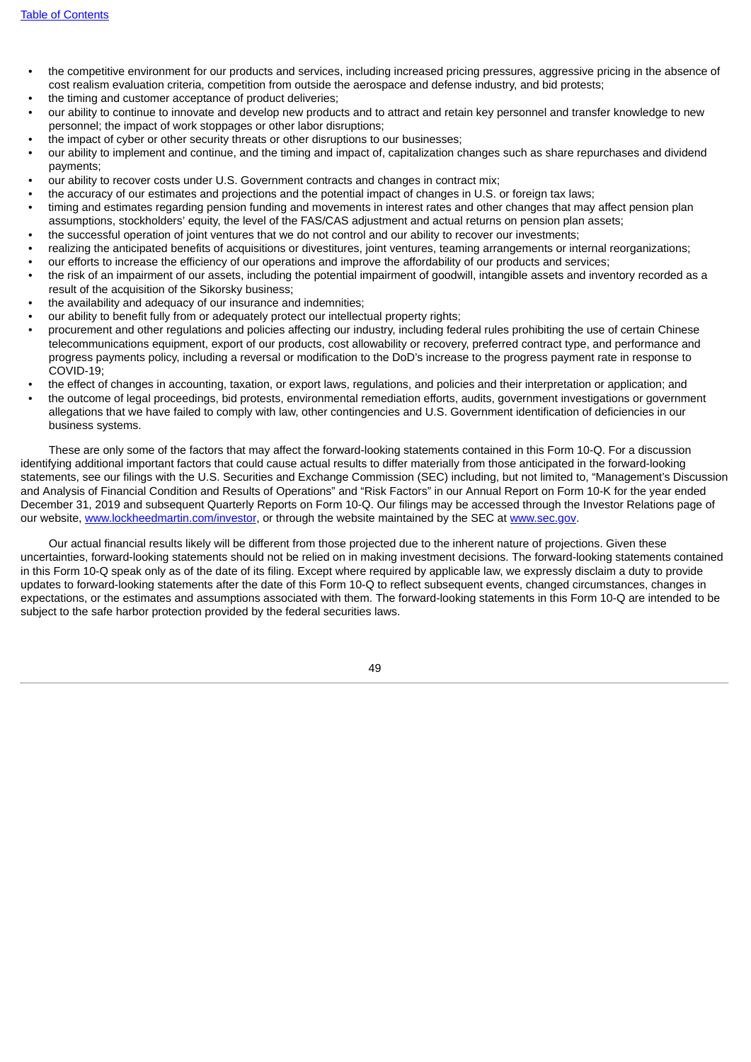- the competitive environment for our products and services, including increased pricing pressures, aggressive pricing in the absence of cost realism evaluation criteria, competition from outside the aerospace and defense industry, and bid protests;
- the timing and customer acceptance of product deliveries;
- our ability to continue to innovate and develop new products and to attract and retain key personnel and transfer knowledge to new personnel; the impact of work stoppages or other labor disruptions;
- the impact of cyber or other security threats or other disruptions to our businesses;
- our ability to implement and continue, and the timing and impact of, capitalization changes such as share repurchases and dividend payments;
- our ability to recover costs under U.S. Government contracts and changes in contract mix;
- the accuracy of our estimates and projections and the potential impact of changes in U.S. or foreign tax laws;
- timing and estimates regarding pension funding and movements in interest rates and other changes that may affect pension plan assumptions, stockholders' equity, the level of the FAS/CAS adjustment and actual returns on pension plan assets;
- the successful operation of joint ventures that we do not control and our ability to recover our investments;
- realizing the anticipated benefits of acquisitions or divestitures, joint ventures, teaming arrangements or internal reorganizations;
- our efforts to increase the efficiency of our operations and improve the affordability of our products and services;
- the risk of an impairment of our assets, including the potential impairment of goodwill, intangible assets and inventory recorded as a result of the acquisition of the Sikorsky business;
- the availability and adequacy of our insurance and indemnities;
- our ability to benefit fully from or adequately protect our intellectual property rights;
- procurement and other regulations and policies affecting our industry, including federal rules prohibiting the use of certain Chinese telecommunications equipment, export of our products, cost allowability or recovery, preferred contract type, and performance and progress payments policy, including a reversal or modification to the DoD's increase to the progress payment rate in response to COVID-19;
- the effect of changes in accounting, taxation, or export laws, regulations, and policies and their interpretation or application; and
- the outcome of legal proceedings, bid protests, environmental remediation efforts, audits, government investigations or government allegations that we have failed to comply with law, other contingencies and U.S. Government identification of deficiencies in our business systems.

These are only some of the factors that may affect the forward-looking statements contained in this Form 10-Q. For a discussion identifying additional important factors that could cause actual results to differ materially from those anticipated in the forward-looking statements, see our filings with the U.S. Securities and Exchange Commission (SEC) including, but not limited to, "Management's Discussion and Analysis of Financial Condition and Results of Operations" and "Risk Factors" in our Annual Report on Form 10-K for the year ended December 31, 2019 and subsequent Quarterly Reports on Form 10-Q. Our filings may be accessed through the Investor Relations page of our website, www.lockheedmartin.com/investor, or through the website maintained by the SEC at www.sec.gov.

Our actual financial results likely will be different from those projected due to the inherent nature of projections. Given these uncertainties, forward-looking statements should not be relied on in making investment decisions. The forward-looking statements contained in this Form 10-Q speak only as of the date of its filing. Except where required by applicable law, we expressly disclaim a duty to provide updates to forward-looking statements after the date of this Form 10-Q to reflect subsequent events, changed circumstances, changes in expectations, or the estimates and assumptions associated with them. The forward-looking statements in this Form 10-Q are intended to be subject to the safe harbor protection provided by the federal securities laws.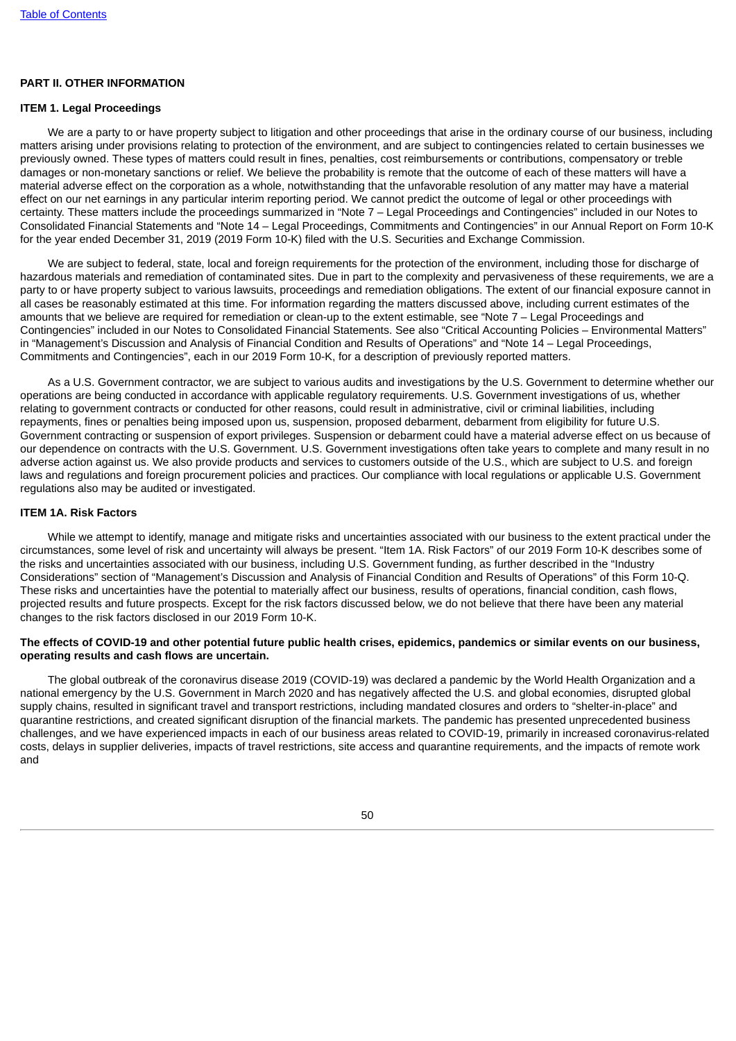## PART II. OTHER INFORMATION

### ITEM 1. Legal Proceedings

We are a party to or have property subject to litigation and other proceedings that arise in the ordinary course of our business, including matters arising under provisions relating to protection of the environment, and are subject to contingencies related to certain businesses we previously owned. These types of matters could result in fines, penalties, cost reimbursements or contributions, compensatory or treble damages or non-monetary sanctions or relief. We believe the probability is remote that the outcome of each of these matters will have a material adverse effect on the corporation as a whole, notwithstanding that the unfavorable resolution of any matter may have a material effect on our net earnings in any particular interim reporting period. We cannot predict the outcome of legal or other proceedings with certainty. These matters include the proceedings summarized in "Note 7 – Legal Proceedings and Contingencies" included in our Notes to Consolidated Financial Statements and "Note 14 – Legal Proceedings, Commitments and Contingencies" in our Annual Report on Form 10-K for the year ended December 31, 2019 (2019 Form 10-K) filed with the U.S. Securities and Exchange Commission.

We are subject to federal, state, local and foreign requirements for the protection of the environment, including those for discharge of hazardous materials and remediation of contaminated sites. Due in part to the complexity and pervasiveness of these requirements, we are a party to or have property subject to various lawsuits, proceedings and remediation obligations. The extent of our financial exposure cannot in all cases be reasonably estimated at this time. For information regarding the matters discussed above, including current estimates of the amounts that we believe are required for remediation or clean-up to the extent estimable, see "Note 7 – Legal Proceedings and Contingencies" included in our Notes to Consolidated Financial Statements. See also "Critical Accounting Policies – Environmental Matters" in "Management's Discussion and Analysis of Financial Condition and Results of Operations" and "Note 14 – Legal Proceedings, Commitments and Contingencies", each in our 2019 Form 10-K, for a description of previously reported matters.

As a U.S. Government contractor, we are subject to various audits and investigations by the U.S. Government to determine whether our operations are being conducted in accordance with applicable regulatory requirements. U.S. Government investigations of us, whether relating to government contracts or conducted for other reasons, could result in administrative, civil or criminal liabilities, including repayments, fines or penalties being imposed upon us, suspension, proposed debarment, debarment from eligibility for future U.S. Government contracting or suspension of export privileges. Suspension or debarment could have a material adverse effect on us because of our dependence on contracts with the U.S. Government. U.S. Government investigations often take years to complete and many result in no adverse action against us. We also provide products and services to customers outside of the U.S., which are subject to U.S. and foreign laws and regulations and foreign procurement policies and practices. Our compliance with local regulations or applicable U.S. Government regulations also may be audited or investigated.

### ITEM 1A. Risk Factors

While we attempt to identify, manage and mitigate risks and uncertainties associated with our business to the extent practical under the circumstances, some level of risk and uncertainty will always be present. "Item 1A. Risk Factors" of our 2019 Form 10-K describes some of the risks and uncertainties associated with our business, including U.S. Government funding, as further described in the "Industry Considerations" section of "Management's Discussion and Analysis of Financial Condition and Results of Operations" of this Form 10-Q. These risks and uncertainties have the potential to materially affect our business, results of operations, financial condition, cash flows, projected results and future prospects. Except for the risk factors discussed below, we do not believe that there have been any material changes to the risk factors disclosed in our 2019 Form 10-K.

**The effects of COVID-19 and other potential future public health crises, epidemics, pandemics or similar events on our business, operating results and cash flows are uncertain.**

The global outbreak of the coronavirus disease 2019 (COVID-19) was declared a pandemic by the World Health Organization and a national emergency by the U.S. Government in March 2020 and has negatively affected the U.S. and global economies, disrupted global supply chains, resulted in significant travel and transport restrictions, including mandated closures and orders to "shelter-in-place" and quarantine restrictions, and created significant disruption of the financial markets. The pandemic has presented unprecedented business challenges, and we have experienced impacts in each of our business areas related to COVID-19, primarily in increased coronavirus-related costs, delays in supplier deliveries, impacts of travel restrictions, site access and quarantine requirements, and the impacts of remote work and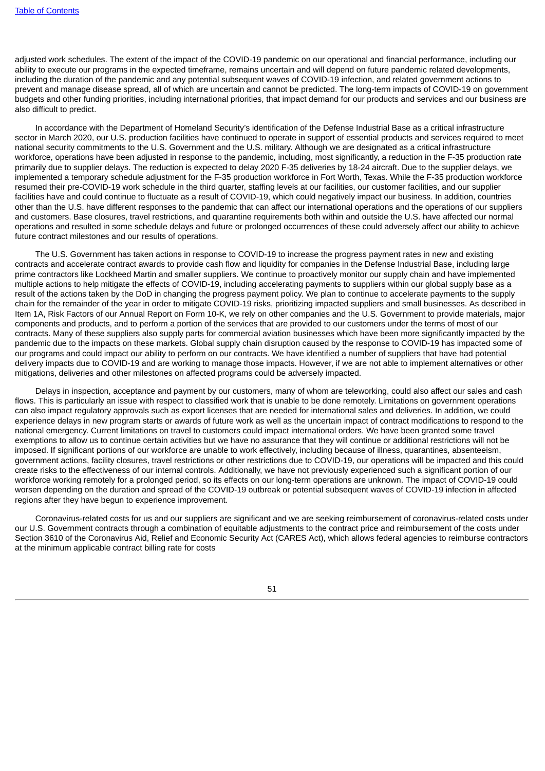adjusted work schedules. The extent of the impact of the COVID-19 pandemic on our operational and financial performance, including our ability to execute our programs in the expected timeframe, remains uncertain and will depend on future pandemic related developments, including the duration of the pandemic and any potential subsequent waves of COVID-19 infection, and related government actions to prevent and manage disease spread, all of which are uncertain and cannot be predicted. The long-term impacts of COVID-19 on government budgets and other funding priorities, including international priorities, that impact demand for our products and services and our business are also difficult to predict.

In accordance with the Department of Homeland Security's identification of the Defense Industrial Base as a critical infrastructure sector in March 2020, our U.S. production facilities have continued to operate in support of essential products and services required to meet national security commitments to the U.S. Government and the U.S. military. Although we are designated as a critical infrastructure workforce, operations have been adjusted in response to the pandemic, including, most significantly, a reduction in the F-35 production rate primarily due to supplier delays. The reduction is expected to delay 2020 F-35 deliveries by 18-24 aircraft. Due to the supplier delays, we implemented a temporary schedule adjustment for the F-35 production workforce in Fort Worth, Texas. While the F-35 production workforce resumed their pre-COVID-19 work schedule in the third quarter, staffing levels at our facilities, our customer facilities, and our supplier facilities have and could continue to fluctuate as a result of COVID-19, which could negatively impact our business. In addition, countries other than the U.S. have different responses to the pandemic that can affect our international operations and the operations of our suppliers and customers. Base closures, travel restrictions, and quarantine requirements both within and outside the U.S. have affected our normal operations and resulted in some schedule delays and future or prolonged occurrences of these could adversely affect our ability to achieve future contract milestones and our results of operations.

The U.S. Government has taken actions in response to COVID-19 to increase the progress payment rates in new and existing contracts and accelerate contract awards to provide cash flow and liquidity for companies in the Defense Industrial Base, including large prime contractors like Lockheed Martin and smaller suppliers. We continue to proactively monitor our supply chain and have implemented multiple actions to help mitigate the effects of COVID-19, including accelerating payments to suppliers within our global supply base as a result of the actions taken by the DoD in changing the progress payment policy. We plan to continue to accelerate payments to the supply chain for the remainder of the year in order to mitigate COVID-19 risks, prioritizing impacted suppliers and small businesses. As described in Item 1A, Risk Factors of our Annual Report on Form 10-K, we rely on other companies and the U.S. Government to provide materials, major components and products, and to perform a portion of the services that are provided to our customers under the terms of most of our contracts. Many of these suppliers also supply parts for commercial aviation businesses which have been more significantly impacted by the pandemic due to the impacts on these markets. Global supply chain disruption caused by the response to COVID-19 has impacted some of our programs and could impact our ability to perform on our contracts. We have identified a number of suppliers that have had potential delivery impacts due to COVID-19 and are working to manage those impacts. However, if we are not able to implement alternatives or other mitigations, deliveries and other milestones on affected programs could be adversely impacted.

Delays in inspection, acceptance and payment by our customers, many of whom are teleworking, could also affect our sales and cash flows. This is particularly an issue with respect to classified work that is unable to be done remotely. Limitations on government operations can also impact regulatory approvals such as export licenses that are needed for international sales and deliveries. In addition, we could experience delays in new program starts or awards of future work as well as the uncertain impact of contract modifications to respond to the national emergency. Current limitations on travel to customers could impact international orders. We have been granted some travel exemptions to allow us to continue certain activities but we have no assurance that they will continue or additional restrictions will not be imposed. If significant portions of our workforce are unable to work effectively, including because of illness, quarantines, absenteeism, government actions, facility closures, travel restrictions or other restrictions due to COVID-19, our operations will be impacted and this could create risks to the effectiveness of our internal controls. Additionally, we have not previously experienced such a significant portion of our workforce working remotely for a prolonged period, so its effects on our long-term operations are unknown. The impact of COVID-19 could worsen depending on the duration and spread of the COVID-19 outbreak or potential subsequent waves of COVID-19 infection in affected regions after they have begun to experience improvement.

Coronavirus-related costs for us and our suppliers are significant and we are seeking reimbursement of coronavirus-related costs under our U.S. Government contracts through a combination of equitable adjustments to the contract price and reimbursement of the costs under Section 3610 of the Coronavirus Aid, Relief and Economic Security Act (CARES Act), which allows federal agencies to reimburse contractors at the minimum applicable contract billing rate for costs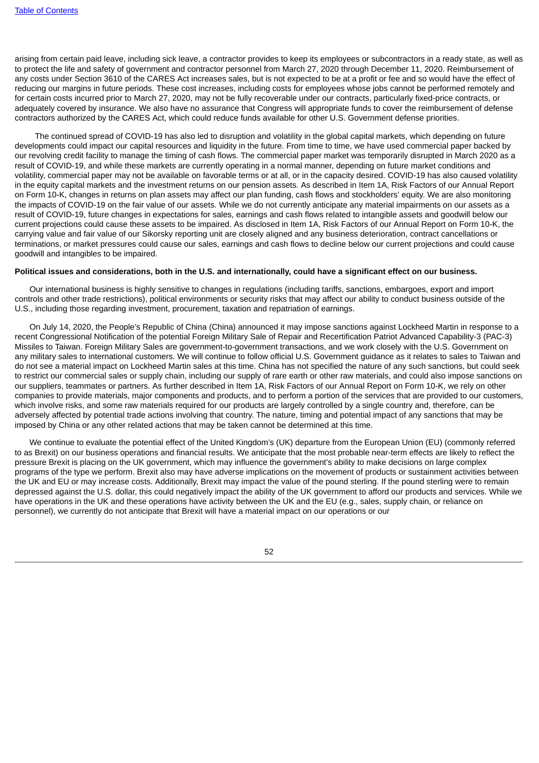arising from certain paid leave, including sick leave, a contractor provides to keep its employees or subcontractors in a ready state, as well as to protect the life and safety of government and contractor personnel from March 27, 2020 through December 11, 2020. Reimbursement of any costs under Section 3610 of the CARES Act increases sales, but is not expected to be at a profit or fee and so would have the effect of reducing our margins in future periods. These cost increases, including costs for employees whose jobs cannot be performed remotely and for certain costs incurred prior to March 27, 2020, may not be fully recoverable under our contracts, particularly fixed-price contracts, or adequately covered by insurance. We also have no assurance that Congress will appropriate funds to cover the reimbursement of defense contractors authorized by the CARES Act, which could reduce funds available for other U.S. Government defense priorities.

The continued spread of COVID-19 has also led to disruption and volatility in the global capital markets, which depending on future developments could impact our capital resources and liquidity in the future. From time to time, we have used commercial paper backed by our revolving credit facility to manage the timing of cash flows. The commercial paper market was temporarily disrupted in March 2020 as a result of COVID-19, and while these markets are currently operating in a normal manner, depending on future market conditions and volatility, commercial paper may not be available on favorable terms or at all, or in the capacity desired. COVID-19 has also caused volatility in the equity capital markets and the investment returns on our pension assets. As described in Item 1A, Risk Factors of our Annual Report on Form 10-K, changes in returns on plan assets may affect our plan funding, cash flows and stockholders' equity. We are also monitoring the impacts of COVID-19 on the fair value of our assets. While we do not currently anticipate any material impairments on our assets as a result of COVID-19, future changes in expectations for sales, earnings and cash flows related to intangible assets and goodwill below our current projections could cause these assets to be impaired. As disclosed in Item 1A, Risk Factors of our Annual Report on Form 10-K, the carrying value and fair value of our Sikorsky reporting unit are closely aligned and any business deterioration, contract cancellations or terminations, or market pressures could cause our sales, earnings and cash flows to decline below our current projections and could cause goodwill and intangibles to be impaired.

**Political issues and considerations, both in the U.S. and internationally, could have a significant effect on our business.**

Our international business is highly sensitive to changes in regulations (including tariffs, sanctions, embargoes, export and import controls and other trade restrictions), political environments or security risks that may affect our ability to conduct business outside of the U.S., including those regarding investment, procurement, taxation and repatriation of earnings.

On July 14, 2020, the People's Republic of China (China) announced it may impose sanctions against Lockheed Martin in response to a recent Congressional Notification of the potential Foreign Military Sale of Repair and Recertification Patriot Advanced Capability-3 (PAC-3) Missiles to Taiwan. Foreign Military Sales are government-to-government transactions, and we work closely with the U.S. Government on any military sales to international customers. We will continue to follow official U.S. Government guidance as it relates to sales to Taiwan and do not see a material impact on Lockheed Martin sales at this time. China has not specified the nature of any such sanctions, but could seek to restrict our commercial sales or supply chain, including our supply of rare earth or other raw materials, and could also impose sanctions on our suppliers, teammates or partners. As further described in Item 1A, Risk Factors of our Annual Report on Form 10-K, we rely on other companies to provide materials, major components and products, and to perform a portion of the services that are provided to our customers, which involve risks, and some raw materials required for our products are largely controlled by a single country and, therefore, can be adversely affected by potential trade actions involving that country. The nature, timing and potential impact of any sanctions that may be imposed by China or any other related actions that may be taken cannot be determined at this time.

We continue to evaluate the potential effect of the United Kingdom's (UK) departure from the European Union (EU) (commonly referred to as Brexit) on our business operations and financial results. We anticipate that the most probable near-term effects are likely to reflect the pressure Brexit is placing on the UK government, which may influence the government's ability to make decisions on large complex programs of the type we perform. Brexit also may have adverse implications on the movement of products or sustainment activities between the UK and EU or may increase costs. Additionally, Brexit may impact the value of the pound sterling. If the pound sterling were to remain depressed against the U.S. dollar, this could negatively impact the ability of the UK government to afford our products and services. While we have operations in the UK and these operations have activity between the UK and the EU (e.g., sales, supply chain, or reliance on personnel), we currently do not anticipate that Brexit will have a material impact on our operations or our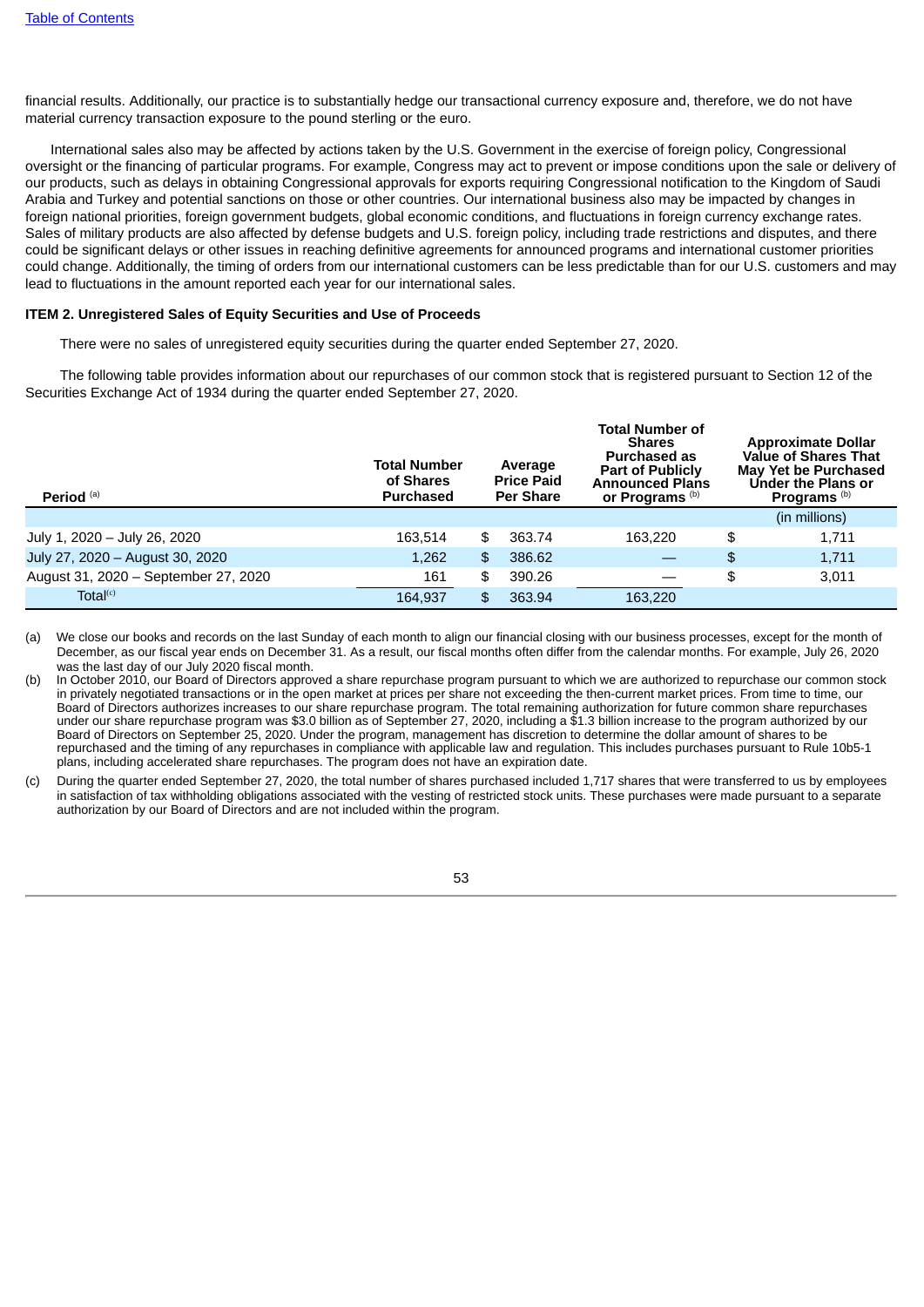financial results. Additionally, our practice is to substantially hedge our transactional currency exposure and, therefore, we do not have material currency transaction exposure to the pound sterling or the euro.

International sales also may be affected by actions taken by the U.S. Government in the exercise of foreign policy, Congressional oversight or the financing of particular programs. For example, Congress may act to prevent or impose conditions upon the sale or delivery of our products, such as delays in obtaining Congressional approvals for exports requiring Congressional notification to the Kingdom of Saudi Arabia and Turkey and potential sanctions on those or other countries. Our international business also may be impacted by changes in foreign national priorities, foreign government budgets, global economic conditions, and fluctuations in foreign currency exchange rates. Sales of military products are also affected by defense budgets and U.S. foreign policy, including trade restrictions and disputes, and there could be significant delays or other issues in reaching definitive agreements for announced programs and international customer priorities could change. Additionally, the timing of orders from our international customers can be less predictable than for our U.S. customers and may lead to fluctuations in the amount reported each year for our international sales.

### ITEM 2. Unregistered Sales of Equity Securities and Use of Proceeds

There were no sales of unregistered equity securities during the quarter ended September 27, 2020.

The following table provides information about our repurchases of our common stock that is registered pursuant to Section 12 of the Securities Exchange Act of 1934 during the quarter ended September 27, 2020.

| Period [(a)] | Total Number of Shares Purchased | Average Price Paid Per Share | Total Number of Shares Purchased as Part of Publicly Announced Plans or Programs [(b)] | Approximate Dollar Value of Shares That May Yet be Purchased Under the Plans or Programs [(b)] |
|---|---|---|---|---|
| | | | | (in millions) |
| July 1, 2020 – July 26, 2020 | 163,514 | $ 363.74 | 163,220 | $ 1,711 |
| July 27, 2020 – August 30, 2020 | 1,262 | $ 386.62 | — | $ 1,711 |
| August 31, 2020 – September 27, 2020 | 161 | $ 390.26 | — | $ 3,011 |
| Total[(c)] | 164,937 | $ 363.94 | 163,220 | |

(a) We close our books and records on the last Sunday of each month to align our financial closing with our business processes, except for the month of December, as our fiscal year ends on December 31. As a result, our fiscal months often differ from the calendar months. For example, July 26, 2020 was the last day of our July 2020 fiscal month.

(b) In October 2010, our Board of Directors approved a share repurchase program pursuant to which we are authorized to repurchase our common stock in privately negotiated transactions or in the open market at prices per share not exceeding the then-current market prices. From time to time, our Board of Directors authorizes increases to our share repurchase program. The total remaining authorization for future common share repurchases under our share repurchase program was $3.0 billion as of September 27, 2020, including a $1.3 billion increase to the program authorized by our Board of Directors on September 25, 2020. Under the program, management has discretion to determine the dollar amount of shares to be repurchased and the timing of any repurchases in compliance with applicable law and regulation. This includes purchases pursuant to Rule 10b5-1 plans, including accelerated share repurchases. The program does not have an expiration date.

(c) During the quarter ended September 27, 2020, the total number of shares purchased included 1,717 shares that were transferred to us by employees in satisfaction of tax withholding obligations associated with the vesting of restricted stock units. These purchases were made pursuant to a separate authorization by our Board of Directors and are not included within the program.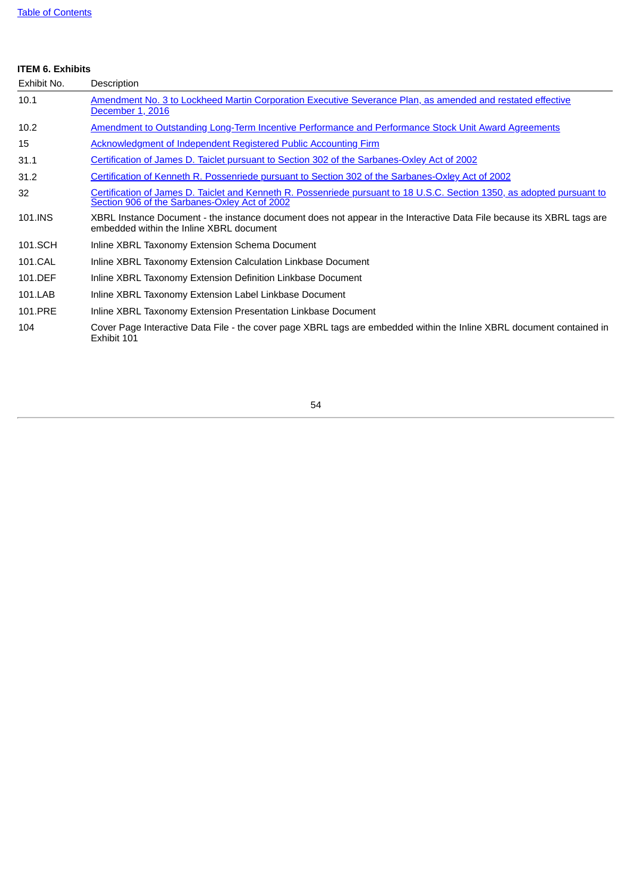**ITEM 6. Exhibits**

| Exhibit No. | Description |
|---|---|
| 10.1 | Amendment No. 3 to Lockheed Martin Corporation Executive Severance Plan, as amended and restated effective December 1, 2016 |
| 10.2 | Amendment to Outstanding Long-Term Incentive Performance and Performance Stock Unit Award Agreements |
| 15 | Acknowledgment of Independent Registered Public Accounting Firm |
| 31.1 | Certification of James D. Taiclet pursuant to Section 302 of the Sarbanes-Oxley Act of 2002 |
| 31.2 | Certification of Kenneth R. Possenriede pursuant to Section 302 of the Sarbanes-Oxley Act of 2002 |
| 32 | Certification of James D. Taiclet and Kenneth R. Possenriede pursuant to 18 U.S.C. Section 1350, as adopted pursuant to Section 906 of the Sarbanes-Oxley Act of 2002 |
| 101.INS | XBRL Instance Document - the instance document does not appear in the Interactive Data File because its XBRL tags are embedded within the Inline XBRL document |
| 101.SCH | Inline XBRL Taxonomy Extension Schema Document |
| 101.CAL | Inline XBRL Taxonomy Extension Calculation Linkbase Document |
| 101.DEF | Inline XBRL Taxonomy Extension Definition Linkbase Document |
| 101.LAB | Inline XBRL Taxonomy Extension Label Linkbase Document |
| 101.PRE | Inline XBRL Taxonomy Extension Presentation Linkbase Document |
| 104 | Cover Page Interactive Data File - the cover page XBRL tags are embedded within the Inline XBRL document contained in Exhibit 101 |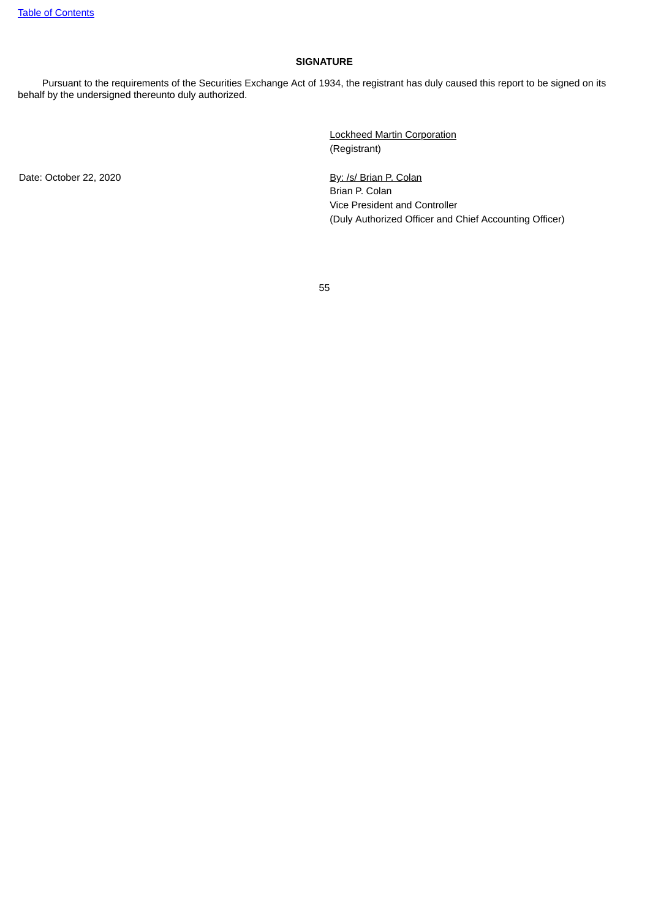**SIGNATURE**

Pursuant to the requirements of the Securities Exchange Act of 1934, the registrant has duly caused this report to be signed on its behalf by the undersigned thereunto duly authorized.

Lockheed Martin Corporation
(Registrant)

Date: October 22, 2020

By: /s/ Brian P. Colan
Brian P. Colan
Vice President and Controller
(Duly Authorized Officer and Chief Accounting Officer)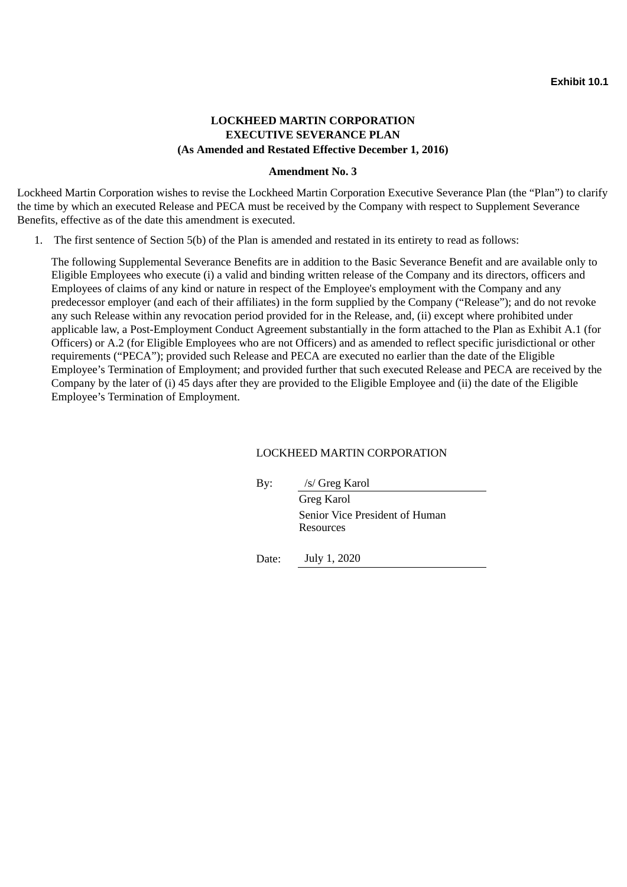**Exhibit 10.1**

# LOCKHEED MARTIN CORPORATION
# EXECUTIVE SEVERANCE PLAN
## (As Amended and Restated Effective December 1, 2016)

### Amendment No. 3

Lockheed Martin Corporation wishes to revise the Lockheed Martin Corporation Executive Severance Plan (the "Plan") to clarify the time by which an executed Release and PECA must be received by the Company with respect to Supplement Severance Benefits, effective as of the date this amendment is executed.

1. The first sentence of Section 5(b) of the Plan is amended and restated in its entirety to read as follows:

   The following Supplemental Severance Benefits are in addition to the Basic Severance Benefit and are available only to Eligible Employees who execute (i) a valid and binding written release of the Company and its directors, officers and Employees of claims of any kind or nature in respect of the Employee's employment with the Company and any predecessor employer (and each of their affiliates) in the form supplied by the Company ("Release"); and do not revoke any such Release within any revocation period provided for in the Release, and, (ii) except where prohibited under applicable law, a Post-Employment Conduct Agreement substantially in the form attached to the Plan as Exhibit A.1 (for Officers) or A.2 (for Eligible Employees who are not Officers) and as amended to reflect specific jurisdictional or other requirements ("PECA"); provided such Release and PECA are executed no earlier than the date of the Eligible Employee's Termination of Employment; and provided further that such executed Release and PECA are received by the Company by the later of (i) 45 days after they are provided to the Eligible Employee and (ii) the date of the Eligible Employee's Termination of Employment.

LOCKHEED MARTIN CORPORATION

By: /s/ Greg Karol
Greg Karol
Senior Vice President of Human Resources

Date: July 1, 2020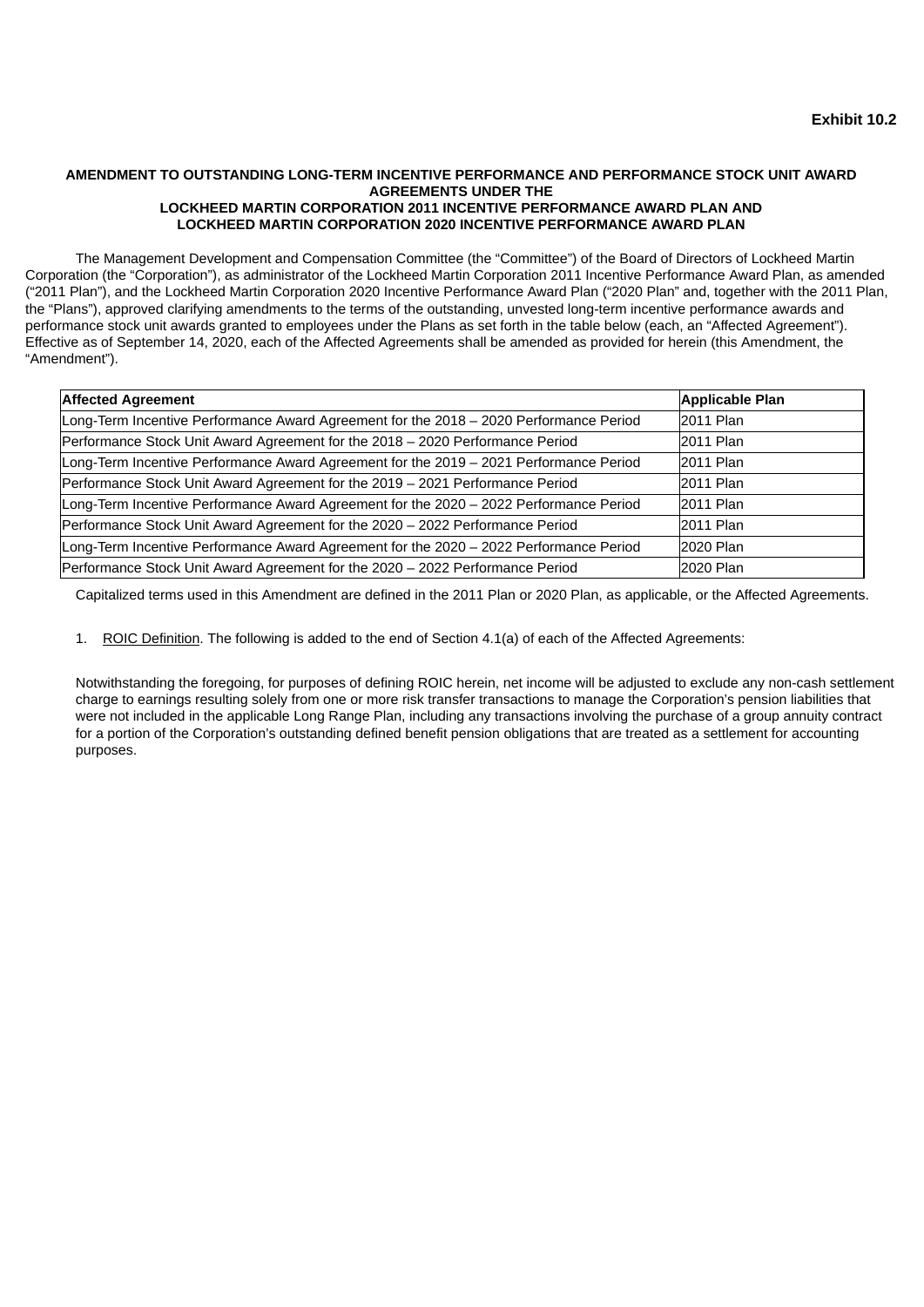**Exhibit 10.2**

**AMENDMENT TO OUTSTANDING LONG-TERM INCENTIVE PERFORMANCE AND PERFORMANCE STOCK UNIT AWARD AGREEMENTS UNDER THE LOCKHEED MARTIN CORPORATION 2011 INCENTIVE PERFORMANCE AWARD PLAN AND LOCKHEED MARTIN CORPORATION 2020 INCENTIVE PERFORMANCE AWARD PLAN**

The Management Development and Compensation Committee (the "Committee") of the Board of Directors of Lockheed Martin Corporation (the "Corporation"), as administrator of the Lockheed Martin Corporation 2011 Incentive Performance Award Plan, as amended ("2011 Plan"), and the Lockheed Martin Corporation 2020 Incentive Performance Award Plan ("2020 Plan" and, together with the 2011 Plan, the "Plans"), approved clarifying amendments to the terms of the outstanding, unvested long-term incentive performance awards and performance stock unit awards granted to employees under the Plans as set forth in the table below (each, an "Affected Agreement"). Effective as of September 14, 2020, each of the Affected Agreements shall be amended as provided for herein (this Amendment, the "Amendment").

| Affected Agreement | Applicable Plan |
|---|---|
| Long-Term Incentive Performance Award Agreement for the 2018 – 2020 Performance Period | 2011 Plan |
| Performance Stock Unit Award Agreement for the 2018 – 2020 Performance Period | 2011 Plan |
| Long-Term Incentive Performance Award Agreement for the 2019 – 2021 Performance Period | 2011 Plan |
| Performance Stock Unit Award Agreement for the 2019 – 2021 Performance Period | 2011 Plan |
| Long-Term Incentive Performance Award Agreement for the 2020 – 2022 Performance Period | 2011 Plan |
| Performance Stock Unit Award Agreement for the 2020 – 2022 Performance Period | 2011 Plan |
| Long-Term Incentive Performance Award Agreement for the 2020 – 2022 Performance Period | 2020 Plan |
| Performance Stock Unit Award Agreement for the 2020 – 2022 Performance Period | 2020 Plan |

Capitalized terms used in this Amendment are defined in the 2011 Plan or 2020 Plan, as applicable, or the Affected Agreements.

1. ROIC Definition. The following is added to the end of Section 4.1(a) of each of the Affected Agreements:

Notwithstanding the foregoing, for purposes of defining ROIC herein, net income will be adjusted to exclude any non-cash settlement charge to earnings resulting solely from one or more risk transfer transactions to manage the Corporation's pension liabilities that were not included in the applicable Long Range Plan, including any transactions involving the purchase of a group annuity contract for a portion of the Corporation's outstanding defined benefit pension obligations that are treated as a settlement for accounting purposes.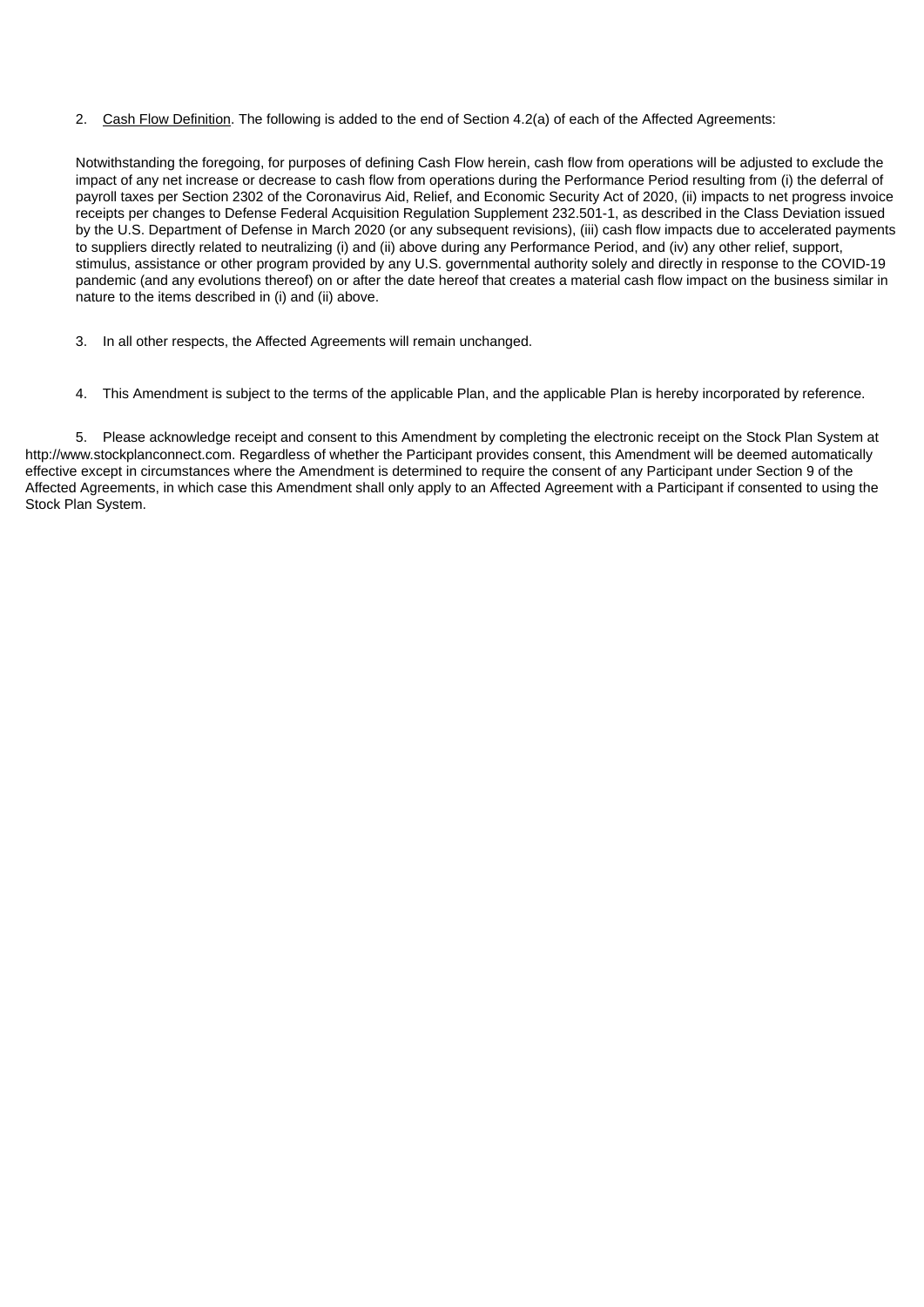2. Cash Flow Definition. The following is added to the end of Section 4.2(a) of each of the Affected Agreements:

Notwithstanding the foregoing, for purposes of defining Cash Flow herein, cash flow from operations will be adjusted to exclude the impact of any net increase or decrease to cash flow from operations during the Performance Period resulting from (i) the deferral of payroll taxes per Section 2302 of the Coronavirus Aid, Relief, and Economic Security Act of 2020, (ii) impacts to net progress invoice receipts per changes to Defense Federal Acquisition Regulation Supplement 232.501-1, as described in the Class Deviation issued by the U.S. Department of Defense in March 2020 (or any subsequent revisions), (iii) cash flow impacts due to accelerated payments to suppliers directly related to neutralizing (i) and (ii) above during any Performance Period, and (iv) any other relief, support, stimulus, assistance or other program provided by any U.S. governmental authority solely and directly in response to the COVID-19 pandemic (and any evolutions thereof) on or after the date hereof that creates a material cash flow impact on the business similar in nature to the items described in (i) and (ii) above.

3. In all other respects, the Affected Agreements will remain unchanged.

4. This Amendment is subject to the terms of the applicable Plan, and the applicable Plan is hereby incorporated by reference.

5. Please acknowledge receipt and consent to this Amendment by completing the electronic receipt on the Stock Plan System at http://www.stockplanconnect.com. Regardless of whether the Participant provides consent, this Amendment will be deemed automatically effective except in circumstances where the Amendment is determined to require the consent of any Participant under Section 9 of the Affected Agreements, in which case this Amendment shall only apply to an Affected Agreement with a Participant if consented to using the Stock Plan System.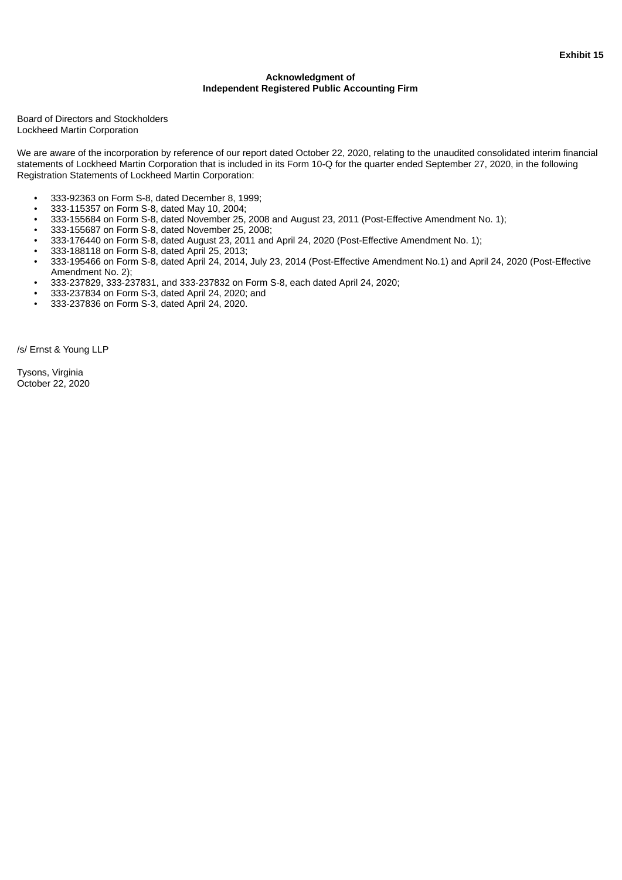**Exhibit 15**

**Acknowledgment of**
**Independent Registered Public Accounting Firm**

Board of Directors and Stockholders
Lockheed Martin Corporation

We are aware of the incorporation by reference of our report dated October 22, 2020, relating to the unaudited consolidated interim financial statements of Lockheed Martin Corporation that is included in its Form 10-Q for the quarter ended September 27, 2020, in the following Registration Statements of Lockheed Martin Corporation:

- 333-92363 on Form S-8, dated December 8, 1999;
- 333-115357 on Form S-8, dated May 10, 2004;
- 333-155684 on Form S-8, dated November 25, 2008 and August 23, 2011 (Post-Effective Amendment No. 1);
- 333-155687 on Form S-8, dated November 25, 2008;
- 333-176440 on Form S-8, dated August 23, 2011 and April 24, 2020 (Post-Effective Amendment No. 1);
- 333-188118 on Form S-8, dated April 25, 2013;
- 333-195466 on Form S-8, dated April 24, 2014, July 23, 2014 (Post-Effective Amendment No.1) and April 24, 2020 (Post-Effective Amendment No. 2);
- 333-237829, 333-237831, and 333-237832 on Form S-8, each dated April 24, 2020;
- 333-237834 on Form S-3, dated April 24, 2020; and
- 333-237836 on Form S-3, dated April 24, 2020.

/s/ Ernst & Young LLP

Tysons, Virginia
October 22, 2020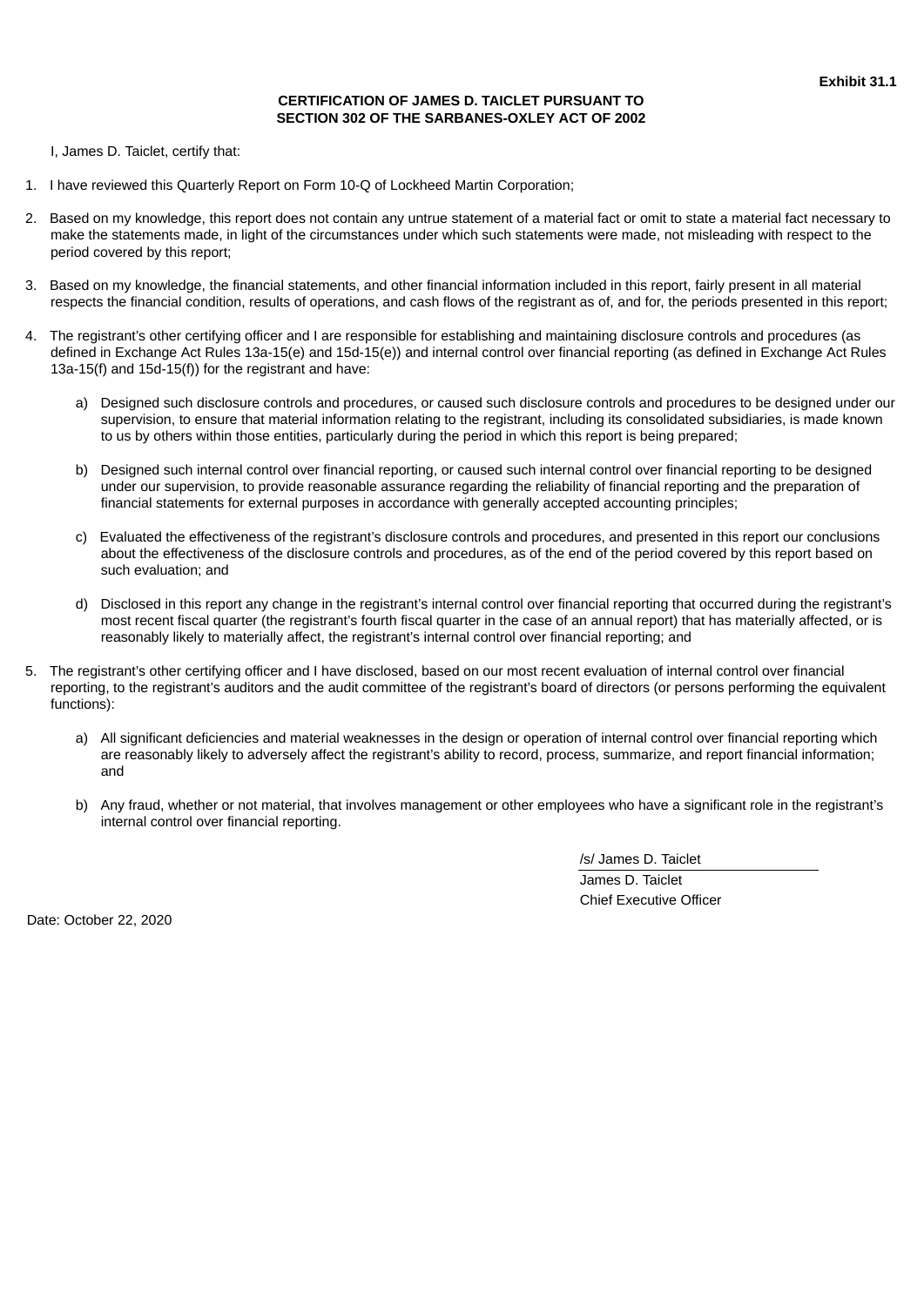**Exhibit 31.1**

**CERTIFICATION OF JAMES D. TAICLET PURSUANT TO SECTION 302 OF THE SARBANES-OXLEY ACT OF 2002**

I, James D. Taiclet, certify that:

1. I have reviewed this Quarterly Report on Form 10-Q of Lockheed Martin Corporation;

2. Based on my knowledge, this report does not contain any untrue statement of a material fact or omit to state a material fact necessary to make the statements made, in light of the circumstances under which such statements were made, not misleading with respect to the period covered by this report;

3. Based on my knowledge, the financial statements, and other financial information included in this report, fairly present in all material respects the financial condition, results of operations, and cash flows of the registrant as of, and for, the periods presented in this report;

4. The registrant's other certifying officer and I are responsible for establishing and maintaining disclosure controls and procedures (as defined in Exchange Act Rules 13a-15(e) and 15d-15(e)) and internal control over financial reporting (as defined in Exchange Act Rules 13a-15(f) and 15d-15(f)) for the registrant and have:

   a) Designed such disclosure controls and procedures, or caused such disclosure controls and procedures to be designed under our supervision, to ensure that material information relating to the registrant, including its consolidated subsidiaries, is made known to us by others within those entities, particularly during the period in which this report is being prepared;

   b) Designed such internal control over financial reporting, or caused such internal control over financial reporting to be designed under our supervision, to provide reasonable assurance regarding the reliability of financial reporting and the preparation of financial statements for external purposes in accordance with generally accepted accounting principles;

   c) Evaluated the effectiveness of the registrant's disclosure controls and procedures, and presented in this report our conclusions about the effectiveness of the disclosure controls and procedures, as of the end of the period covered by this report based on such evaluation; and

   d) Disclosed in this report any change in the registrant's internal control over financial reporting that occurred during the registrant's most recent fiscal quarter (the registrant's fourth fiscal quarter in the case of an annual report) that has materially affected, or is reasonably likely to materially affect, the registrant's internal control over financial reporting; and

5. The registrant's other certifying officer and I have disclosed, based on our most recent evaluation of internal control over financial reporting, to the registrant's auditors and the audit committee of the registrant's board of directors (or persons performing the equivalent functions):

   a) All significant deficiencies and material weaknesses in the design or operation of internal control over financial reporting which are reasonably likely to adversely affect the registrant's ability to record, process, summarize, and report financial information; and

   b) Any fraud, whether or not material, that involves management or other employees who have a significant role in the registrant's internal control over financial reporting.

/s/ James D. Taiclet

James D. Taiclet
Chief Executive Officer

Date: October 22, 2020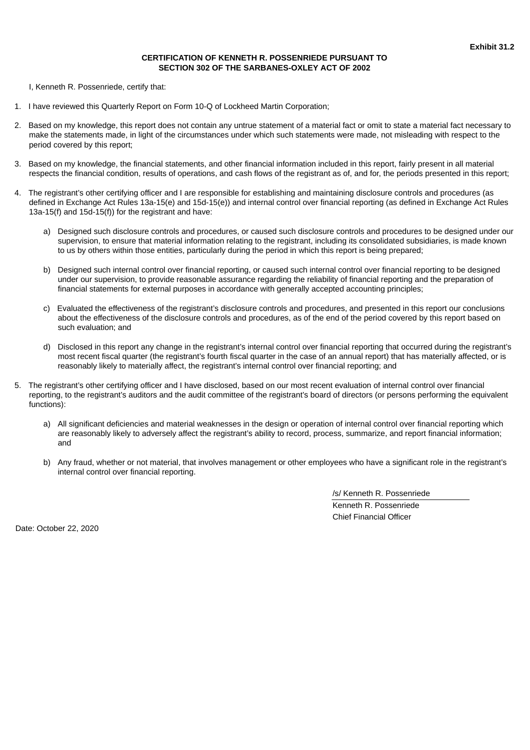**Exhibit 31.2**

**CERTIFICATION OF KENNETH R. POSSENRIEDE PURSUANT TO SECTION 302 OF THE SARBANES-OXLEY ACT OF 2002**

I, Kenneth R. Possenriede, certify that:

1. I have reviewed this Quarterly Report on Form 10-Q of Lockheed Martin Corporation;

2. Based on my knowledge, this report does not contain any untrue statement of a material fact or omit to state a material fact necessary to make the statements made, in light of the circumstances under which such statements were made, not misleading with respect to the period covered by this report;

3. Based on my knowledge, the financial statements, and other financial information included in this report, fairly present in all material respects the financial condition, results of operations, and cash flows of the registrant as of, and for, the periods presented in this report;

4. The registrant's other certifying officer and I are responsible for establishing and maintaining disclosure controls and procedures (as defined in Exchange Act Rules 13a-15(e) and 15d-15(e)) and internal control over financial reporting (as defined in Exchange Act Rules 13a-15(f) and 15d-15(f)) for the registrant and have:

   a) Designed such disclosure controls and procedures, or caused such disclosure controls and procedures to be designed under our supervision, to ensure that material information relating to the registrant, including its consolidated subsidiaries, is made known to us by others within those entities, particularly during the period in which this report is being prepared;

   b) Designed such internal control over financial reporting, or caused such internal control over financial reporting to be designed under our supervision, to provide reasonable assurance regarding the reliability of financial reporting and the preparation of financial statements for external purposes in accordance with generally accepted accounting principles;

   c) Evaluated the effectiveness of the registrant's disclosure controls and procedures, and presented in this report our conclusions about the effectiveness of the disclosure controls and procedures, as of the end of the period covered by this report based on such evaluation; and

   d) Disclosed in this report any change in the registrant's internal control over financial reporting that occurred during the registrant's most recent fiscal quarter (the registrant's fourth fiscal quarter in the case of an annual report) that has materially affected, or is reasonably likely to materially affect, the registrant's internal control over financial reporting; and

5. The registrant's other certifying officer and I have disclosed, based on our most recent evaluation of internal control over financial reporting, to the registrant's auditors and the audit committee of the registrant's board of directors (or persons performing the equivalent functions):

   a) All significant deficiencies and material weaknesses in the design or operation of internal control over financial reporting which are reasonably likely to adversely affect the registrant's ability to record, process, summarize, and report financial information; and

   b) Any fraud, whether or not material, that involves management or other employees who have a significant role in the registrant's internal control over financial reporting.

/s/ Kenneth R. Possenriede
Kenneth R. Possenriede
Chief Financial Officer

Date: October 22, 2020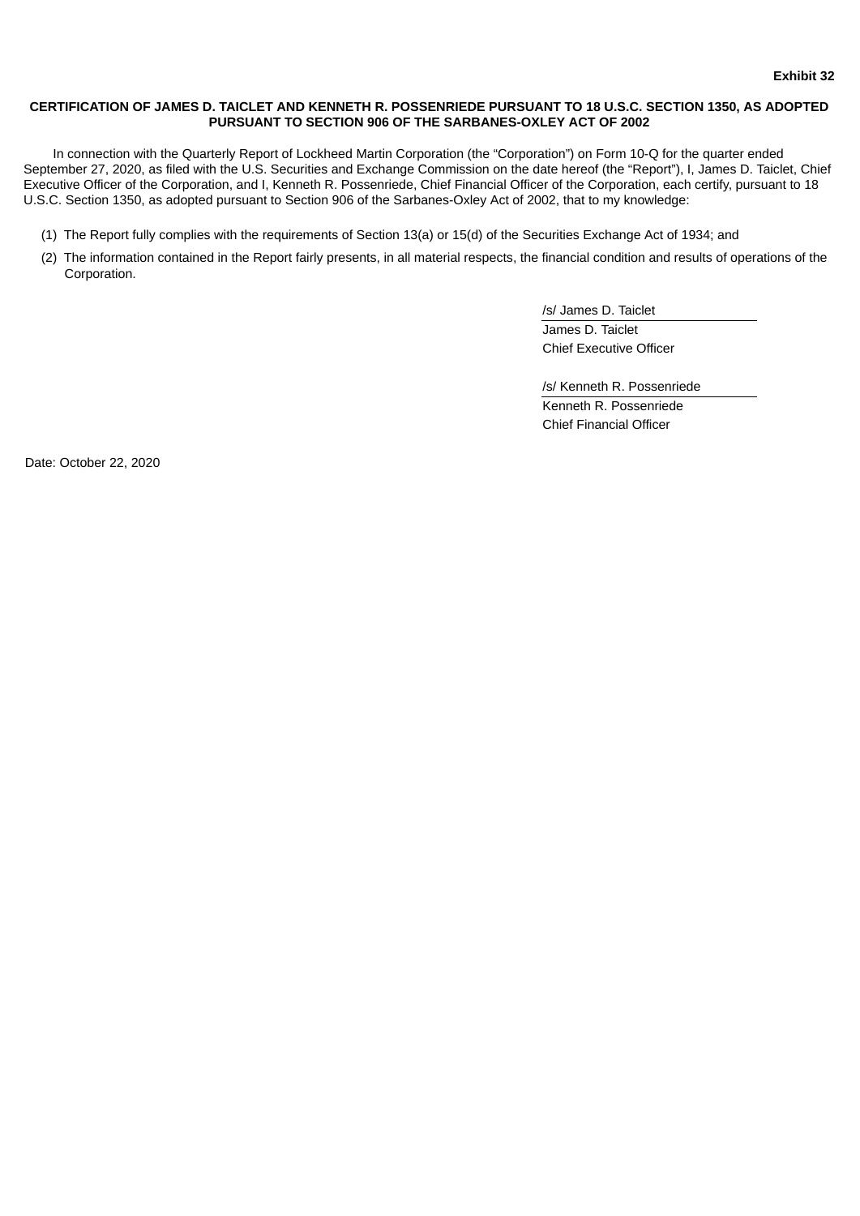**Exhibit 32**

**CERTIFICATION OF JAMES D. TAICLET AND KENNETH R. POSSENRIEDE PURSUANT TO 18 U.S.C. SECTION 1350, AS ADOPTED PURSUANT TO SECTION 906 OF THE SARBANES-OXLEY ACT OF 2002**

In connection with the Quarterly Report of Lockheed Martin Corporation (the "Corporation") on Form 10-Q for the quarter ended September 27, 2020, as filed with the U.S. Securities and Exchange Commission on the date hereof (the "Report"), I, James D. Taiclet, Chief Executive Officer of the Corporation, and I, Kenneth R. Possenriede, Chief Financial Officer of the Corporation, each certify, pursuant to 18 U.S.C. Section 1350, as adopted pursuant to Section 906 of the Sarbanes-Oxley Act of 2002, that to my knowledge:

(1) The Report fully complies with the requirements of Section 13(a) or 15(d) of the Securities Exchange Act of 1934; and

(2) The information contained in the Report fairly presents, in all material respects, the financial condition and results of operations of the Corporation.

/s/ James D. Taiclet
James D. Taiclet
Chief Executive Officer

/s/ Kenneth R. Possenriede
Kenneth R. Possenriede
Chief Financial Officer

Date: October 22, 2020